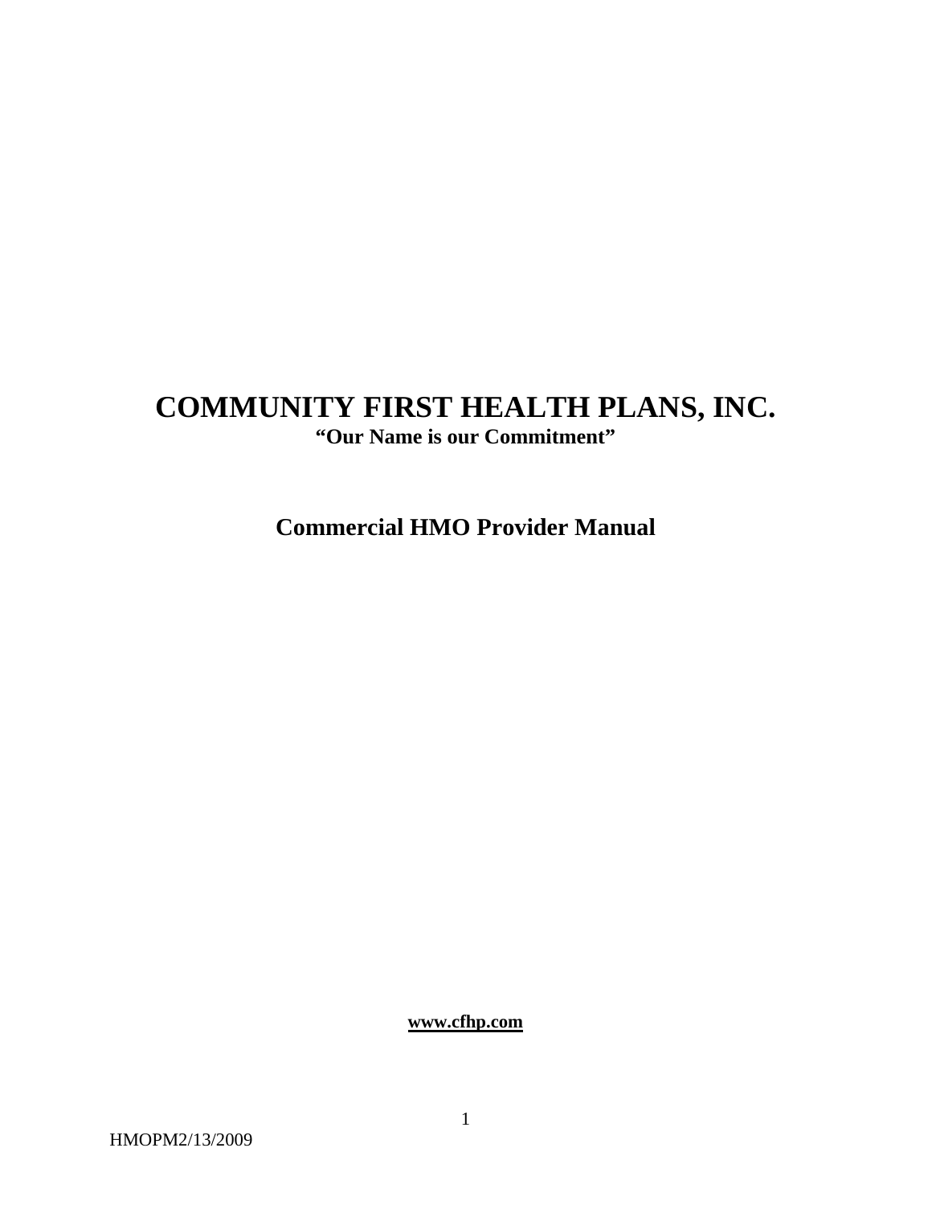# COMMUNITY FIRST HEALTH PLANS, INC.

**"Our Name is our Commitment"**

## Commercial HMO Provider Manual

**www.cfhp.com**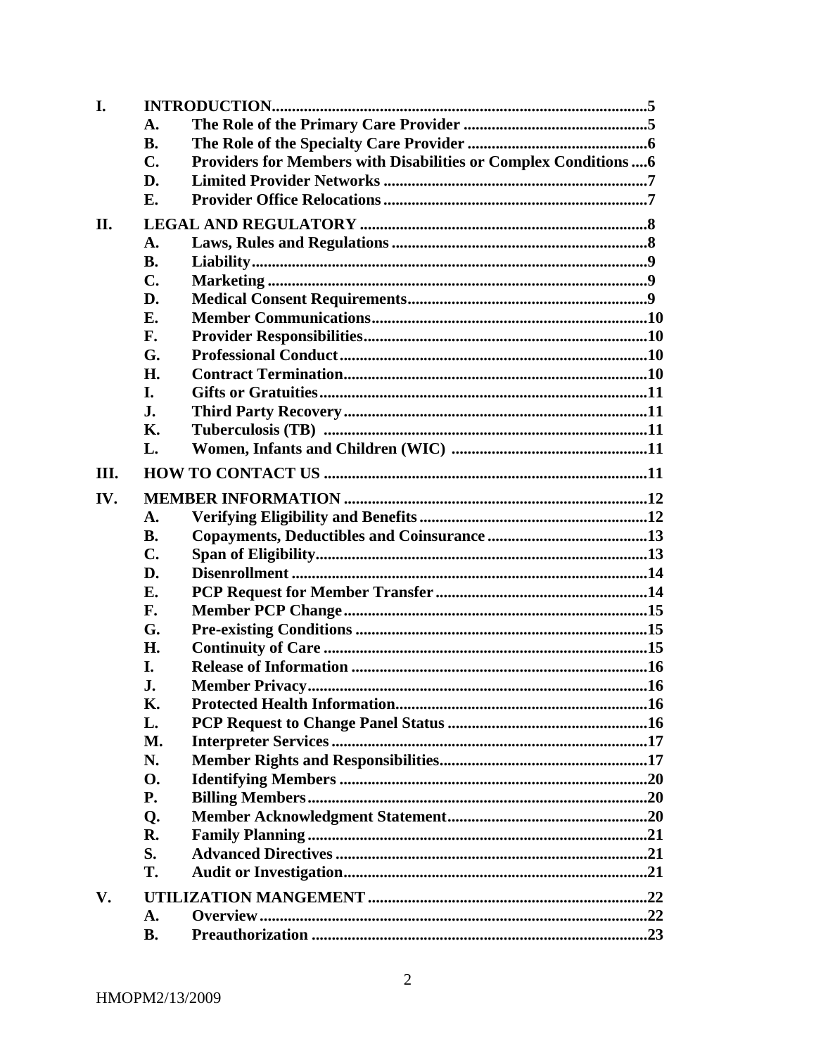| | | | |
|---|---|---|---|
| **I.** | **INTRODUCTION** | | **5** |
| | **A.** | **The Role of the Primary Care Provider** | **5** |
| | **B.** | **The Role of the Specialty Care Provider** | **6** |
| | **C.** | **Providers for Members with Disabilities or Complex Conditions** | **6** |
| | **D.** | **Limited Provider Networks** | **7** |
| | **E.** | **Provider Office Relocations** | **7** |
| **II.** | **LEGAL AND REGULATORY** | | **8** |
| | **A.** | **Laws, Rules and Regulations** | **8** |
| | **B.** | **Liability** | **9** |
| | **C.** | **Marketing** | **9** |
| | **D.** | **Medical Consent Requirements** | **9** |
| | **E.** | **Member Communications** | **10** |
| | **F.** | **Provider Responsibilities** | **10** |
| | **G.** | **Professional Conduct** | **10** |
| | **H.** | **Contract Termination** | **10** |
| | **I.** | **Gifts or Gratuities** | **11** |
| | **J.** | **Third Party Recovery** | **11** |
| | **K.** | **Tuberculosis (TB)** | **11** |
| | **L.** | **Women, Infants and Children (WIC)** | **11** |
| **III.** | **HOW TO CONTACT US** | | **11** |
| **IV.** | **MEMBER INFORMATION** | | **12** |
| | **A.** | **Verifying Eligibility and Benefits** | **12** |
| | **B.** | **Copayments, Deductibles and Coinsurance** | **13** |
| | **C.** | **Span of Eligibility** | **13** |
| | **D.** | **Disenrollment** | **14** |
| | **E.** | **PCP Request for Member Transfer** | **14** |
| | **F.** | **Member PCP Change** | **15** |
| | **G.** | **Pre-existing Conditions** | **15** |
| | **H.** | **Continuity of Care** | **15** |
| | **I.** | **Release of Information** | **16** |
| | **J.** | **Member Privacy** | **16** |
| | **K.** | **Protected Health Information** | **16** |
| | **L.** | **PCP Request to Change Panel Status** | **16** |
| | **M.** | **Interpreter Services** | **17** |
| | **N.** | **Member Rights and Responsibilities** | **17** |
| | **O.** | **Identifying Members** | **20** |
| | **P.** | **Billing Members** | **20** |
| | **Q.** | **Member Acknowledgment Statement** | **20** |
| | **R.** | **Family Planning** | **21** |
| | **S.** | **Advanced Directives** | **21** |
| | **T.** | **Audit or Investigation** | **21** |
| **V.** | **UTILIZATION MANGEMENT** | | **22** |
| | **A.** | **Overview** | **22** |
| | **B.** | **Preauthorization** | **23** |

HMOPM2/13/2009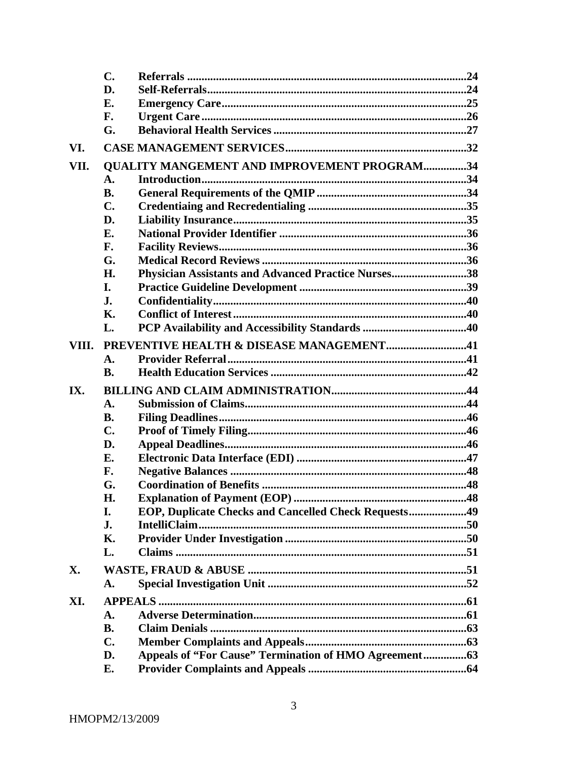| | | | |
|---|---|---|---|
| | **C.** | **Referrals** | **24** |
| | **D.** | **Self-Referrals** | **24** |
| | **E.** | **Emergency Care** | **25** |
| | **F.** | **Urgent Care** | **26** |
| | **G.** | **Behavioral Health Services** | **27** |
| **VI.** | **CASE MANAGEMENT SERVICES** | | **32** |
| **VII.** | **QUALITY MANGEMENT AND IMPROVEMENT PROGRAM** | | **34** |
| | **A.** | **Introduction** | **34** |
| | **B.** | **General Requirements of the QMIP** | **34** |
| | **C.** | **Credentiaing and Recredentialing** | **35** |
| | **D.** | **Liability Insurance** | **35** |
| | **E.** | **National Provider Identifier** | **36** |
| | **F.** | **Facility Reviews** | **36** |
| | **G.** | **Medical Record Reviews** | **36** |
| | **H.** | **Physician Assistants and Advanced Practice Nurses** | **38** |
| | **I.** | **Practice Guideline Development** | **39** |
| | **J.** | **Confidentiality** | **40** |
| | **K.** | **Conflict of Interest** | **40** |
| | **L.** | **PCP Availability and Accessibility Standards** | **40** |
| **VIII.** | **PREVENTIVE HEALTH & DISEASE MANAGEMENT** | | **41** |
| | **A.** | **Provider Referral** | **41** |
| | **B.** | **Health Education Services** | **42** |
| **IX.** | **BILLING AND CLAIM ADMINISTRATION** | | **44** |
| | **A.** | **Submission of Claims** | **44** |
| | **B.** | **Filing Deadlines** | **46** |
| | **C.** | **Proof of Timely Filing** | **46** |
| | **D.** | **Appeal Deadlines** | **46** |
| | **E.** | **Electronic Data Interface (EDI)** | **47** |
| | **F.** | **Negative Balances** | **48** |
| | **G.** | **Coordination of Benefits** | **48** |
| | **H.** | **Explanation of Payment (EOP)** | **48** |
| | **I.** | **EOP, Duplicate Checks and Cancelled Check Requests** | **49** |
| | **J.** | **IntelliClaim** | **50** |
| | **K.** | **Provider Under Investigation** | **50** |
| | **L.** | **Claims** | **51** |
| **X.** | **WASTE, FRAUD & ABUSE** | | **51** |
| | **A.** | **Special Investigation Unit** | **52** |
| **XI.** | **APPEALS** | | **61** |
| | **A.** | **Adverse Determination** | **61** |
| | **B.** | **Claim Denials** | **63** |
| | **C.** | **Member Complaints and Appeals** | **63** |
| | **D.** | **Appeals of "For Cause" Termination of HMO Agreement** | **63** |
| | **E.** | **Provider Complaints and Appeals** | **64** |

HMOPM2/13/2009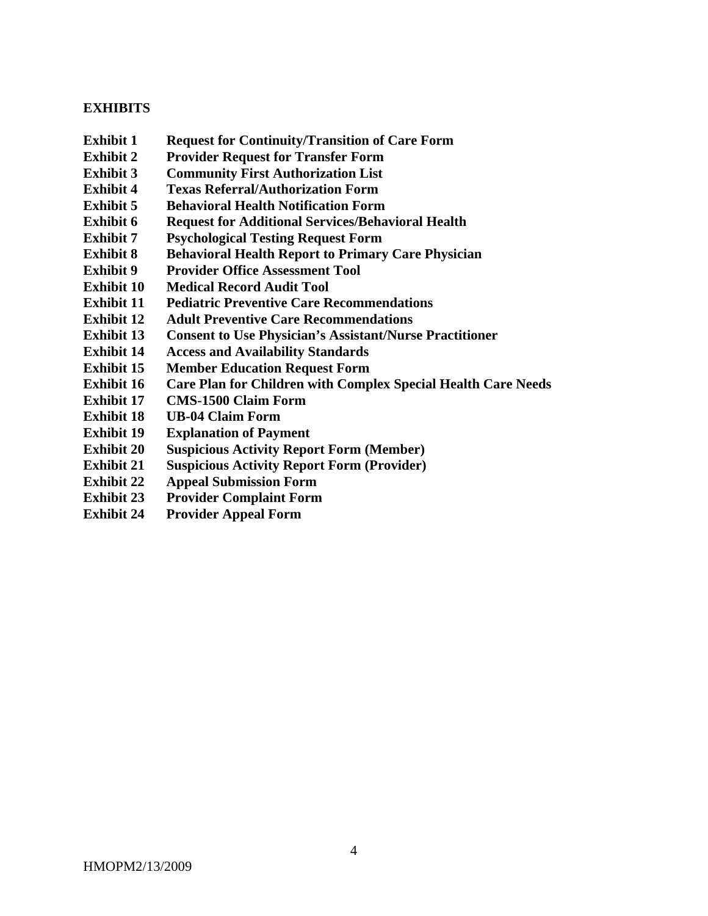## EXHIBITS

**Exhibit 1** **Request for Continuity/Transition of Care Form**
**Exhibit 2** **Provider Request for Transfer Form**
**Exhibit 3** **Community First Authorization List**
**Exhibit 4** **Texas Referral/Authorization Form**
**Exhibit 5** **Behavioral Health Notification Form**
**Exhibit 6** **Request for Additional Services/Behavioral Health**
**Exhibit 7** **Psychological Testing Request Form**
**Exhibit 8** **Behavioral Health Report to Primary Care Physician**
**Exhibit 9** **Provider Office Assessment Tool**
**Exhibit 10** **Medical Record Audit Tool**
**Exhibit 11** **Pediatric Preventive Care Recommendations**
**Exhibit 12** **Adult Preventive Care Recommendations**
**Exhibit 13** **Consent to Use Physician's Assistant/Nurse Practitioner**
**Exhibit 14** **Access and Availability Standards**
**Exhibit 15** **Member Education Request Form**
**Exhibit 16** **Care Plan for Children with Complex Special Health Care Needs**
**Exhibit 17** **CMS-1500 Claim Form**
**Exhibit 18** **UB-04 Claim Form**
**Exhibit 19** **Explanation of Payment**
**Exhibit 20** **Suspicious Activity Report Form (Member)**
**Exhibit 21** **Suspicious Activity Report Form (Provider)**
**Exhibit 22** **Appeal Submission Form**
**Exhibit 23** **Provider Complaint Form**
**Exhibit 24** **Provider Appeal Form**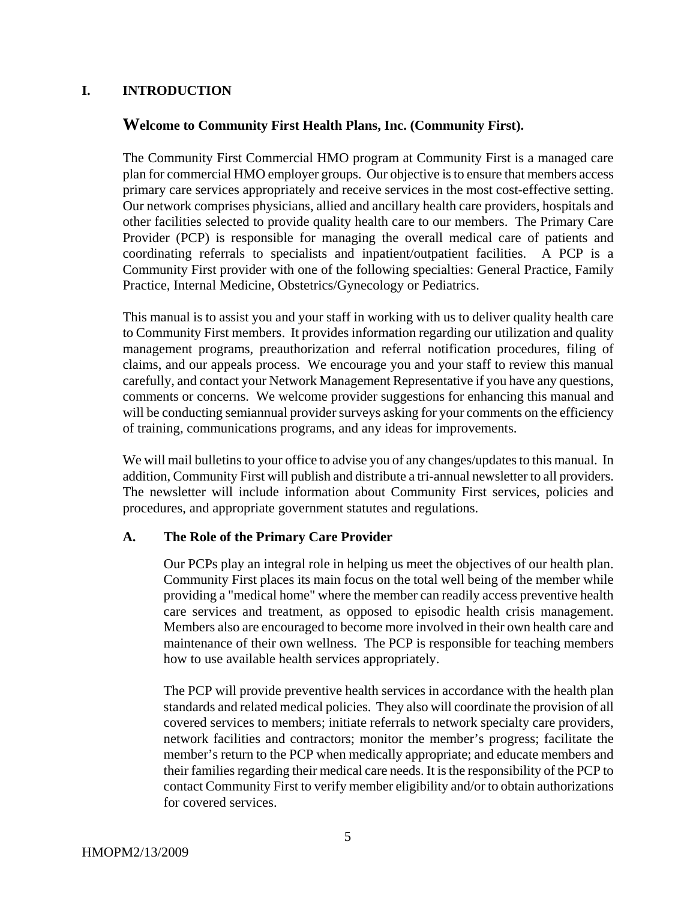# I. INTRODUCTION

## Welcome to Community First Health Plans, Inc. (Community First).

The Community First Commercial HMO program at Community First is a managed care plan for commercial HMO employer groups. Our objective is to ensure that members access primary care services appropriately and receive services in the most cost-effective setting. Our network comprises physicians, allied and ancillary health care providers, hospitals and other facilities selected to provide quality health care to our members. The Primary Care Provider (PCP) is responsible for managing the overall medical care of patients and coordinating referrals to specialists and inpatient/outpatient facilities. A PCP is a Community First provider with one of the following specialties: General Practice, Family Practice, Internal Medicine, Obstetrics/Gynecology or Pediatrics.

This manual is to assist you and your staff in working with us to deliver quality health care to Community First members. It provides information regarding our utilization and quality management programs, preauthorization and referral notification procedures, filing of claims, and our appeals process. We encourage you and your staff to review this manual carefully, and contact your Network Management Representative if you have any questions, comments or concerns. We welcome provider suggestions for enhancing this manual and will be conducting semiannual provider surveys asking for your comments on the efficiency of training, communications programs, and any ideas for improvements.

We will mail bulletins to your office to advise you of any changes/updates to this manual. In addition, Community First will publish and distribute a tri-annual newsletter to all providers. The newsletter will include information about Community First services, policies and procedures, and appropriate government statutes and regulations.

### A. The Role of the Primary Care Provider

Our PCPs play an integral role in helping us meet the objectives of our health plan. Community First places its main focus on the total well being of the member while providing a "medical home" where the member can readily access preventive health care services and treatment, as opposed to episodic health crisis management. Members also are encouraged to become more involved in their own health care and maintenance of their own wellness. The PCP is responsible for teaching members how to use available health services appropriately.

The PCP will provide preventive health services in accordance with the health plan standards and related medical policies. They also will coordinate the provision of all covered services to members; initiate referrals to network specialty care providers, network facilities and contractors; monitor the member's progress; facilitate the member's return to the PCP when medically appropriate; and educate members and their families regarding their medical care needs. It is the responsibility of the PCP to contact Community First to verify member eligibility and/or to obtain authorizations for covered services.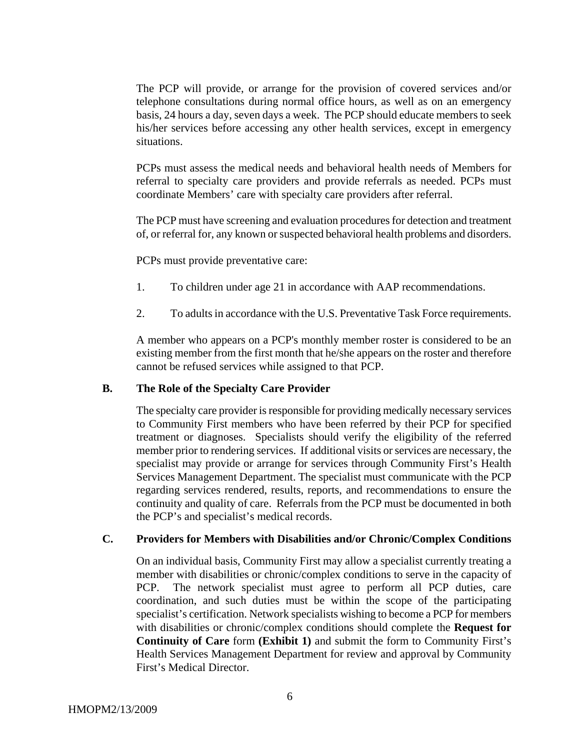The PCP will provide, or arrange for the provision of covered services and/or telephone consultations during normal office hours, as well as on an emergency basis, 24 hours a day, seven days a week. The PCP should educate members to seek his/her services before accessing any other health services, except in emergency situations.

PCPs must assess the medical needs and behavioral health needs of Members for referral to specialty care providers and provide referrals as needed. PCPs must coordinate Members' care with specialty care providers after referral.

The PCP must have screening and evaluation procedures for detection and treatment of, or referral for, any known or suspected behavioral health problems and disorders.

PCPs must provide preventative care:

1. To children under age 21 in accordance with AAP recommendations.

2. To adults in accordance with the U.S. Preventative Task Force requirements.

A member who appears on a PCP's monthly member roster is considered to be an existing member from the first month that he/she appears on the roster and therefore cannot be refused services while assigned to that PCP.

### B. The Role of the Specialty Care Provider

The specialty care provider is responsible for providing medically necessary services to Community First members who have been referred by their PCP for specified treatment or diagnoses. Specialists should verify the eligibility of the referred member prior to rendering services. If additional visits or services are necessary, the specialist may provide or arrange for services through Community First's Health Services Management Department. The specialist must communicate with the PCP regarding services rendered, results, reports, and recommendations to ensure the continuity and quality of care. Referrals from the PCP must be documented in both the PCP's and specialist's medical records.

### C. Providers for Members with Disabilities and/or Chronic/Complex Conditions

On an individual basis, Community First may allow a specialist currently treating a member with disabilities or chronic/complex conditions to serve in the capacity of PCP. The network specialist must agree to perform all PCP duties, care coordination, and such duties must be within the scope of the participating specialist's certification. Network specialists wishing to become a PCP for members with disabilities or chronic/complex conditions should complete the **Request for Continuity of Care** form **(Exhibit 1)** and submit the form to Community First's Health Services Management Department for review and approval by Community First's Medical Director.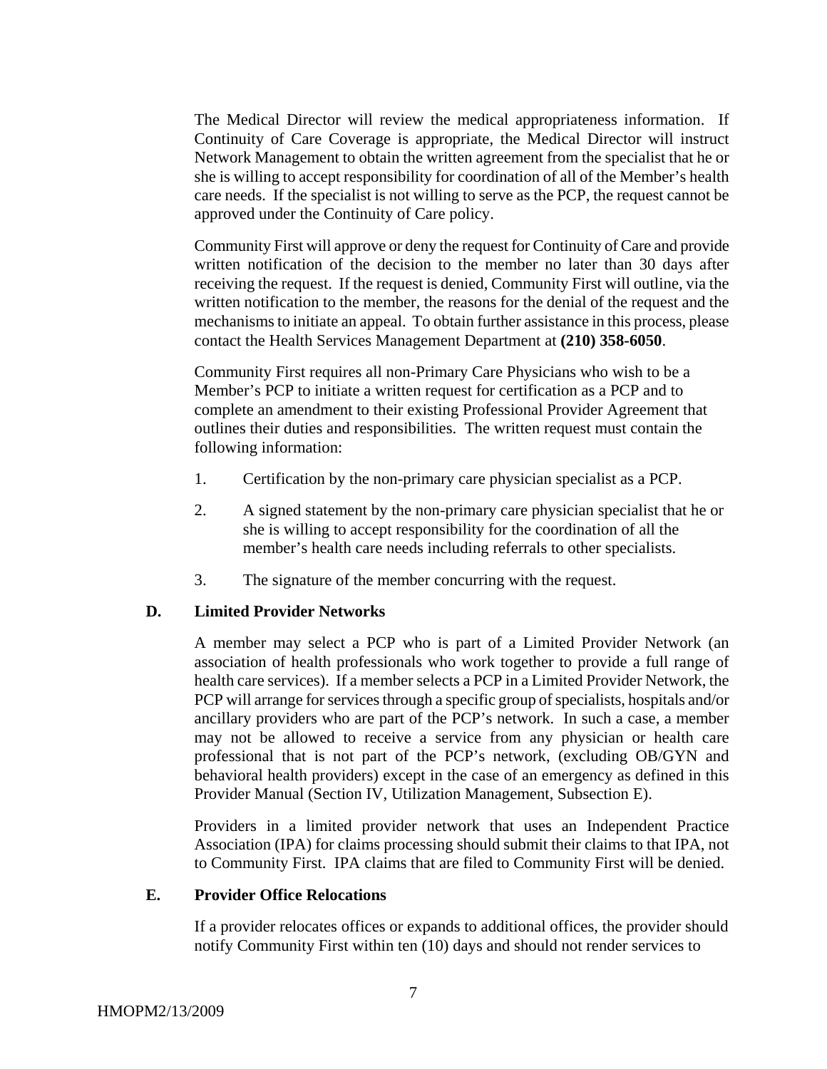The Medical Director will review the medical appropriateness information. If Continuity of Care Coverage is appropriate, the Medical Director will instruct Network Management to obtain the written agreement from the specialist that he or she is willing to accept responsibility for coordination of all of the Member's health care needs. If the specialist is not willing to serve as the PCP, the request cannot be approved under the Continuity of Care policy.

Community First will approve or deny the request for Continuity of Care and provide written notification of the decision to the member no later than 30 days after receiving the request. If the request is denied, Community First will outline, via the written notification to the member, the reasons for the denial of the request and the mechanisms to initiate an appeal. To obtain further assistance in this process, please contact the Health Services Management Department at **(210) 358-6050**.

Community First requires all non-Primary Care Physicians who wish to be a Member's PCP to initiate a written request for certification as a PCP and to complete an amendment to their existing Professional Provider Agreement that outlines their duties and responsibilities. The written request must contain the following information:

1. Certification by the non-primary care physician specialist as a PCP.
2. A signed statement by the non-primary care physician specialist that he or she is willing to accept responsibility for the coordination of all the member's health care needs including referrals to other specialists.
3. The signature of the member concurring with the request.

### D. Limited Provider Networks

A member may select a PCP who is part of a Limited Provider Network (an association of health professionals who work together to provide a full range of health care services). If a member selects a PCP in a Limited Provider Network, the PCP will arrange for services through a specific group of specialists, hospitals and/or ancillary providers who are part of the PCP's network. In such a case, a member may not be allowed to receive a service from any physician or health care professional that is not part of the PCP's network, (excluding OB/GYN and behavioral health providers) except in the case of an emergency as defined in this Provider Manual (Section IV, Utilization Management, Subsection E).

Providers in a limited provider network that uses an Independent Practice Association (IPA) for claims processing should submit their claims to that IPA, not to Community First. IPA claims that are filed to Community First will be denied.

### E. Provider Office Relocations

If a provider relocates offices or expands to additional offices, the provider should notify Community First within ten (10) days and should not render services to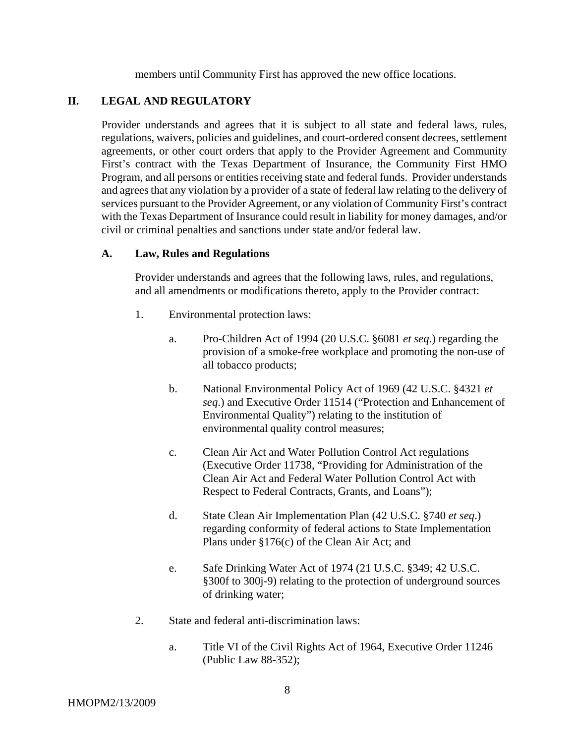members until Community First has approved the new office locations.

## II. LEGAL AND REGULATORY

Provider understands and agrees that it is subject to all state and federal laws, rules, regulations, waivers, policies and guidelines, and court-ordered consent decrees, settlement agreements, or other court orders that apply to the Provider Agreement and Community First's contract with the Texas Department of Insurance, the Community First HMO Program, and all persons or entities receiving state and federal funds. Provider understands and agrees that any violation by a provider of a state of federal law relating to the delivery of services pursuant to the Provider Agreement, or any violation of Community First's contract with the Texas Department of Insurance could result in liability for money damages, and/or civil or criminal penalties and sanctions under state and/or federal law.

### A. Law, Rules and Regulations

Provider understands and agrees that the following laws, rules, and regulations, and all amendments or modifications thereto, apply to the Provider contract:

1. Environmental protection laws:

   a. Pro-Children Act of 1994 (20 U.S.C. §6081 *et seq.*) regarding the provision of a smoke-free workplace and promoting the non-use of all tobacco products;

   b. National Environmental Policy Act of 1969 (42 U.S.C. §4321 *et seq.*) and Executive Order 11514 ("Protection and Enhancement of Environmental Quality") relating to the institution of environmental quality control measures;

   c. Clean Air Act and Water Pollution Control Act regulations (Executive Order 11738, "Providing for Administration of the Clean Air Act and Federal Water Pollution Control Act with Respect to Federal Contracts, Grants, and Loans");

   d. State Clean Air Implementation Plan (42 U.S.C. §740 *et seq.*) regarding conformity of federal actions to State Implementation Plans under §176(c) of the Clean Air Act; and

   e. Safe Drinking Water Act of 1974 (21 U.S.C. §349; 42 U.S.C. §300f to 300j-9) relating to the protection of underground sources of drinking water;

2. State and federal anti-discrimination laws:

   a. Title VI of the Civil Rights Act of 1964, Executive Order 11246 (Public Law 88-352);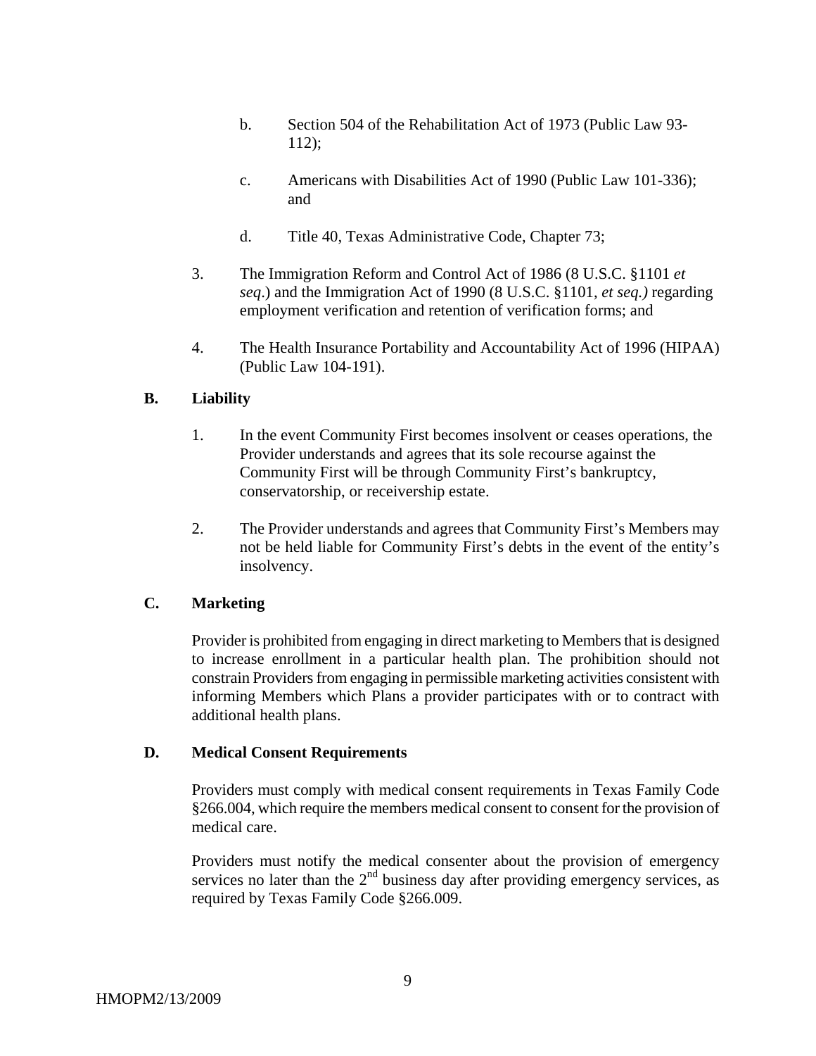b. Section 504 of the Rehabilitation Act of 1973 (Public Law 93-112);

c. Americans with Disabilities Act of 1990 (Public Law 101-336); and

d. Title 40, Texas Administrative Code, Chapter 73;

3. The Immigration Reform and Control Act of 1986 (8 U.S.C. §1101 *et seq*.) and the Immigration Act of 1990 (8 U.S.C. §1101, *et seq.)* regarding employment verification and retention of verification forms; and

4. The Health Insurance Portability and Accountability Act of 1996 (HIPAA) (Public Law 104-191).

**B. Liability**

1. In the event Community First becomes insolvent or ceases operations, the Provider understands and agrees that its sole recourse against the Community First will be through Community First's bankruptcy, conservatorship, or receivership estate.

2. The Provider understands and agrees that Community First's Members may not be held liable for Community First's debts in the event of the entity's insolvency.

**C. Marketing**

Provider is prohibited from engaging in direct marketing to Members that is designed to increase enrollment in a particular health plan. The prohibition should not constrain Providers from engaging in permissible marketing activities consistent with informing Members which Plans a provider participates with or to contract with additional health plans.

**D. Medical Consent Requirements**

Providers must comply with medical consent requirements in Texas Family Code §266.004, which require the members medical consent to consent for the provision of medical care.

Providers must notify the medical consenter about the provision of emergency services no later than the 2nd business day after providing emergency services, as required by Texas Family Code §266.009.

HMOPM2/13/2009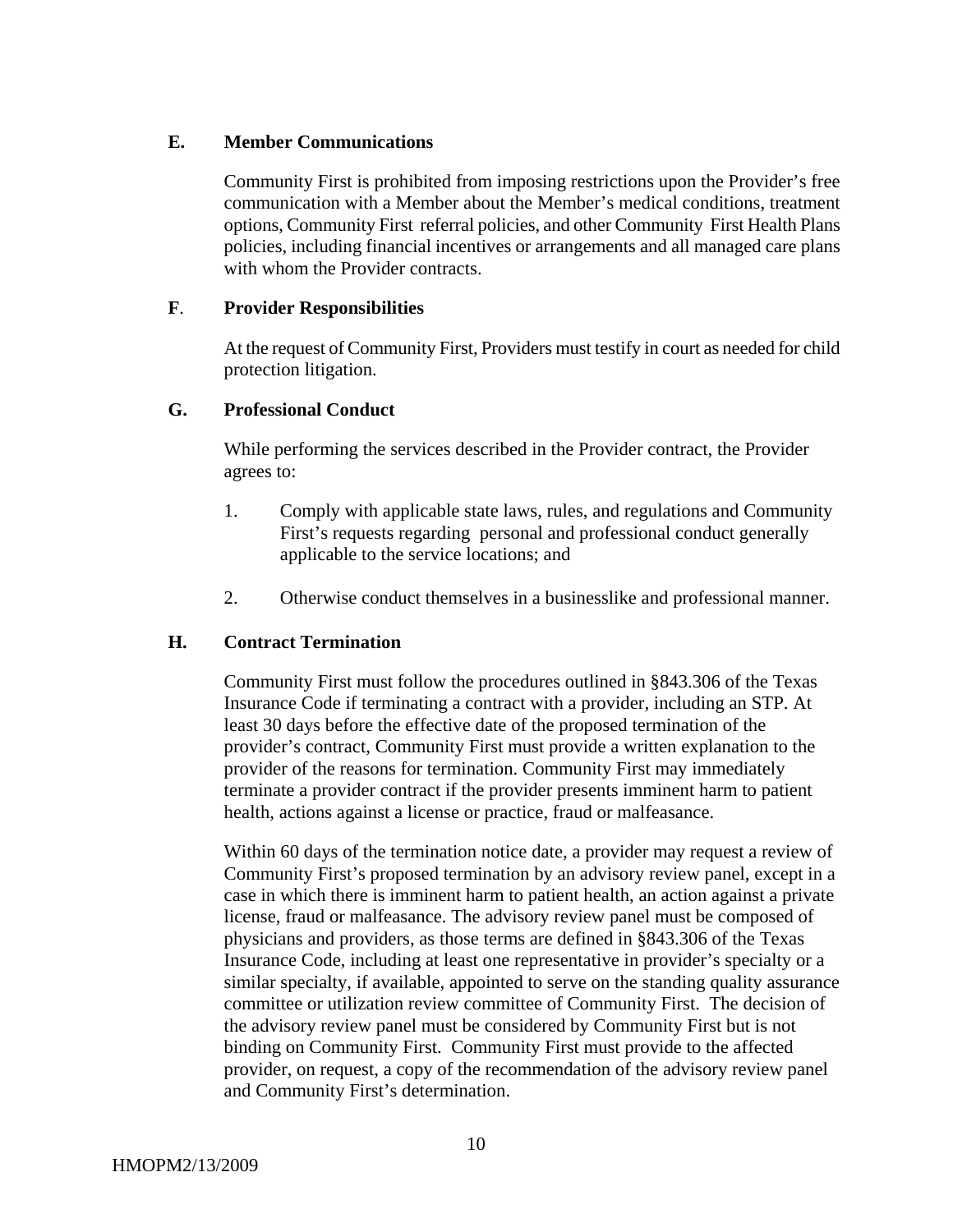### E. Member Communications

Community First is prohibited from imposing restrictions upon the Provider's free communication with a Member about the Member's medical conditions, treatment options, Community First referral policies, and other Community First Health Plans policies, including financial incentives or arrangements and all managed care plans with whom the Provider contracts.

### F. Provider Responsibilities

At the request of Community First, Providers must testify in court as needed for child protection litigation.

### G. Professional Conduct

While performing the services described in the Provider contract, the Provider agrees to:

1. Comply with applicable state laws, rules, and regulations and Community First's requests regarding personal and professional conduct generally applicable to the service locations; and

2. Otherwise conduct themselves in a businesslike and professional manner.

### H. Contract Termination

Community First must follow the procedures outlined in §843.306 of the Texas Insurance Code if terminating a contract with a provider, including an STP. At least 30 days before the effective date of the proposed termination of the provider's contract, Community First must provide a written explanation to the provider of the reasons for termination. Community First may immediately terminate a provider contract if the provider presents imminent harm to patient health, actions against a license or practice, fraud or malfeasance.

Within 60 days of the termination notice date, a provider may request a review of Community First's proposed termination by an advisory review panel, except in a case in which there is imminent harm to patient health, an action against a private license, fraud or malfeasance. The advisory review panel must be composed of physicians and providers, as those terms are defined in §843.306 of the Texas Insurance Code, including at least one representative in provider's specialty or a similar specialty, if available, appointed to serve on the standing quality assurance committee or utilization review committee of Community First. The decision of the advisory review panel must be considered by Community First but is not binding on Community First. Community First must provide to the affected provider, on request, a copy of the recommendation of the advisory review panel and Community First's determination.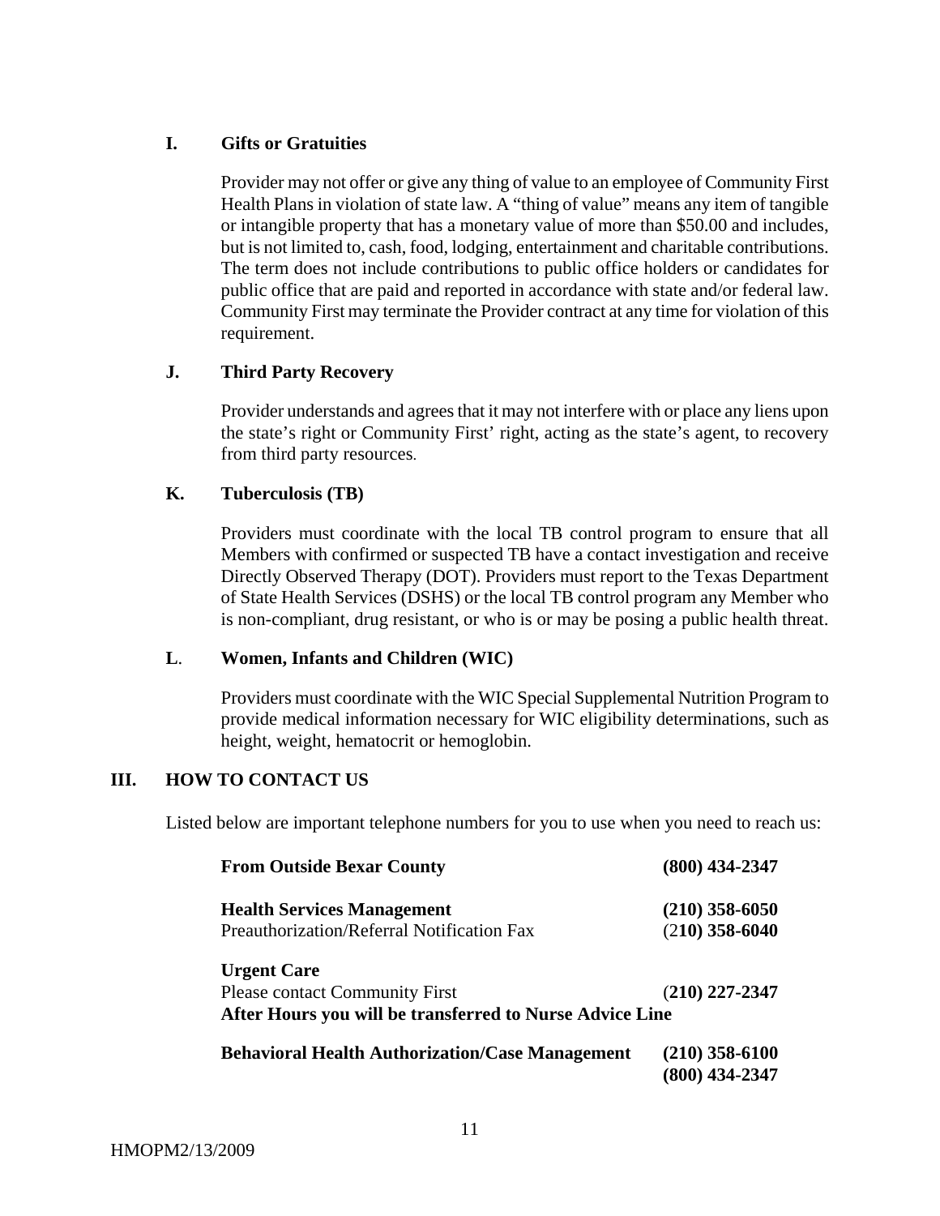### I. Gifts or Gratuities

Provider may not offer or give any thing of value to an employee of Community First Health Plans in violation of state law. A "thing of value" means any item of tangible or intangible property that has a monetary value of more than $50.00 and includes, but is not limited to, cash, food, lodging, entertainment and charitable contributions. The term does not include contributions to public office holders or candidates for public office that are paid and reported in accordance with state and/or federal law. Community First may terminate the Provider contract at any time for violation of this requirement.

### J. Third Party Recovery

Provider understands and agrees that it may not interfere with or place any liens upon the state's right or Community First' right, acting as the state's agent, to recovery from third party resources.

### K. Tuberculosis (TB)

Providers must coordinate with the local TB control program to ensure that all Members with confirmed or suspected TB have a contact investigation and receive Directly Observed Therapy (DOT). Providers must report to the Texas Department of State Health Services (DSHS) or the local TB control program any Member who is non-compliant, drug resistant, or who is or may be posing a public health threat.

### L. Women, Infants and Children (WIC)

Providers must coordinate with the WIC Special Supplemental Nutrition Program to provide medical information necessary for WIC eligibility determinations, such as height, weight, hematocrit or hemoglobin.

## III. HOW TO CONTACT US

Listed below are important telephone numbers for you to use when you need to reach us:

| | |
|---|---|
| **From Outside Bexar County** | **(800) 434-2347** |
| **Health Services Management** | **(210) 358-6050** |
| Preauthorization/Referral Notification Fax | (2**10) 358-6040** |
| **Urgent Care** | |
| Please contact Community First | (**210) 227-2347** |
| **After Hours you will be transferred to Nurse Advice Line** | |
| **Behavioral Health Authorization/Case Management** | **(210) 358-6100**<br>**(800) 434-2347** |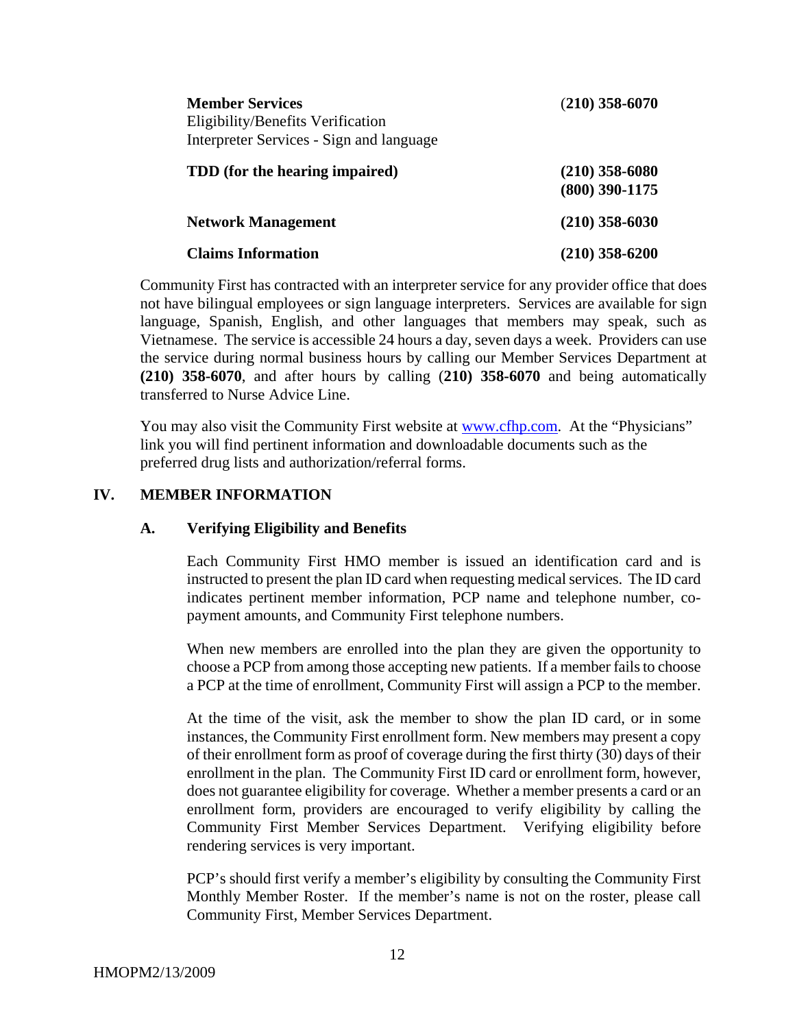| | |
|---|---|
| **Member Services**<br>Eligibility/Benefits Verification<br>Interpreter Services - Sign and language | (**210) 358-6070** |
| **TDD (for the hearing impaired)** | **(210) 358-6080**<br>**(800) 390-1175** |
| **Network Management** | **(210) 358-6030** |
| **Claims Information** | **(210) 358-6200** |

Community First has contracted with an interpreter service for any provider office that does not have bilingual employees or sign language interpreters. Services are available for sign language, Spanish, English, and other languages that members may speak, such as Vietnamese. The service is accessible 24 hours a day, seven days a week. Providers can use the service during normal business hours by calling our Member Services Department at **(210) 358-6070**, and after hours by calling (**210) 358-6070** and being automatically transferred to Nurse Advice Line.

You may also visit the Community First website at www.cfhp.com. At the "Physicians" link you will find pertinent information and downloadable documents such as the preferred drug lists and authorization/referral forms.

## IV. MEMBER INFORMATION

### A. Verifying Eligibility and Benefits

Each Community First HMO member is issued an identification card and is instructed to present the plan ID card when requesting medical services. The ID card indicates pertinent member information, PCP name and telephone number, co-payment amounts, and Community First telephone numbers.

When new members are enrolled into the plan they are given the opportunity to choose a PCP from among those accepting new patients. If a member fails to choose a PCP at the time of enrollment, Community First will assign a PCP to the member.

At the time of the visit, ask the member to show the plan ID card, or in some instances, the Community First enrollment form. New members may present a copy of their enrollment form as proof of coverage during the first thirty (30) days of their enrollment in the plan. The Community First ID card or enrollment form, however, does not guarantee eligibility for coverage. Whether a member presents a card or an enrollment form, providers are encouraged to verify eligibility by calling the Community First Member Services Department. Verifying eligibility before rendering services is very important.

PCP's should first verify a member's eligibility by consulting the Community First Monthly Member Roster. If the member's name is not on the roster, please call Community First, Member Services Department.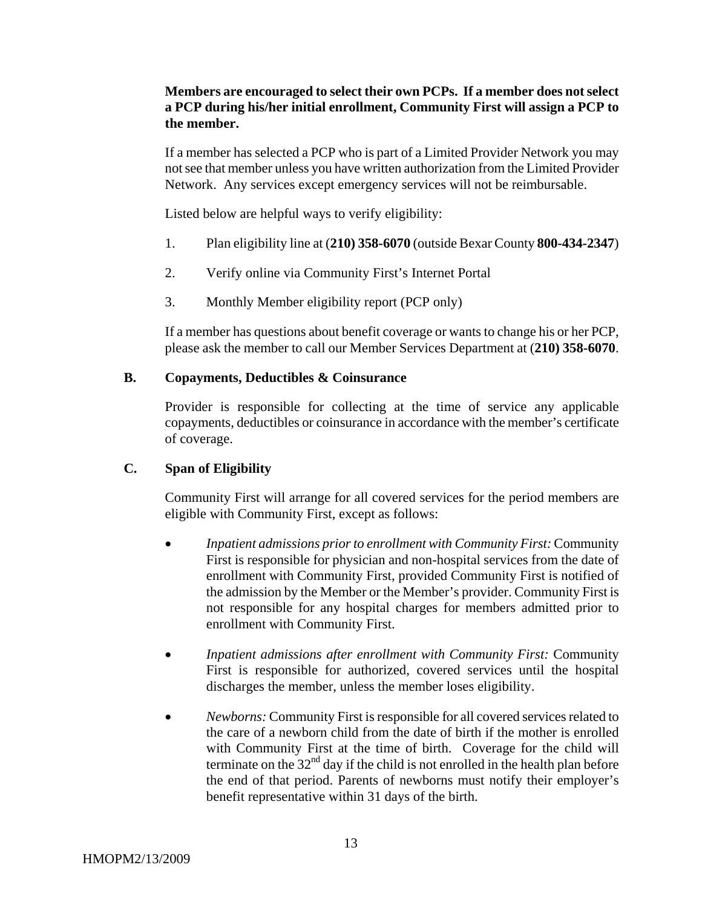**Members are encouraged to select their own PCPs. If a member does not select a PCP during his/her initial enrollment, Community First will assign a PCP to the member.**

If a member has selected a PCP who is part of a Limited Provider Network you may not see that member unless you have written authorization from the Limited Provider Network. Any services except emergency services will not be reimbursable.

Listed below are helpful ways to verify eligibility:

1. Plan eligibility line at (**210) 358-6070** (outside Bexar County **800-434-2347**)
2. Verify online via Community First's Internet Portal
3. Monthly Member eligibility report (PCP only)

If a member has questions about benefit coverage or wants to change his or her PCP, please ask the member to call our Member Services Department at (**210) 358-6070**.

### B. Copayments, Deductibles & Coinsurance

Provider is responsible for collecting at the time of service any applicable copayments, deductibles or coinsurance in accordance with the member's certificate of coverage.

### C. Span of Eligibility

Community First will arrange for all covered services for the period members are eligible with Community First, except as follows:

- *Inpatient admissions prior to enrollment with Community First:* Community First is responsible for physician and non-hospital services from the date of enrollment with Community First, provided Community First is notified of the admission by the Member or the Member's provider. Community First is not responsible for any hospital charges for members admitted prior to enrollment with Community First.
- *Inpatient admissions after enrollment with Community First:* Community First is responsible for authorized, covered services until the hospital discharges the member, unless the member loses eligibility.
- *Newborns:* Community First is responsible for all covered services related to the care of a newborn child from the date of birth if the mother is enrolled with Community First at the time of birth. Coverage for the child will terminate on the 32nd day if the child is not enrolled in the health plan before the end of that period. Parents of newborns must notify their employer's benefit representative within 31 days of the birth.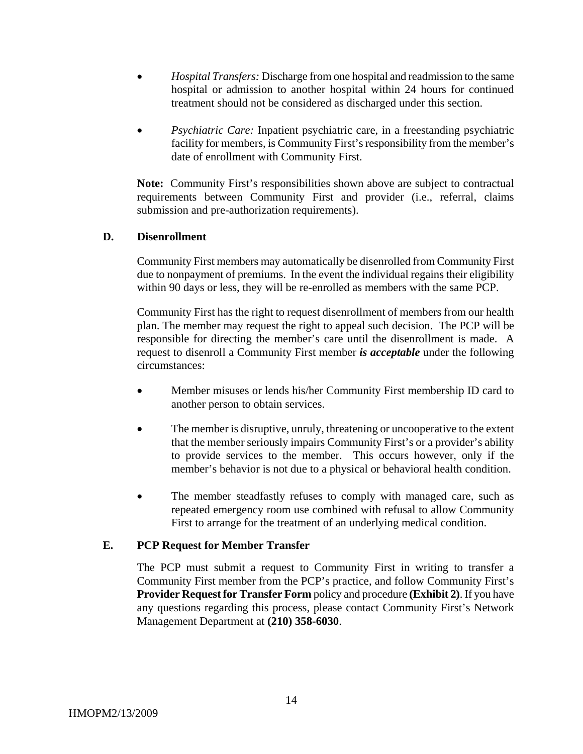- *Hospital Transfers:* Discharge from one hospital and readmission to the same hospital or admission to another hospital within 24 hours for continued treatment should not be considered as discharged under this section.

- *Psychiatric Care:* Inpatient psychiatric care, in a freestanding psychiatric facility for members, is Community First's responsibility from the member's date of enrollment with Community First.

**Note:** Community First's responsibilities shown above are subject to contractual requirements between Community First and provider (i.e., referral, claims submission and pre-authorization requirements).

### D. Disenrollment

Community First members may automatically be disenrolled from Community First due to nonpayment of premiums. In the event the individual regains their eligibility within 90 days or less, they will be re-enrolled as members with the same PCP.

Community First has the right to request disenrollment of members from our health plan. The member may request the right to appeal such decision. The PCP will be responsible for directing the member's care until the disenrollment is made. A request to disenroll a Community First member ***is acceptable*** under the following circumstances:

- Member misuses or lends his/her Community First membership ID card to another person to obtain services.

- The member is disruptive, unruly, threatening or uncooperative to the extent that the member seriously impairs Community First's or a provider's ability to provide services to the member. This occurs however, only if the member's behavior is not due to a physical or behavioral health condition.

- The member steadfastly refuses to comply with managed care, such as repeated emergency room use combined with refusal to allow Community First to arrange for the treatment of an underlying medical condition.

### E. PCP Request for Member Transfer

The PCP must submit a request to Community First in writing to transfer a Community First member from the PCP's practice, and follow Community First's **Provider Request for Transfer Form** policy and procedure **(Exhibit 2)**. If you have any questions regarding this process, please contact Community First's Network Management Department at **(210) 358-6030**.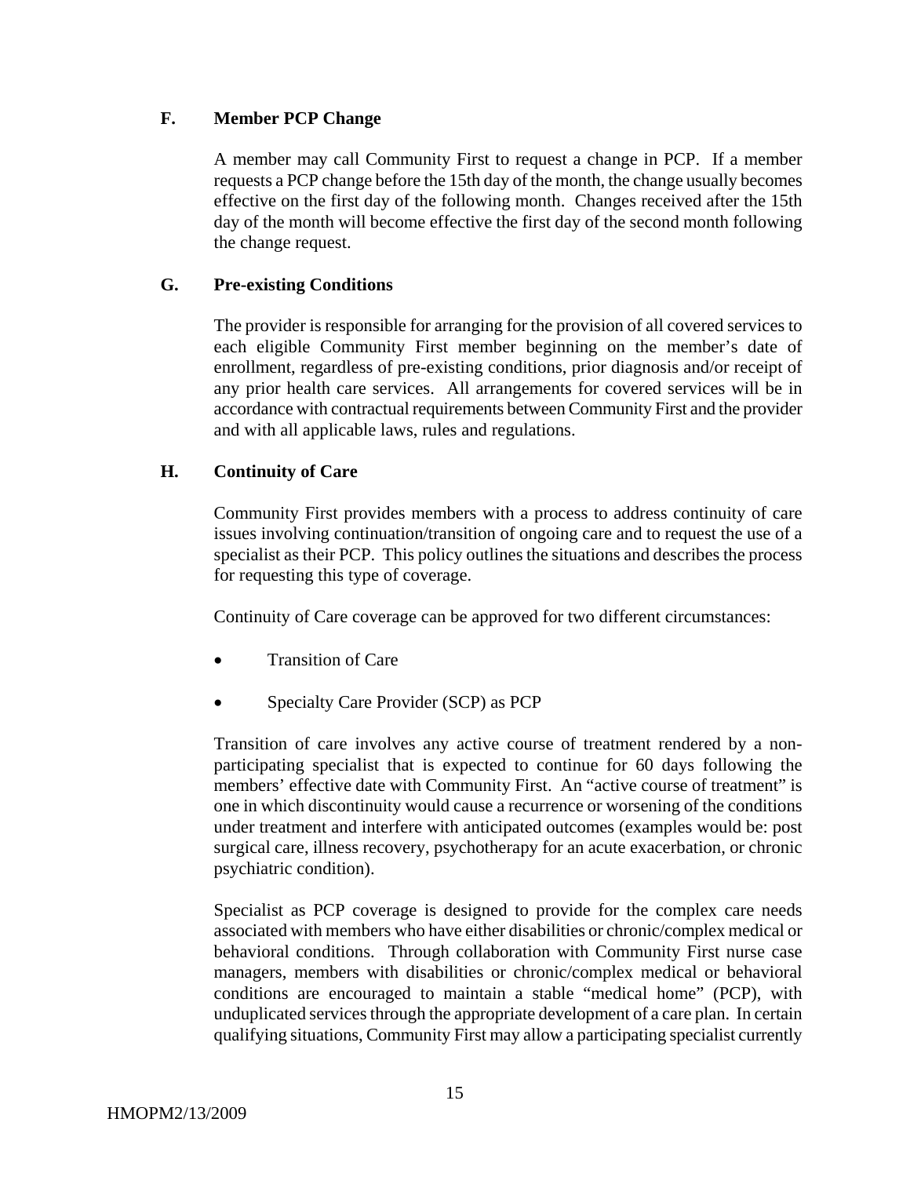### F. Member PCP Change

A member may call Community First to request a change in PCP. If a member requests a PCP change before the 15th day of the month, the change usually becomes effective on the first day of the following month. Changes received after the 15th day of the month will become effective the first day of the second month following the change request.

### G. Pre-existing Conditions

The provider is responsible for arranging for the provision of all covered services to each eligible Community First member beginning on the member's date of enrollment, regardless of pre-existing conditions, prior diagnosis and/or receipt of any prior health care services. All arrangements for covered services will be in accordance with contractual requirements between Community First and the provider and with all applicable laws, rules and regulations.

### H. Continuity of Care

Community First provides members with a process to address continuity of care issues involving continuation/transition of ongoing care and to request the use of a specialist as their PCP. This policy outlines the situations and describes the process for requesting this type of coverage.

Continuity of Care coverage can be approved for two different circumstances:

- Transition of Care
- Specialty Care Provider (SCP) as PCP

Transition of care involves any active course of treatment rendered by a non-participating specialist that is expected to continue for 60 days following the members' effective date with Community First. An "active course of treatment" is one in which discontinuity would cause a recurrence or worsening of the conditions under treatment and interfere with anticipated outcomes (examples would be: post surgical care, illness recovery, psychotherapy for an acute exacerbation, or chronic psychiatric condition).

Specialist as PCP coverage is designed to provide for the complex care needs associated with members who have either disabilities or chronic/complex medical or behavioral conditions. Through collaboration with Community First nurse case managers, members with disabilities or chronic/complex medical or behavioral conditions are encouraged to maintain a stable "medical home" (PCP), with unduplicated services through the appropriate development of a care plan. In certain qualifying situations, Community First may allow a participating specialist currently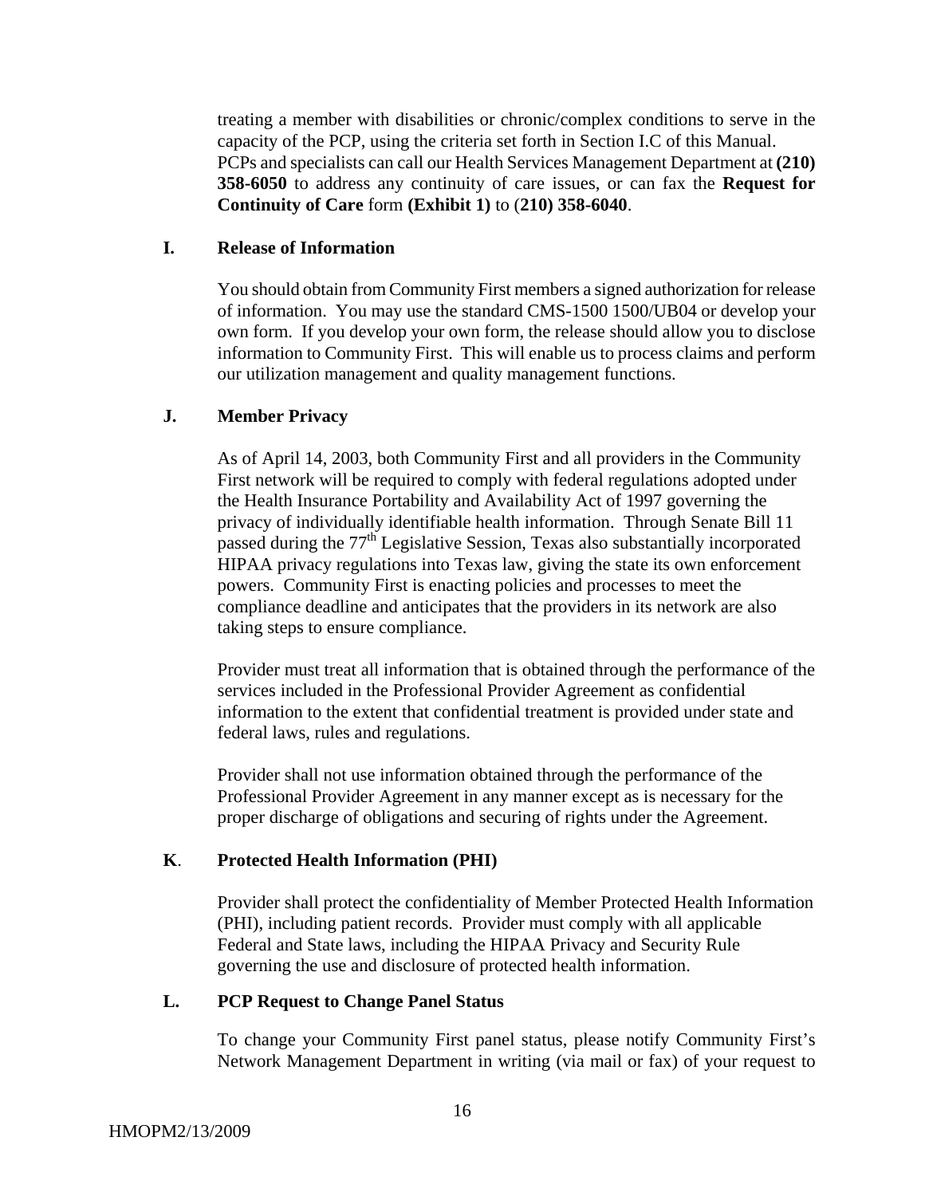treating a member with disabilities or chronic/complex conditions to serve in the capacity of the PCP, using the criteria set forth in Section I.C of this Manual. PCPs and specialists can call our Health Services Management Department at **(210) 358-6050** to address any continuity of care issues, or can fax the **Request for Continuity of Care** form **(Exhibit 1)** to (**210) 358-6040**.

### I. Release of Information

You should obtain from Community First members a signed authorization for release of information. You may use the standard CMS-1500 1500/UB04 or develop your own form. If you develop your own form, the release should allow you to disclose information to Community First. This will enable us to process claims and perform our utilization management and quality management functions.

### J. Member Privacy

As of April 14, 2003, both Community First and all providers in the Community First network will be required to comply with federal regulations adopted under the Health Insurance Portability and Availability Act of 1997 governing the privacy of individually identifiable health information. Through Senate Bill 11 passed during the 77th Legislative Session, Texas also substantially incorporated HIPAA privacy regulations into Texas law, giving the state its own enforcement powers. Community First is enacting policies and processes to meet the compliance deadline and anticipates that the providers in its network are also taking steps to ensure compliance.

Provider must treat all information that is obtained through the performance of the services included in the Professional Provider Agreement as confidential information to the extent that confidential treatment is provided under state and federal laws, rules and regulations.

Provider shall not use information obtained through the performance of the Professional Provider Agreement in any manner except as is necessary for the proper discharge of obligations and securing of rights under the Agreement.

### K. Protected Health Information (PHI)

Provider shall protect the confidentiality of Member Protected Health Information (PHI), including patient records. Provider must comply with all applicable Federal and State laws, including the HIPAA Privacy and Security Rule governing the use and disclosure of protected health information.

### L. PCP Request to Change Panel Status

To change your Community First panel status, please notify Community First's Network Management Department in writing (via mail or fax) of your request to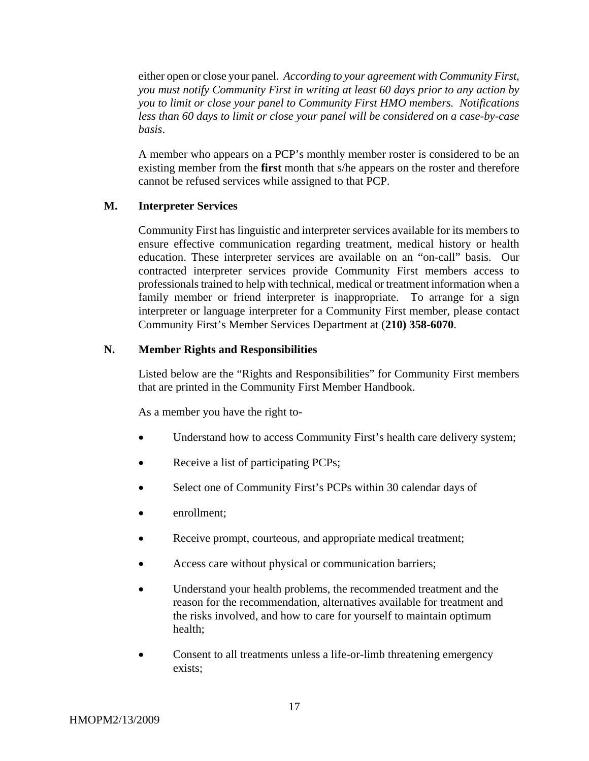either open or close your panel. *According to your agreement with Community First, you must notify Community First in writing at least 60 days prior to any action by you to limit or close your panel to Community First HMO members. Notifications less than 60 days to limit or close your panel will be considered on a case-by-case basis*.

A member who appears on a PCP's monthly member roster is considered to be an existing member from the **first** month that s/he appears on the roster and therefore cannot be refused services while assigned to that PCP.

### M. Interpreter Services

Community First has linguistic and interpreter services available for its members to ensure effective communication regarding treatment, medical history or health education. These interpreter services are available on an "on-call" basis. Our contracted interpreter services provide Community First members access to professionals trained to help with technical, medical or treatment information when a family member or friend interpreter is inappropriate. To arrange for a sign interpreter or language interpreter for a Community First member, please contact Community First's Member Services Department at (**210) 358-6070**.

### N. Member Rights and Responsibilities

Listed below are the "Rights and Responsibilities" for Community First members that are printed in the Community First Member Handbook.

As a member you have the right to-

- Understand how to access Community First's health care delivery system;
- Receive a list of participating PCPs;
- Select one of Community First's PCPs within 30 calendar days of
- enrollment;
- Receive prompt, courteous, and appropriate medical treatment;
- Access care without physical or communication barriers;
- Understand your health problems, the recommended treatment and the reason for the recommendation, alternatives available for treatment and the risks involved, and how to care for yourself to maintain optimum health;
- Consent to all treatments unless a life-or-limb threatening emergency exists;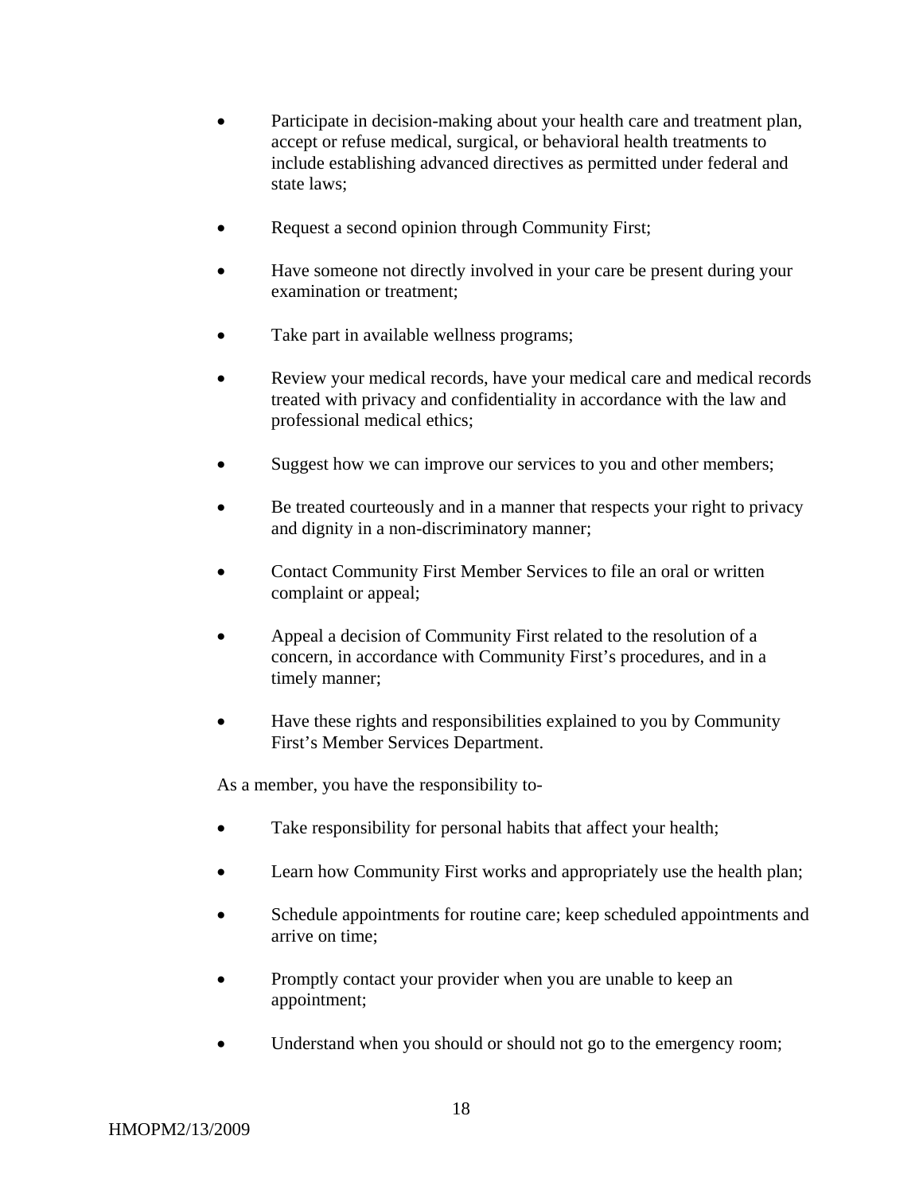- Participate in decision-making about your health care and treatment plan, accept or refuse medical, surgical, or behavioral health treatments to include establishing advanced directives as permitted under federal and state laws;

- Request a second opinion through Community First;

- Have someone not directly involved in your care be present during your examination or treatment;

- Take part in available wellness programs;

- Review your medical records, have your medical care and medical records treated with privacy and confidentiality in accordance with the law and professional medical ethics;

- Suggest how we can improve our services to you and other members;

- Be treated courteously and in a manner that respects your right to privacy and dignity in a non-discriminatory manner;

- Contact Community First Member Services to file an oral or written complaint or appeal;

- Appeal a decision of Community First related to the resolution of a concern, in accordance with Community First's procedures, and in a timely manner;

- Have these rights and responsibilities explained to you by Community First's Member Services Department.

As a member, you have the responsibility to-

- Take responsibility for personal habits that affect your health;

- Learn how Community First works and appropriately use the health plan;

- Schedule appointments for routine care; keep scheduled appointments and arrive on time;

- Promptly contact your provider when you are unable to keep an appointment;

- Understand when you should or should not go to the emergency room;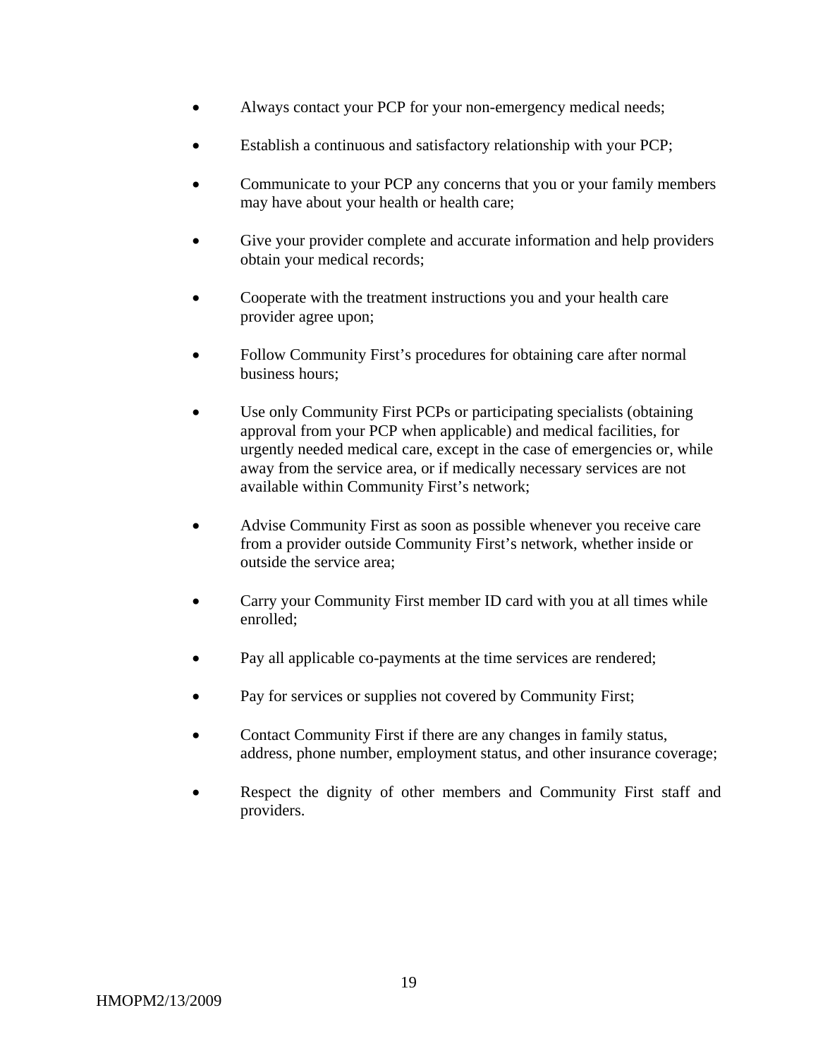- Always contact your PCP for your non-emergency medical needs;

- Establish a continuous and satisfactory relationship with your PCP;

- Communicate to your PCP any concerns that you or your family members may have about your health or health care;

- Give your provider complete and accurate information and help providers obtain your medical records;

- Cooperate with the treatment instructions you and your health care provider agree upon;

- Follow Community First's procedures for obtaining care after normal business hours;

- Use only Community First PCPs or participating specialists (obtaining approval from your PCP when applicable) and medical facilities, for urgently needed medical care, except in the case of emergencies or, while away from the service area, or if medically necessary services are not available within Community First's network;

- Advise Community First as soon as possible whenever you receive care from a provider outside Community First's network, whether inside or outside the service area;

- Carry your Community First member ID card with you at all times while enrolled;

- Pay all applicable co-payments at the time services are rendered;

- Pay for services or supplies not covered by Community First;

- Contact Community First if there are any changes in family status, address, phone number, employment status, and other insurance coverage;

- Respect the dignity of other members and Community First staff and providers.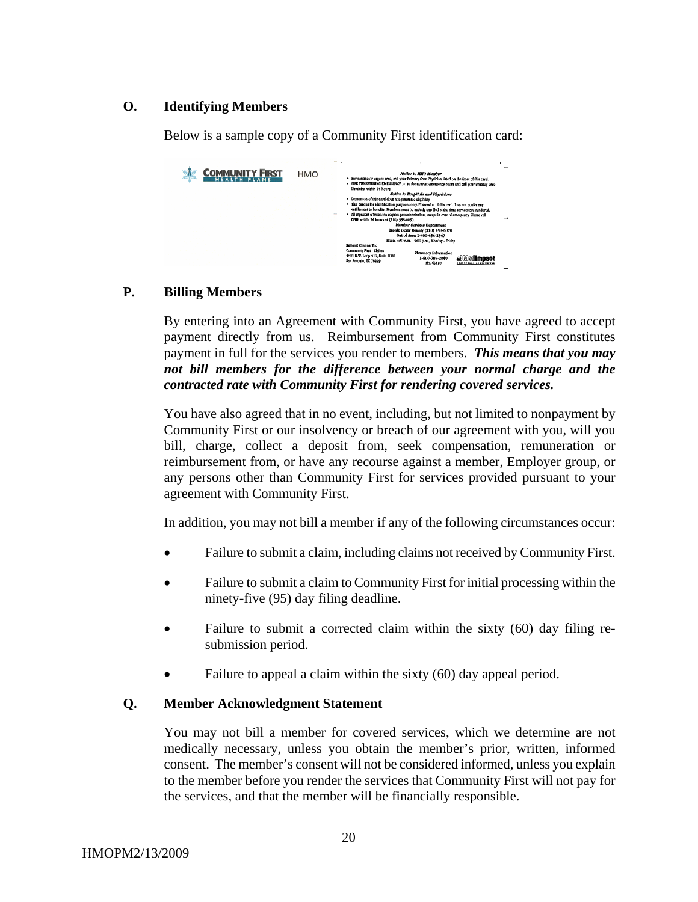## O. Identifying Members

Below is a sample copy of a Community First identification card:

## P. Billing Members

By entering into an Agreement with Community First, you have agreed to accept payment directly from us. Reimbursement from Community First constitutes payment in full for the services you render to members. ***This means that you may not bill members for the difference between your normal charge and the contracted rate with Community First for rendering covered services.***

You have also agreed that in no event, including, but not limited to nonpayment by Community First or our insolvency or breach of our agreement with you, will you bill, charge, collect a deposit from, seek compensation, remuneration or reimbursement from, or have any recourse against a member, Employer group, or any persons other than Community First for services provided pursuant to your agreement with Community First.

In addition, you may not bill a member if any of the following circumstances occur:

- Failure to submit a claim, including claims not received by Community First.
- Failure to submit a claim to Community First for initial processing within the ninety-five (95) day filing deadline.
- Failure to submit a corrected claim within the sixty (60) day filing re-submission period.
- Failure to appeal a claim within the sixty (60) day appeal period.

## Q. Member Acknowledgment Statement

You may not bill a member for covered services, which we determine are not medically necessary, unless you obtain the member's prior, written, informed consent. The member's consent will not be considered informed, unless you explain to the member before you render the services that Community First will not pay for the services, and that the member will be financially responsible.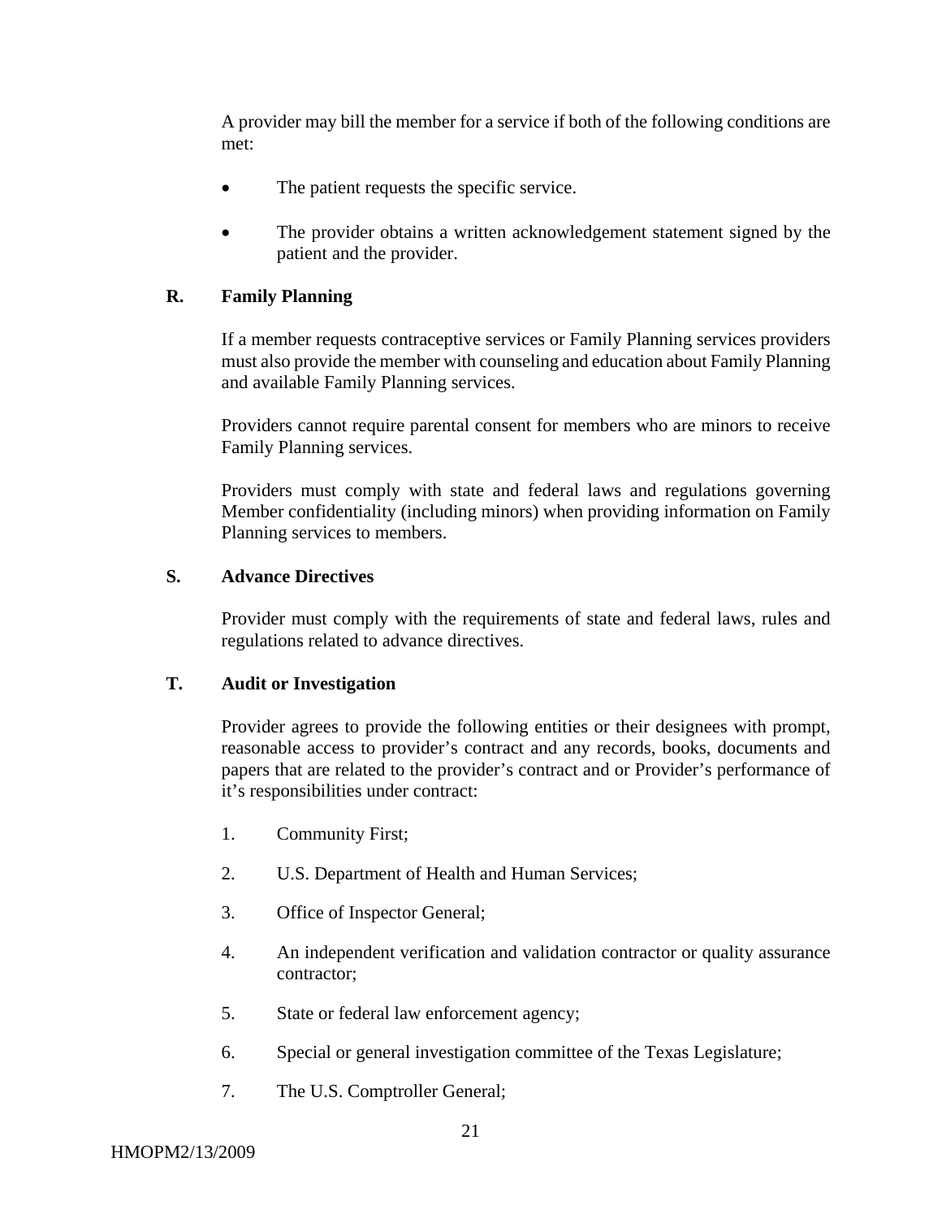A provider may bill the member for a service if both of the following conditions are met:

- The patient requests the specific service.
- The provider obtains a written acknowledgement statement signed by the patient and the provider.

### R. Family Planning

If a member requests contraceptive services or Family Planning services providers must also provide the member with counseling and education about Family Planning and available Family Planning services.

Providers cannot require parental consent for members who are minors to receive Family Planning services.

Providers must comply with state and federal laws and regulations governing Member confidentiality (including minors) when providing information on Family Planning services to members.

### S. Advance Directives

Provider must comply with the requirements of state and federal laws, rules and regulations related to advance directives.

### T. Audit or Investigation

Provider agrees to provide the following entities or their designees with prompt, reasonable access to provider's contract and any records, books, documents and papers that are related to the provider's contract and or Provider's performance of it's responsibilities under contract:

1. Community First;
2. U.S. Department of Health and Human Services;
3. Office of Inspector General;
4. An independent verification and validation contractor or quality assurance contractor;
5. State or federal law enforcement agency;
6. Special or general investigation committee of the Texas Legislature;
7. The U.S. Comptroller General;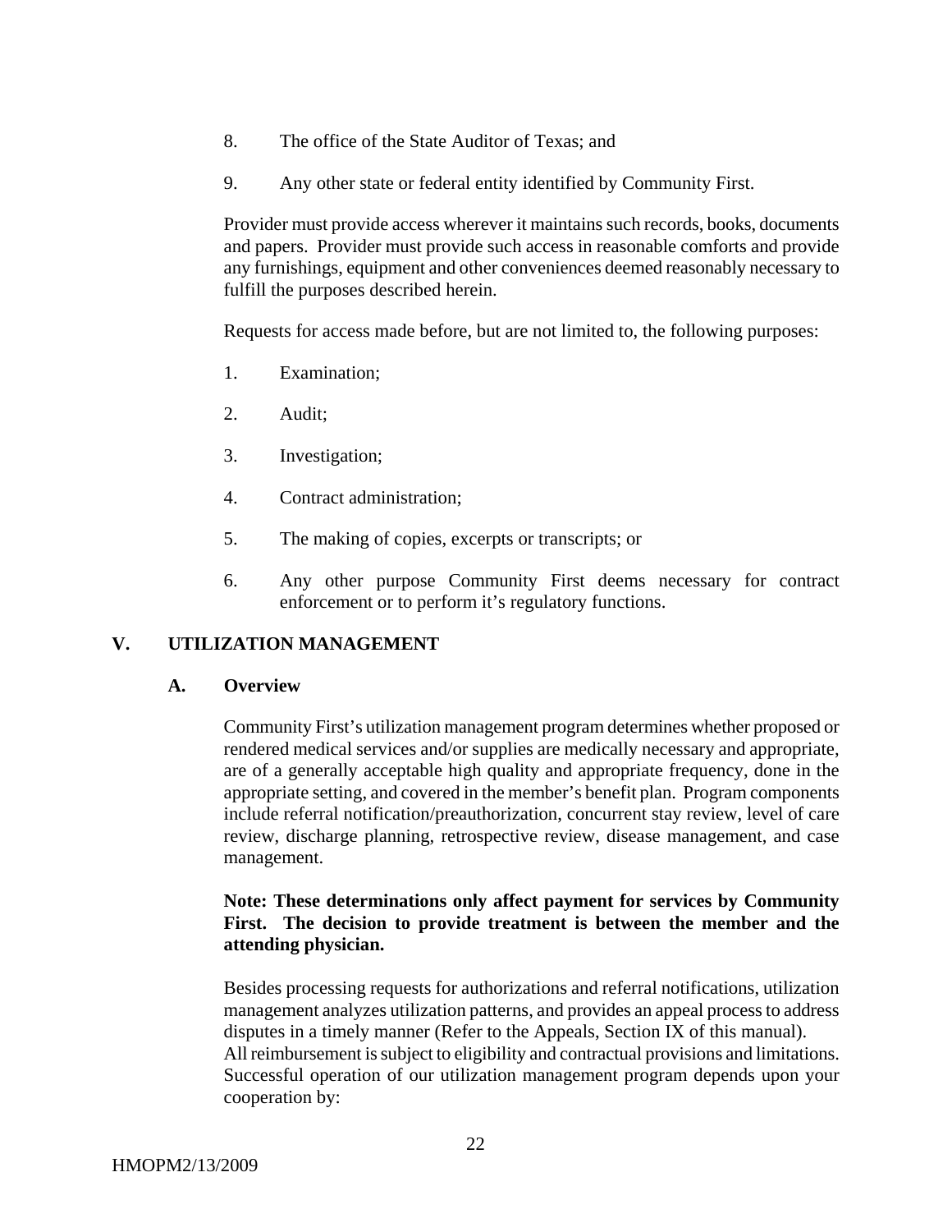8. The office of the State Auditor of Texas; and

9. Any other state or federal entity identified by Community First.

Provider must provide access wherever it maintains such records, books, documents and papers. Provider must provide such access in reasonable comforts and provide any furnishings, equipment and other conveniences deemed reasonably necessary to fulfill the purposes described herein.

Requests for access made before, but are not limited to, the following purposes:

1. Examination;

2. Audit;

3. Investigation;

4. Contract administration;

5. The making of copies, excerpts or transcripts; or

6. Any other purpose Community First deems necessary for contract enforcement or to perform it's regulatory functions.

## V. UTILIZATION MANAGEMENT

### A. Overview

Community First's utilization management program determines whether proposed or rendered medical services and/or supplies are medically necessary and appropriate, are of a generally acceptable high quality and appropriate frequency, done in the appropriate setting, and covered in the member's benefit plan. Program components include referral notification/preauthorization, concurrent stay review, level of care review, discharge planning, retrospective review, disease management, and case management.

**Note: These determinations only affect payment for services by Community First. The decision to provide treatment is between the member and the attending physician.**

Besides processing requests for authorizations and referral notifications, utilization management analyzes utilization patterns, and provides an appeal process to address disputes in a timely manner (Refer to the Appeals, Section IX of this manual).
All reimbursement is subject to eligibility and contractual provisions and limitations. Successful operation of our utilization management program depends upon your cooperation by: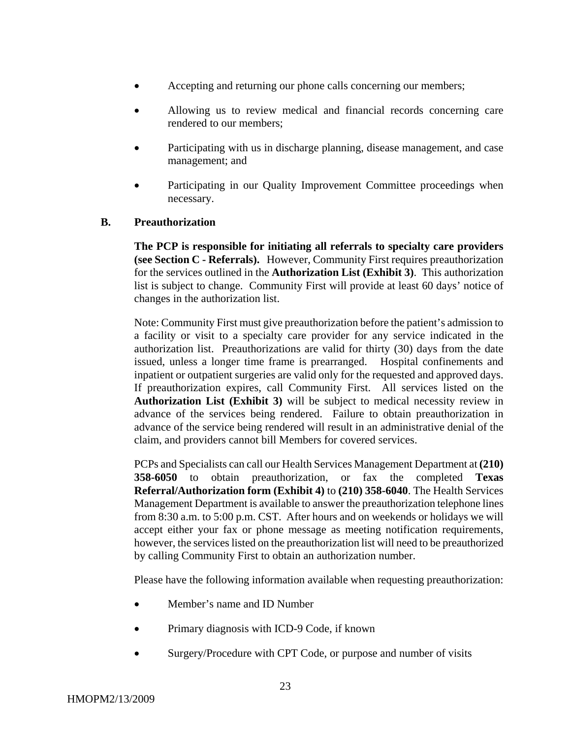- Accepting and returning our phone calls concerning our members;
- Allowing us to review medical and financial records concerning care rendered to our members;
- Participating with us in discharge planning, disease management, and case management; and
- Participating in our Quality Improvement Committee proceedings when necessary.

### B. Preauthorization

**The PCP is responsible for initiating all referrals to specialty care providers (see Section C - Referrals).** However, Community First requires preauthorization for the services outlined in the **Authorization List (Exhibit 3)**. This authorization list is subject to change. Community First will provide at least 60 days' notice of changes in the authorization list.

Note: Community First must give preauthorization before the patient's admission to a facility or visit to a specialty care provider for any service indicated in the authorization list. Preauthorizations are valid for thirty (30) days from the date issued, unless a longer time frame is prearranged. Hospital confinements and inpatient or outpatient surgeries are valid only for the requested and approved days. If preauthorization expires, call Community First. All services listed on the **Authorization List (Exhibit 3)** will be subject to medical necessity review in advance of the services being rendered. Failure to obtain preauthorization in advance of the service being rendered will result in an administrative denial of the claim, and providers cannot bill Members for covered services.

PCPs and Specialists can call our Health Services Management Department at **(210) 358-6050** to obtain preauthorization, or fax the completed **Texas Referral/Authorization form (Exhibit 4)** to **(210) 358-6040**. The Health Services Management Department is available to answer the preauthorization telephone lines from 8:30 a.m. to 5:00 p.m. CST. After hours and on weekends or holidays we will accept either your fax or phone message as meeting notification requirements, however, the services listed on the preauthorization list will need to be preauthorized by calling Community First to obtain an authorization number.

Please have the following information available when requesting preauthorization:

- Member's name and ID Number
- Primary diagnosis with ICD-9 Code, if known
- Surgery/Procedure with CPT Code, or purpose and number of visits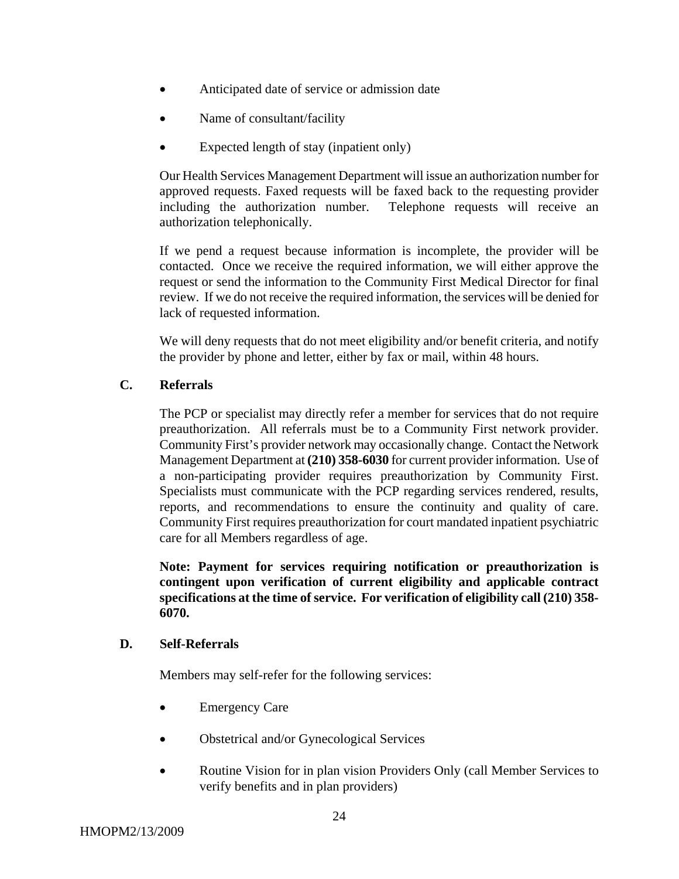- Anticipated date of service or admission date
- Name of consultant/facility
- Expected length of stay (inpatient only)

Our Health Services Management Department will issue an authorization number for approved requests. Faxed requests will be faxed back to the requesting provider including the authorization number. Telephone requests will receive an authorization telephonically.

If we pend a request because information is incomplete, the provider will be contacted. Once we receive the required information, we will either approve the request or send the information to the Community First Medical Director for final review. If we do not receive the required information, the services will be denied for lack of requested information.

We will deny requests that do not meet eligibility and/or benefit criteria, and notify the provider by phone and letter, either by fax or mail, within 48 hours.

### C. Referrals

The PCP or specialist may directly refer a member for services that do not require preauthorization. All referrals must be to a Community First network provider. Community First's provider network may occasionally change. Contact the Network Management Department at **(210) 358-6030** for current provider information. Use of a non-participating provider requires preauthorization by Community First. Specialists must communicate with the PCP regarding services rendered, results, reports, and recommendations to ensure the continuity and quality of care. Community First requires preauthorization for court mandated inpatient psychiatric care for all Members regardless of age.

**Note: Payment for services requiring notification or preauthorization is contingent upon verification of current eligibility and applicable contract specifications at the time of service. For verification of eligibility call (210) 358-6070.**

### D. Self-Referrals

Members may self-refer for the following services:

- Emergency Care
- Obstetrical and/or Gynecological Services
- Routine Vision for in plan vision Providers Only (call Member Services to verify benefits and in plan providers)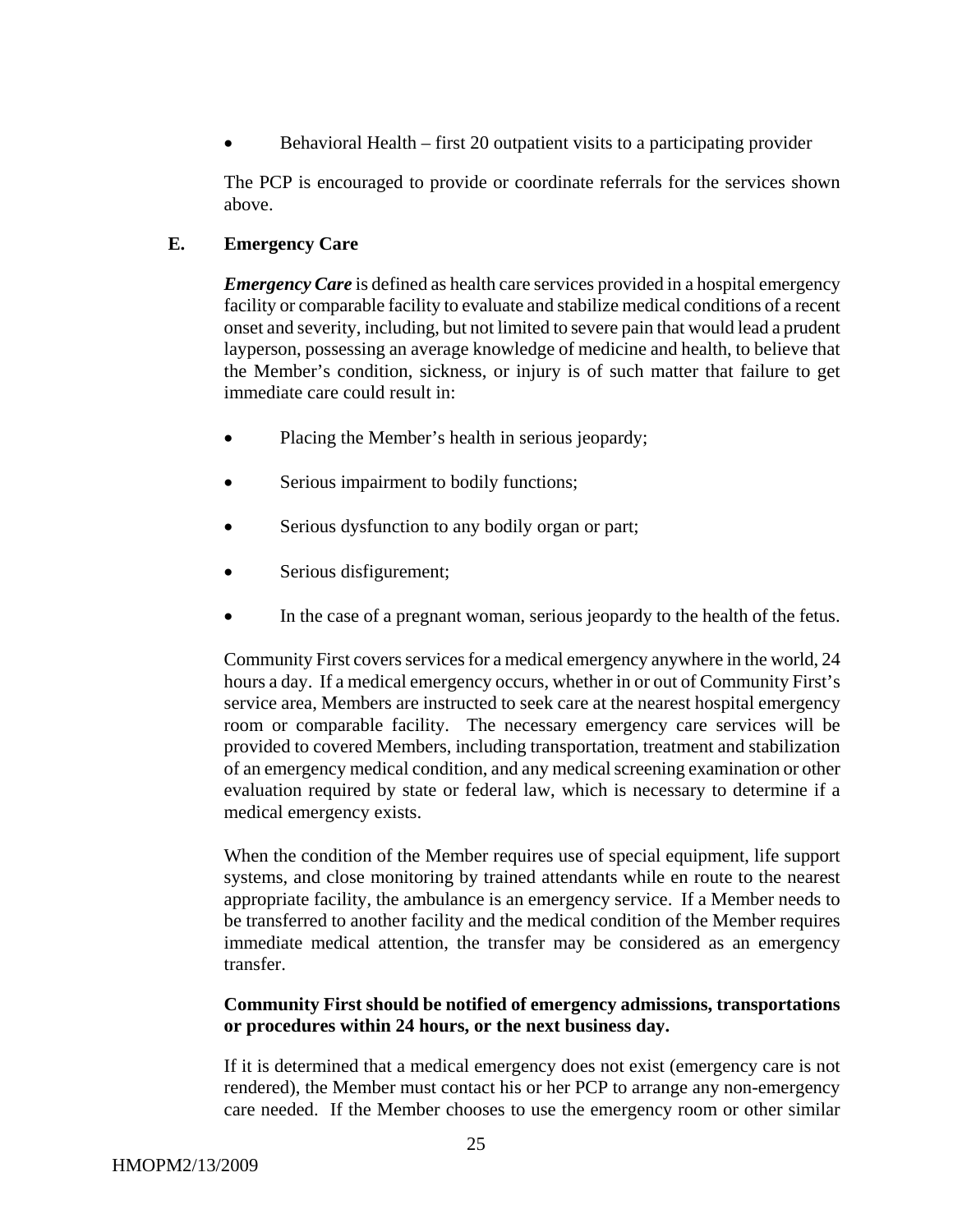- Behavioral Health – first 20 outpatient visits to a participating provider

The PCP is encouraged to provide or coordinate referrals for the services shown above.

### E. Emergency Care

***Emergency Care*** is defined as health care services provided in a hospital emergency facility or comparable facility to evaluate and stabilize medical conditions of a recent onset and severity, including, but not limited to severe pain that would lead a prudent layperson, possessing an average knowledge of medicine and health, to believe that the Member's condition, sickness, or injury is of such matter that failure to get immediate care could result in:

- Placing the Member's health in serious jeopardy;
- Serious impairment to bodily functions;
- Serious dysfunction to any bodily organ or part;
- Serious disfigurement;
- In the case of a pregnant woman, serious jeopardy to the health of the fetus.

Community First covers services for a medical emergency anywhere in the world, 24 hours a day. If a medical emergency occurs, whether in or out of Community First's service area, Members are instructed to seek care at the nearest hospital emergency room or comparable facility. The necessary emergency care services will be provided to covered Members, including transportation, treatment and stabilization of an emergency medical condition, and any medical screening examination or other evaluation required by state or federal law, which is necessary to determine if a medical emergency exists.

When the condition of the Member requires use of special equipment, life support systems, and close monitoring by trained attendants while en route to the nearest appropriate facility, the ambulance is an emergency service. If a Member needs to be transferred to another facility and the medical condition of the Member requires immediate medical attention, the transfer may be considered as an emergency transfer.

**Community First should be notified of emergency admissions, transportations or procedures within 24 hours, or the next business day.**

If it is determined that a medical emergency does not exist (emergency care is not rendered), the Member must contact his or her PCP to arrange any non-emergency care needed. If the Member chooses to use the emergency room or other similar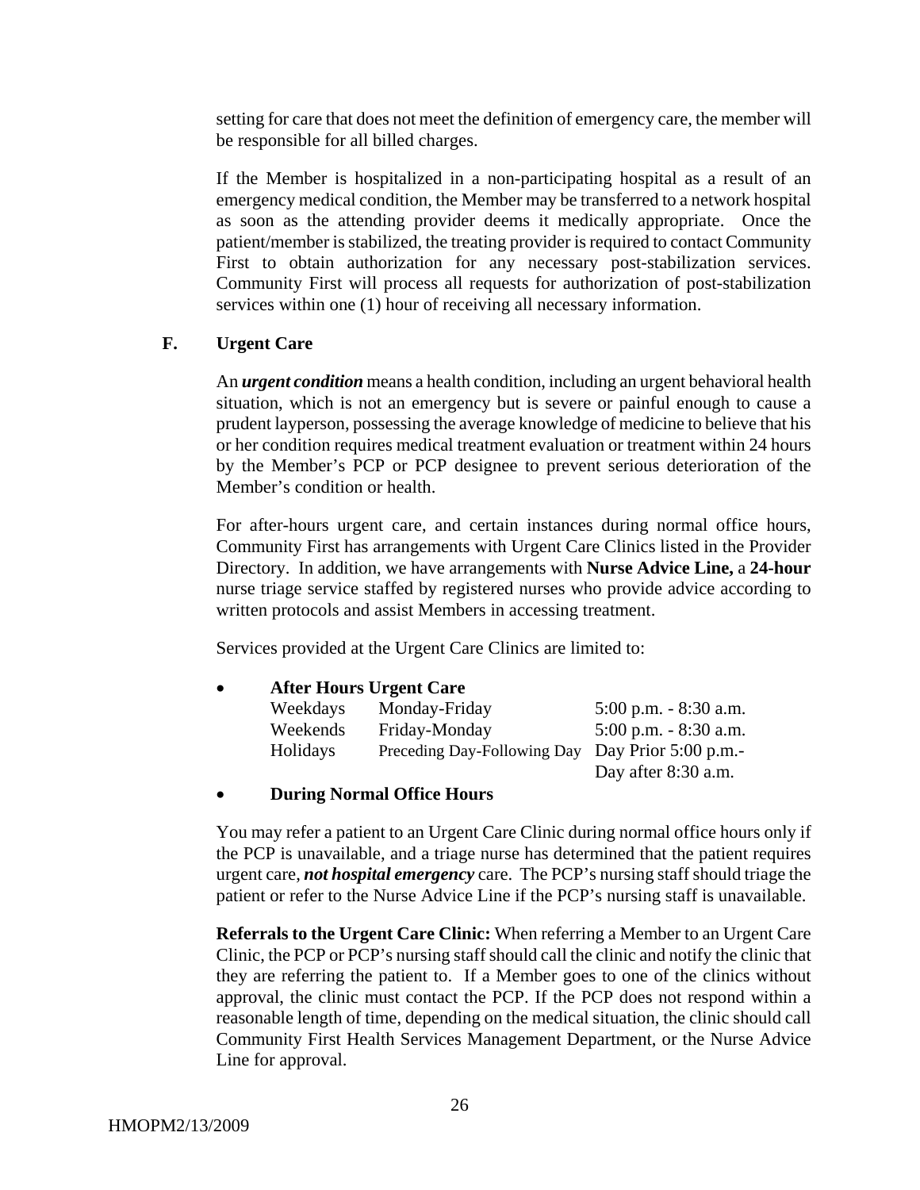setting for care that does not meet the definition of emergency care, the member will be responsible for all billed charges.

If the Member is hospitalized in a non-participating hospital as a result of an emergency medical condition, the Member may be transferred to a network hospital as soon as the attending provider deems it medically appropriate. Once the patient/member is stabilized, the treating provider is required to contact Community First to obtain authorization for any necessary post-stabilization services. Community First will process all requests for authorization of post-stabilization services within one (1) hour of receiving all necessary information.

### F. Urgent Care

An ***urgent condition*** means a health condition, including an urgent behavioral health situation, which is not an emergency but is severe or painful enough to cause a prudent layperson, possessing the average knowledge of medicine to believe that his or her condition requires medical treatment evaluation or treatment within 24 hours by the Member's PCP or PCP designee to prevent serious deterioration of the Member's condition or health.

For after-hours urgent care, and certain instances during normal office hours, Community First has arrangements with Urgent Care Clinics listed in the Provider Directory. In addition, we have arrangements with **Nurse Advice Line,** a **24-hour** nurse triage service staffed by registered nurses who provide advice according to written protocols and assist Members in accessing treatment.

Services provided at the Urgent Care Clinics are limited to:

- **After Hours Urgent Care**

| | | |
|---|---|---|
| Weekdays | Monday-Friday | 5:00 p.m. - 8:30 a.m. |
| Weekends | Friday-Monday | 5:00 p.m. - 8:30 a.m. |
| Holidays | Preceding Day-Following Day | Day Prior 5:00 p.m.- Day after 8:30 a.m. |

- **During Normal Office Hours**

You may refer a patient to an Urgent Care Clinic during normal office hours only if the PCP is unavailable, and a triage nurse has determined that the patient requires urgent care, ***not hospital emergency*** care. The PCP's nursing staff should triage the patient or refer to the Nurse Advice Line if the PCP's nursing staff is unavailable.

**Referrals to the Urgent Care Clinic:** When referring a Member to an Urgent Care Clinic, the PCP or PCP's nursing staff should call the clinic and notify the clinic that they are referring the patient to. If a Member goes to one of the clinics without approval, the clinic must contact the PCP. If the PCP does not respond within a reasonable length of time, depending on the medical situation, the clinic should call Community First Health Services Management Department, or the Nurse Advice Line for approval.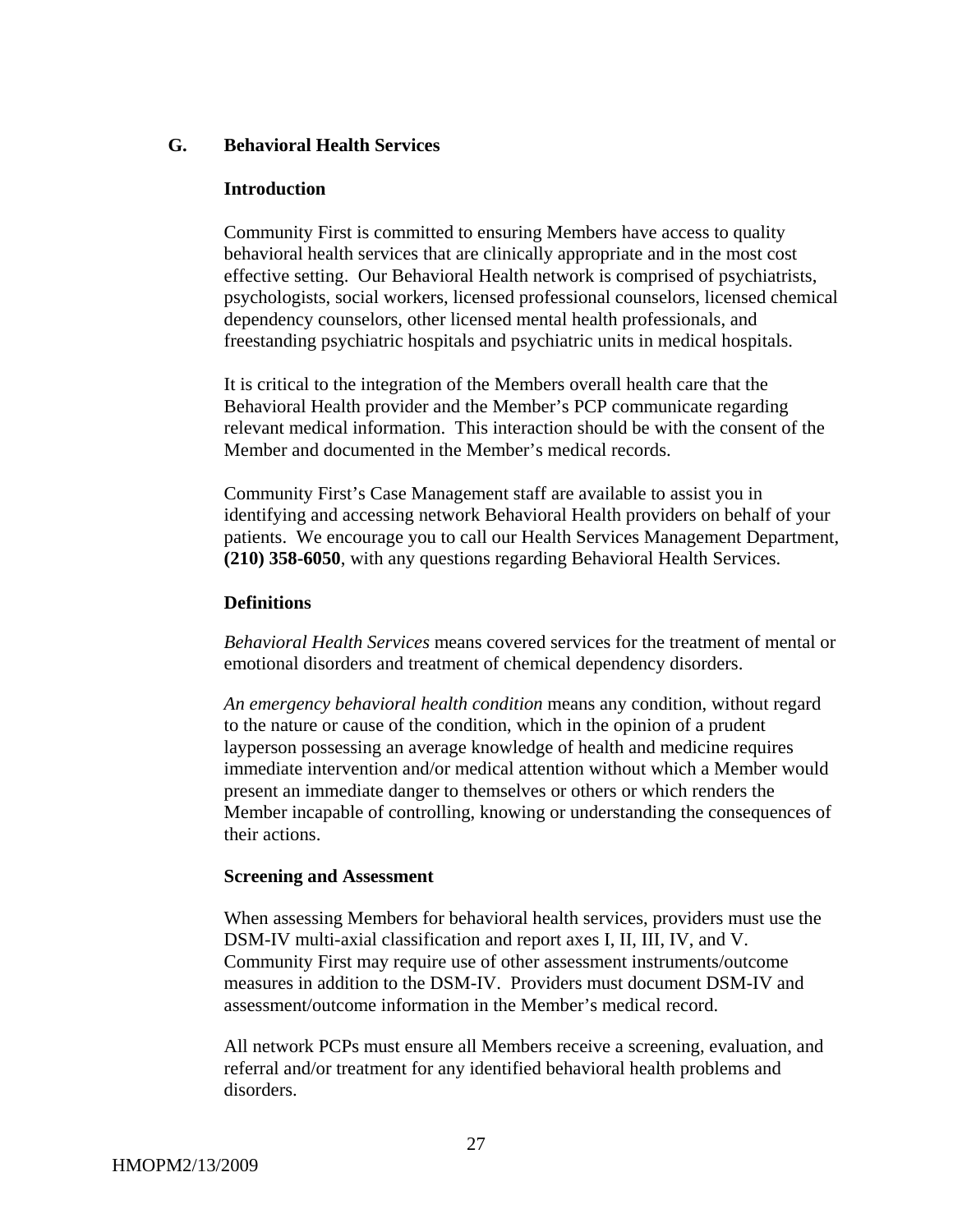## G. Behavioral Health Services

### Introduction

Community First is committed to ensuring Members have access to quality behavioral health services that are clinically appropriate and in the most cost effective setting. Our Behavioral Health network is comprised of psychiatrists, psychologists, social workers, licensed professional counselors, licensed chemical dependency counselors, other licensed mental health professionals, and freestanding psychiatric hospitals and psychiatric units in medical hospitals.

It is critical to the integration of the Members overall health care that the Behavioral Health provider and the Member's PCP communicate regarding relevant medical information. This interaction should be with the consent of the Member and documented in the Member's medical records.

Community First's Case Management staff are available to assist you in identifying and accessing network Behavioral Health providers on behalf of your patients. We encourage you to call our Health Services Management Department, **(210) 358-6050**, with any questions regarding Behavioral Health Services.

### Definitions

*Behavioral Health Services* means covered services for the treatment of mental or emotional disorders and treatment of chemical dependency disorders.

*An emergency behavioral health condition* means any condition, without regard to the nature or cause of the condition, which in the opinion of a prudent layperson possessing an average knowledge of health and medicine requires immediate intervention and/or medical attention without which a Member would present an immediate danger to themselves or others or which renders the Member incapable of controlling, knowing or understanding the consequences of their actions.

### Screening and Assessment

When assessing Members for behavioral health services, providers must use the DSM-IV multi-axial classification and report axes I, II, III, IV, and V. Community First may require use of other assessment instruments/outcome measures in addition to the DSM-IV. Providers must document DSM-IV and assessment/outcome information in the Member's medical record.

All network PCPs must ensure all Members receive a screening, evaluation, and referral and/or treatment for any identified behavioral health problems and disorders.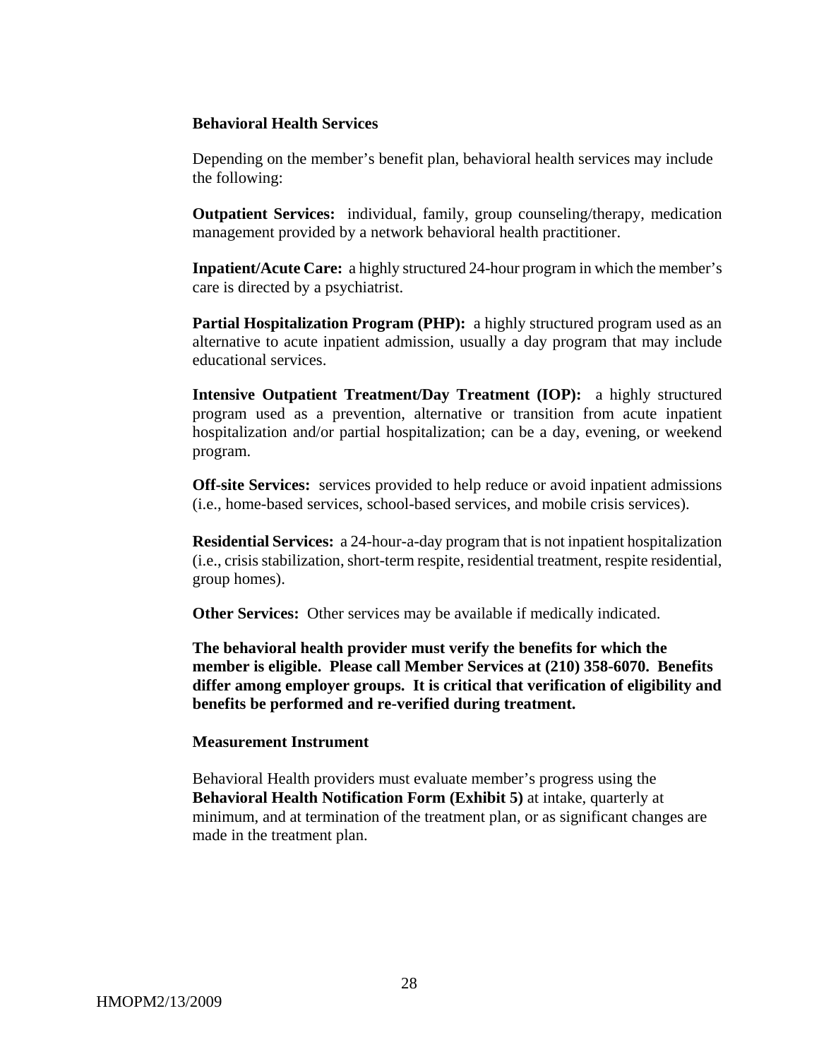## Behavioral Health Services

Depending on the member's benefit plan, behavioral health services may include the following:

**Outpatient Services:** individual, family, group counseling/therapy, medication management provided by a network behavioral health practitioner.

**Inpatient/Acute Care:** a highly structured 24-hour program in which the member's care is directed by a psychiatrist.

**Partial Hospitalization Program (PHP):** a highly structured program used as an alternative to acute inpatient admission, usually a day program that may include educational services.

**Intensive Outpatient Treatment/Day Treatment (IOP):** a highly structured program used as a prevention, alternative or transition from acute inpatient hospitalization and/or partial hospitalization; can be a day, evening, or weekend program.

**Off-site Services:** services provided to help reduce or avoid inpatient admissions (i.e., home-based services, school-based services, and mobile crisis services).

**Residential Services:** a 24-hour-a-day program that is not inpatient hospitalization (i.e., crisis stabilization, short-term respite, residential treatment, respite residential, group homes).

**Other Services:** Other services may be available if medically indicated.

**The behavioral health provider must verify the benefits for which the member is eligible. Please call Member Services at (210) 358-6070. Benefits differ among employer groups. It is critical that verification of eligibility and benefits be performed and re-verified during treatment.**

## Measurement Instrument

Behavioral Health providers must evaluate member's progress using the **Behavioral Health Notification Form (Exhibit 5)** at intake, quarterly at minimum, and at termination of the treatment plan, or as significant changes are made in the treatment plan.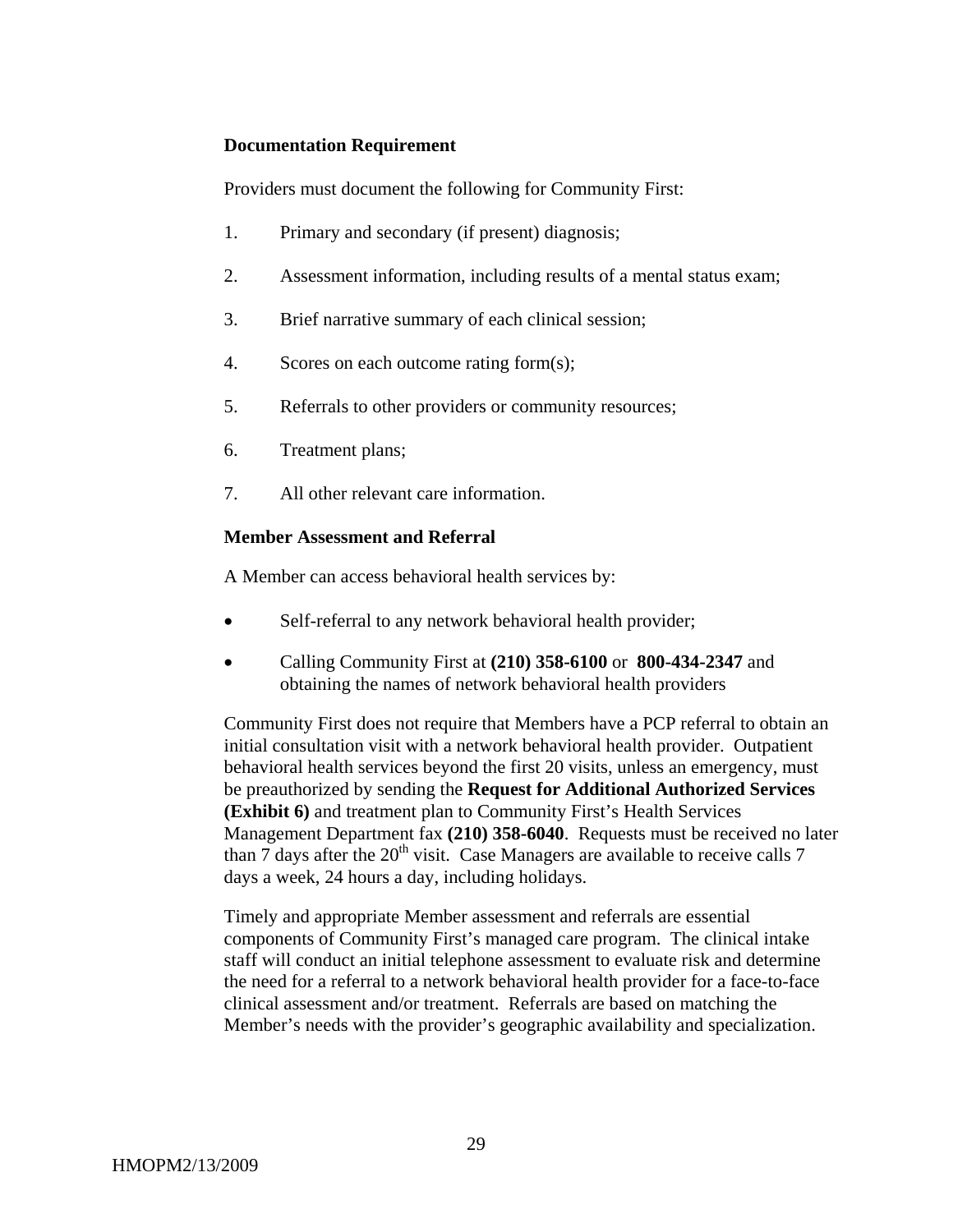**Documentation Requirement**

Providers must document the following for Community First:

1. Primary and secondary (if present) diagnosis;
2. Assessment information, including results of a mental status exam;
3. Brief narrative summary of each clinical session;
4. Scores on each outcome rating form(s);
5. Referrals to other providers or community resources;
6. Treatment plans;
7. All other relevant care information.

**Member Assessment and Referral**

A Member can access behavioral health services by:

- Self-referral to any network behavioral health provider;
- Calling Community First at **(210) 358-6100** or **800-434-2347** and obtaining the names of network behavioral health providers

Community First does not require that Members have a PCP referral to obtain an initial consultation visit with a network behavioral health provider. Outpatient behavioral health services beyond the first 20 visits, unless an emergency, must be preauthorized by sending the **Request for Additional Authorized Services (Exhibit 6)** and treatment plan to Community First's Health Services Management Department fax **(210) 358-6040**. Requests must be received no later than 7 days after the 20th visit. Case Managers are available to receive calls 7 days a week, 24 hours a day, including holidays.

Timely and appropriate Member assessment and referrals are essential components of Community First's managed care program. The clinical intake staff will conduct an initial telephone assessment to evaluate risk and determine the need for a referral to a network behavioral health provider for a face-to-face clinical assessment and/or treatment. Referrals are based on matching the Member's needs with the provider's geographic availability and specialization.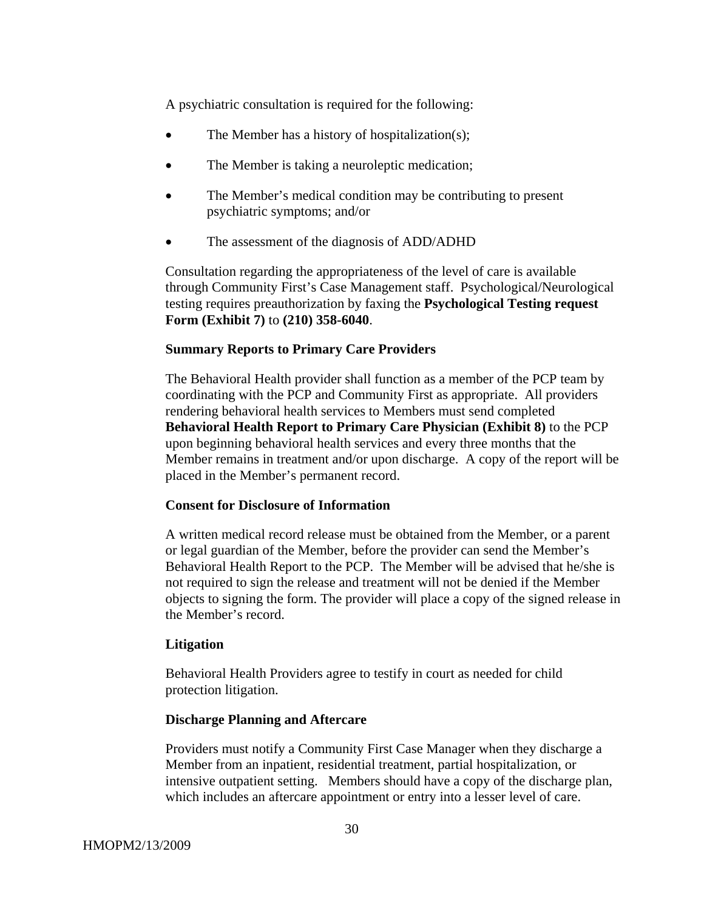A psychiatric consultation is required for the following:

- The Member has a history of hospitalization(s);
- The Member is taking a neuroleptic medication;
- The Member's medical condition may be contributing to present psychiatric symptoms; and/or
- The assessment of the diagnosis of ADD/ADHD

Consultation regarding the appropriateness of the level of care is available through Community First's Case Management staff. Psychological/Neurological testing requires preauthorization by faxing the **Psychological Testing request Form (Exhibit 7)** to **(210) 358-6040**.

**Summary Reports to Primary Care Providers**

The Behavioral Health provider shall function as a member of the PCP team by coordinating with the PCP and Community First as appropriate. All providers rendering behavioral health services to Members must send completed **Behavioral Health Report to Primary Care Physician (Exhibit 8)** to the PCP upon beginning behavioral health services and every three months that the Member remains in treatment and/or upon discharge. A copy of the report will be placed in the Member's permanent record.

**Consent for Disclosure of Information**

A written medical record release must be obtained from the Member, or a parent or legal guardian of the Member, before the provider can send the Member's Behavioral Health Report to the PCP. The Member will be advised that he/she is not required to sign the release and treatment will not be denied if the Member objects to signing the form. The provider will place a copy of the signed release in the Member's record.

**Litigation**

Behavioral Health Providers agree to testify in court as needed for child protection litigation.

**Discharge Planning and Aftercare**

Providers must notify a Community First Case Manager when they discharge a Member from an inpatient, residential treatment, partial hospitalization, or intensive outpatient setting. Members should have a copy of the discharge plan, which includes an aftercare appointment or entry into a lesser level of care.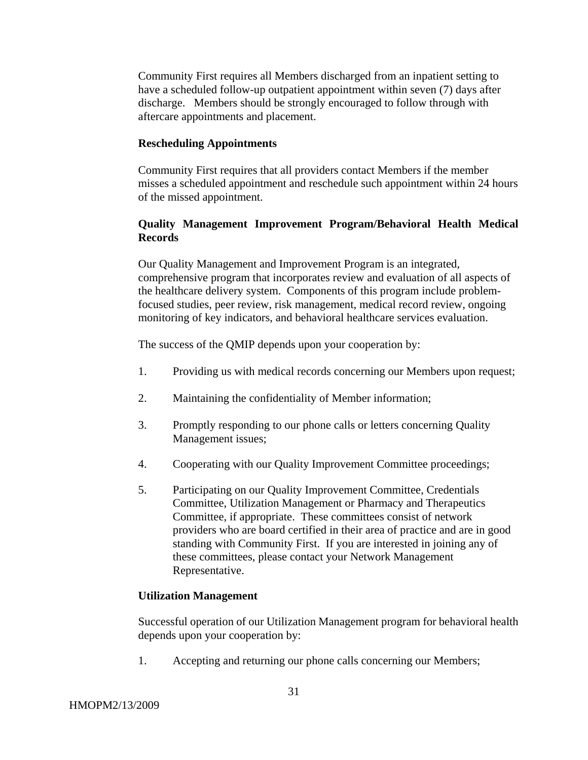Community First requires all Members discharged from an inpatient setting to have a scheduled follow-up outpatient appointment within seven (7) days after discharge.   Members should be strongly encouraged to follow through with aftercare appointments and placement.

**Rescheduling Appointments**

Community First requires that all providers contact Members if the member misses a scheduled appointment and reschedule such appointment within 24 hours of the missed appointment.

**Quality Management Improvement Program/Behavioral Health Medical Records**

Our Quality Management and Improvement Program is an integrated, comprehensive program that incorporates review and evaluation of all aspects of the healthcare delivery system.  Components of this program include problem-focused studies, peer review, risk management, medical record review, ongoing monitoring of key indicators, and behavioral healthcare services evaluation.

The success of the QMIP depends upon your cooperation by:

1. Providing us with medical records concerning our Members upon request;
2. Maintaining the confidentiality of Member information;
3. Promptly responding to our phone calls or letters concerning Quality Management issues;
4. Cooperating with our Quality Improvement Committee proceedings;
5. Participating on our Quality Improvement Committee, Credentials Committee, Utilization Management or Pharmacy and Therapeutics Committee, if appropriate.  These committees consist of network providers who are board certified in their area of practice and are in good standing with Community First.  If you are interested in joining any of these committees, please contact your Network Management Representative.

**Utilization Management**

Successful operation of our Utilization Management program for behavioral health depends upon your cooperation by:

1. Accepting and returning our phone calls concerning our Members;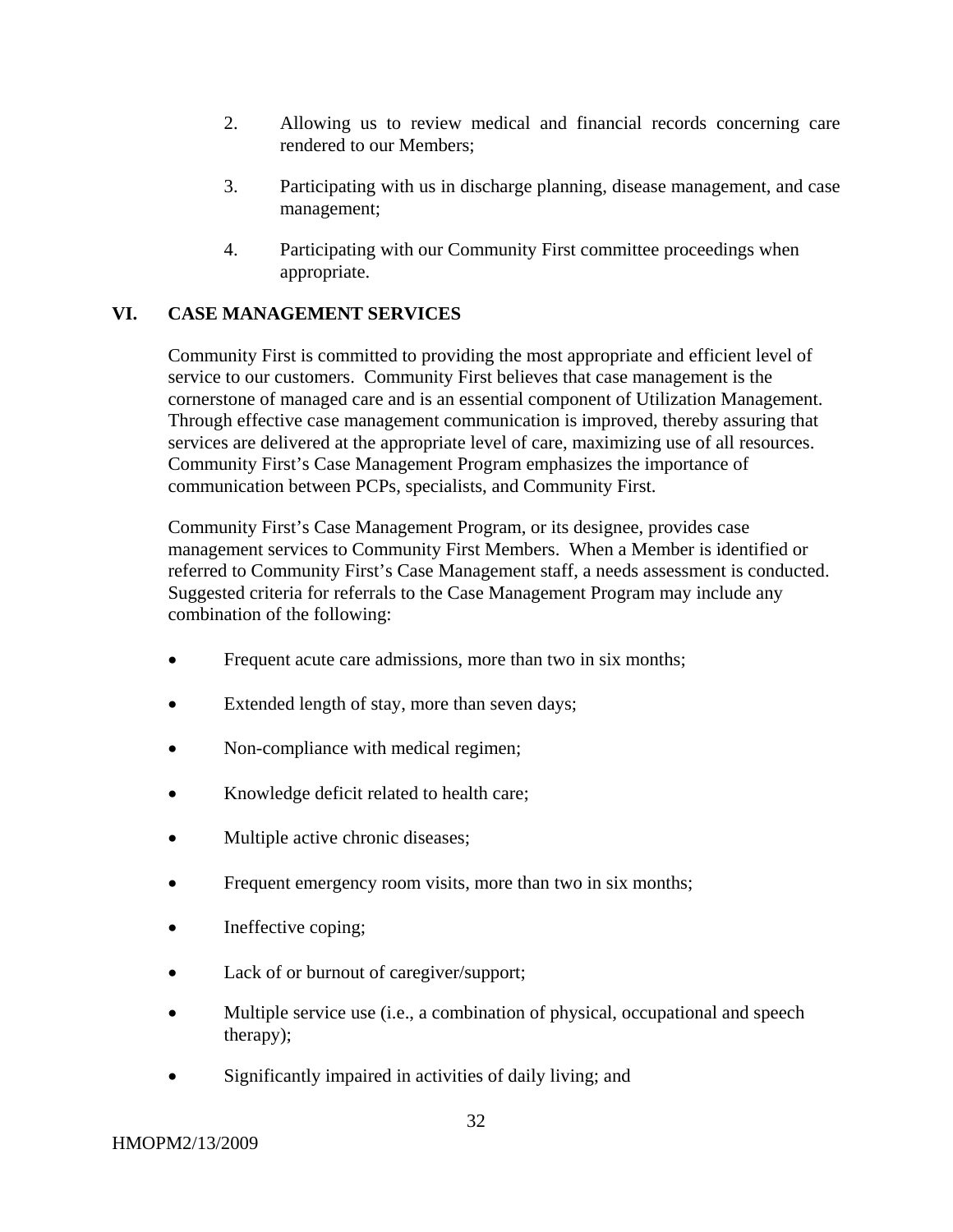2. Allowing us to review medical and financial records concerning care rendered to our Members;

3. Participating with us in discharge planning, disease management, and case management;

4. Participating with our Community First committee proceedings when appropriate.

## VI. CASE MANAGEMENT SERVICES

Community First is committed to providing the most appropriate and efficient level of service to our customers. Community First believes that case management is the cornerstone of managed care and is an essential component of Utilization Management. Through effective case management communication is improved, thereby assuring that services are delivered at the appropriate level of care, maximizing use of all resources. Community First's Case Management Program emphasizes the importance of communication between PCPs, specialists, and Community First.

Community First's Case Management Program, or its designee, provides case management services to Community First Members. When a Member is identified or referred to Community First's Case Management staff, a needs assessment is conducted. Suggested criteria for referrals to the Case Management Program may include any combination of the following:

- Frequent acute care admissions, more than two in six months;
- Extended length of stay, more than seven days;
- Non-compliance with medical regimen;
- Knowledge deficit related to health care;
- Multiple active chronic diseases;
- Frequent emergency room visits, more than two in six months;
- Ineffective coping;
- Lack of or burnout of caregiver/support;
- Multiple service use (i.e., a combination of physical, occupational and speech therapy);
- Significantly impaired in activities of daily living; and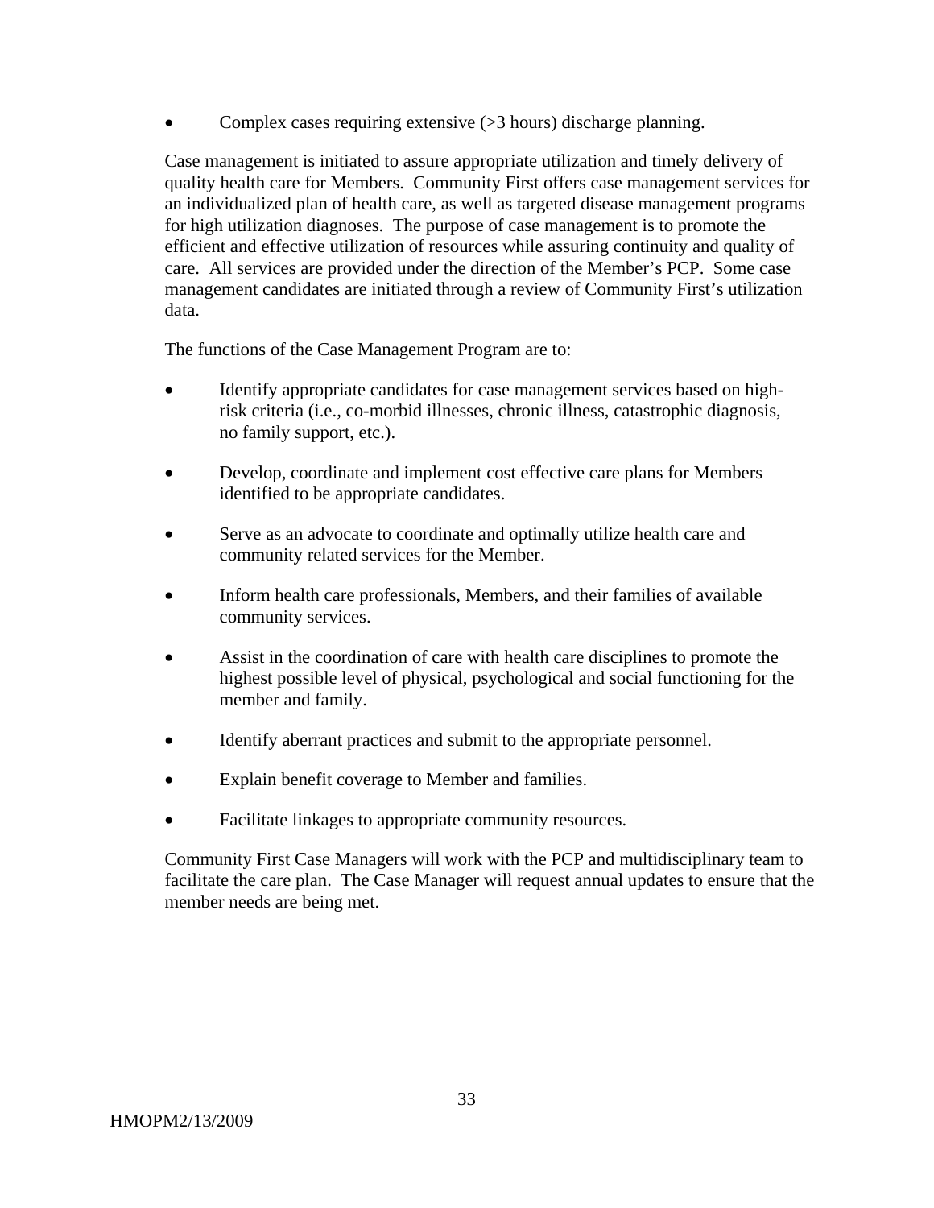- Complex cases requiring extensive (>3 hours) discharge planning.

Case management is initiated to assure appropriate utilization and timely delivery of quality health care for Members. Community First offers case management services for an individualized plan of health care, as well as targeted disease management programs for high utilization diagnoses. The purpose of case management is to promote the efficient and effective utilization of resources while assuring continuity and quality of care. All services are provided under the direction of the Member's PCP. Some case management candidates are initiated through a review of Community First's utilization data.

The functions of the Case Management Program are to:

- Identify appropriate candidates for case management services based on high-risk criteria (i.e., co-morbid illnesses, chronic illness, catastrophic diagnosis, no family support, etc.).
- Develop, coordinate and implement cost effective care plans for Members identified to be appropriate candidates.
- Serve as an advocate to coordinate and optimally utilize health care and community related services for the Member.
- Inform health care professionals, Members, and their families of available community services.
- Assist in the coordination of care with health care disciplines to promote the highest possible level of physical, psychological and social functioning for the member and family.
- Identify aberrant practices and submit to the appropriate personnel.
- Explain benefit coverage to Member and families.
- Facilitate linkages to appropriate community resources.

Community First Case Managers will work with the PCP and multidisciplinary team to facilitate the care plan. The Case Manager will request annual updates to ensure that the member needs are being met.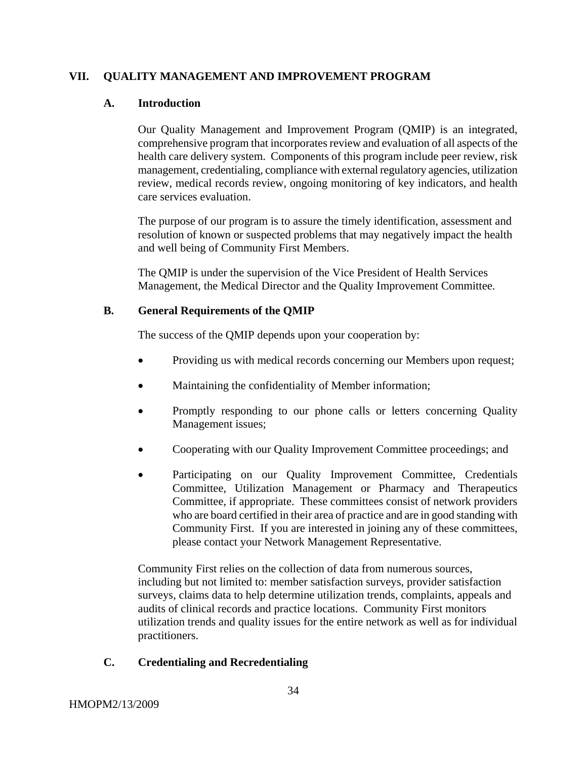## VII. QUALITY MANAGEMENT AND IMPROVEMENT PROGRAM

### A. Introduction

Our Quality Management and Improvement Program (QMIP) is an integrated, comprehensive program that incorporates review and evaluation of all aspects of the health care delivery system. Components of this program include peer review, risk management, credentialing, compliance with external regulatory agencies, utilization review, medical records review, ongoing monitoring of key indicators, and health care services evaluation.

The purpose of our program is to assure the timely identification, assessment and resolution of known or suspected problems that may negatively impact the health and well being of Community First Members.

The QMIP is under the supervision of the Vice President of Health Services Management, the Medical Director and the Quality Improvement Committee.

### B. General Requirements of the QMIP

The success of the QMIP depends upon your cooperation by:

- Providing us with medical records concerning our Members upon request;
- Maintaining the confidentiality of Member information;
- Promptly responding to our phone calls or letters concerning Quality Management issues;
- Cooperating with our Quality Improvement Committee proceedings; and
- Participating on our Quality Improvement Committee, Credentials Committee, Utilization Management or Pharmacy and Therapeutics Committee, if appropriate. These committees consist of network providers who are board certified in their area of practice and are in good standing with Community First. If you are interested in joining any of these committees, please contact your Network Management Representative.

Community First relies on the collection of data from numerous sources, including but not limited to: member satisfaction surveys, provider satisfaction surveys, claims data to help determine utilization trends, complaints, appeals and audits of clinical records and practice locations. Community First monitors utilization trends and quality issues for the entire network as well as for individual practitioners.

### C. Credentialing and Recredentialing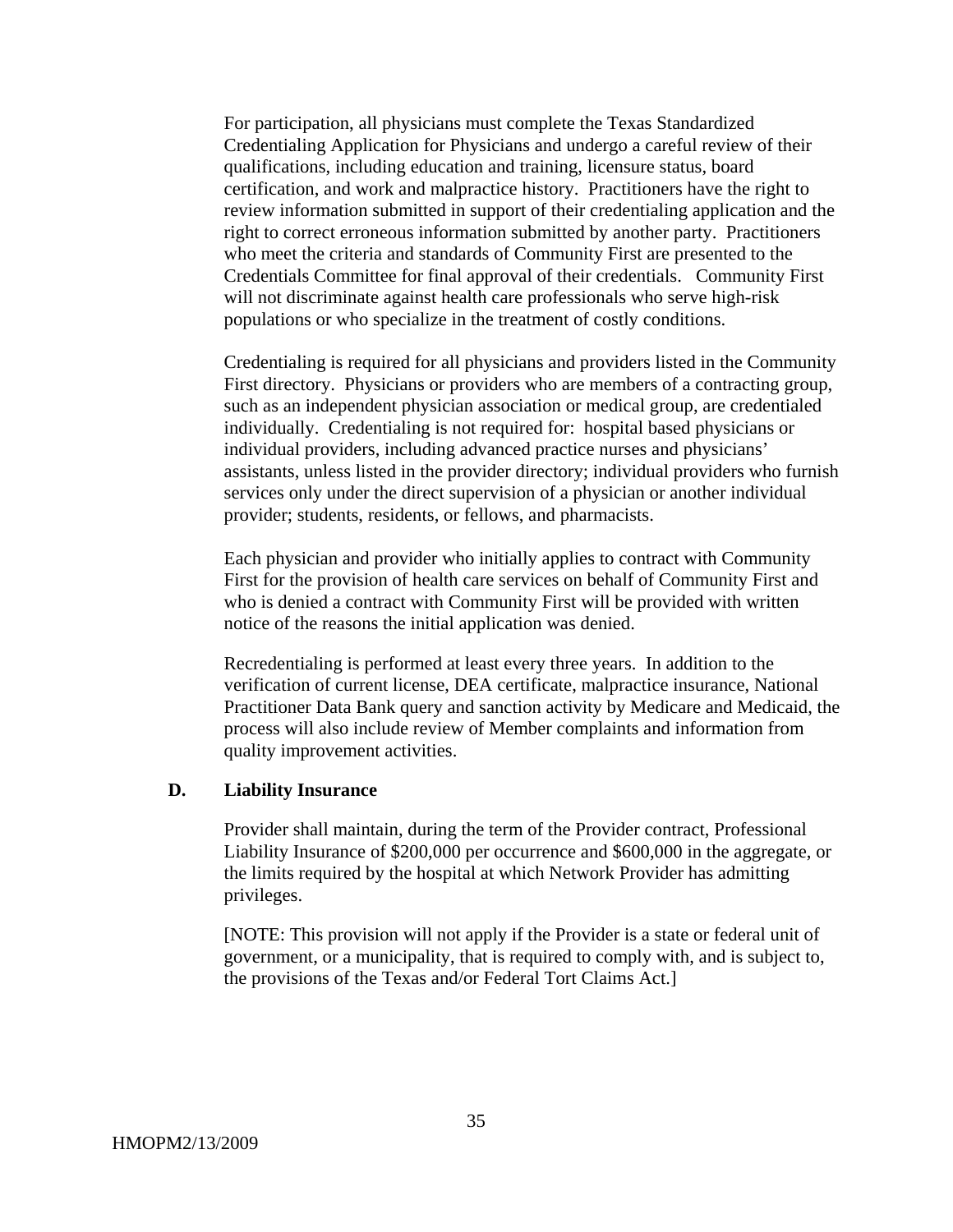For participation, all physicians must complete the Texas Standardized Credentialing Application for Physicians and undergo a careful review of their qualifications, including education and training, licensure status, board certification, and work and malpractice history. Practitioners have the right to review information submitted in support of their credentialing application and the right to correct erroneous information submitted by another party. Practitioners who meet the criteria and standards of Community First are presented to the Credentials Committee for final approval of their credentials. Community First will not discriminate against health care professionals who serve high-risk populations or who specialize in the treatment of costly conditions.

Credentialing is required for all physicians and providers listed in the Community First directory. Physicians or providers who are members of a contracting group, such as an independent physician association or medical group, are credentialed individually. Credentialing is not required for: hospital based physicians or individual providers, including advanced practice nurses and physicians' assistants, unless listed in the provider directory; individual providers who furnish services only under the direct supervision of a physician or another individual provider; students, residents, or fellows, and pharmacists.

Each physician and provider who initially applies to contract with Community First for the provision of health care services on behalf of Community First and who is denied a contract with Community First will be provided with written notice of the reasons the initial application was denied.

Recredentialing is performed at least every three years. In addition to the verification of current license, DEA certificate, malpractice insurance, National Practitioner Data Bank query and sanction activity by Medicare and Medicaid, the process will also include review of Member complaints and information from quality improvement activities.

### D. Liability Insurance

Provider shall maintain, during the term of the Provider contract, Professional Liability Insurance of $200,000 per occurrence and $600,000 in the aggregate, or the limits required by the hospital at which Network Provider has admitting privileges.

[NOTE: This provision will not apply if the Provider is a state or federal unit of government, or a municipality, that is required to comply with, and is subject to, the provisions of the Texas and/or Federal Tort Claims Act.]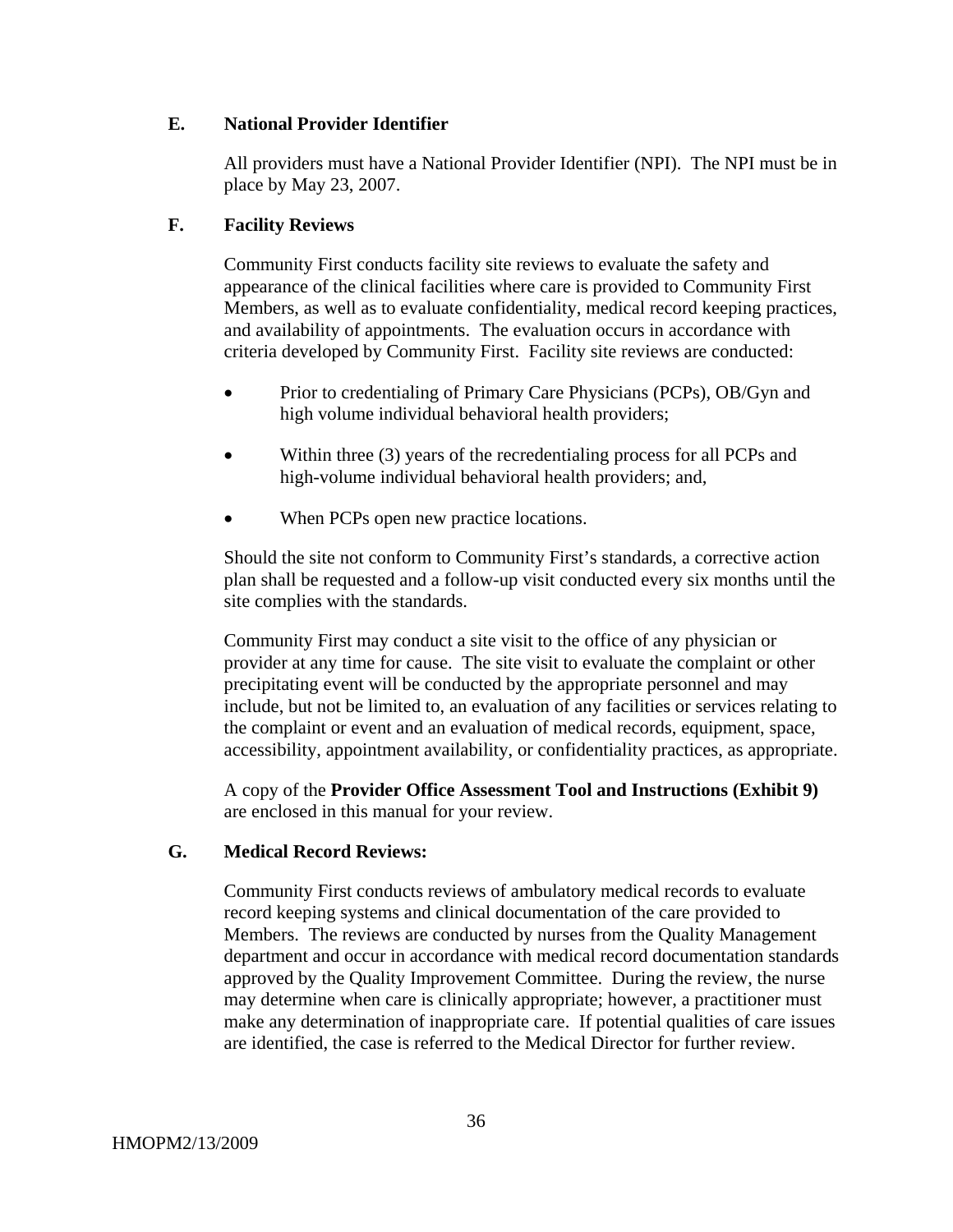### E. National Provider Identifier

All providers must have a National Provider Identifier (NPI). The NPI must be in place by May 23, 2007.

### F. Facility Reviews

Community First conducts facility site reviews to evaluate the safety and appearance of the clinical facilities where care is provided to Community First Members, as well as to evaluate confidentiality, medical record keeping practices, and availability of appointments. The evaluation occurs in accordance with criteria developed by Community First. Facility site reviews are conducted:

- Prior to credentialing of Primary Care Physicians (PCPs), OB/Gyn and high volume individual behavioral health providers;
- Within three (3) years of the recredentialing process for all PCPs and high-volume individual behavioral health providers; and,
- When PCPs open new practice locations.

Should the site not conform to Community First's standards, a corrective action plan shall be requested and a follow-up visit conducted every six months until the site complies with the standards.

Community First may conduct a site visit to the office of any physician or provider at any time for cause. The site visit to evaluate the complaint or other precipitating event will be conducted by the appropriate personnel and may include, but not be limited to, an evaluation of any facilities or services relating to the complaint or event and an evaluation of medical records, equipment, space, accessibility, appointment availability, or confidentiality practices, as appropriate.

A copy of the **Provider Office Assessment Tool and Instructions (Exhibit 9)** are enclosed in this manual for your review.

### G. Medical Record Reviews:

Community First conducts reviews of ambulatory medical records to evaluate record keeping systems and clinical documentation of the care provided to Members. The reviews are conducted by nurses from the Quality Management department and occur in accordance with medical record documentation standards approved by the Quality Improvement Committee. During the review, the nurse may determine when care is clinically appropriate; however, a practitioner must make any determination of inappropriate care. If potential qualities of care issues are identified, the case is referred to the Medical Director for further review.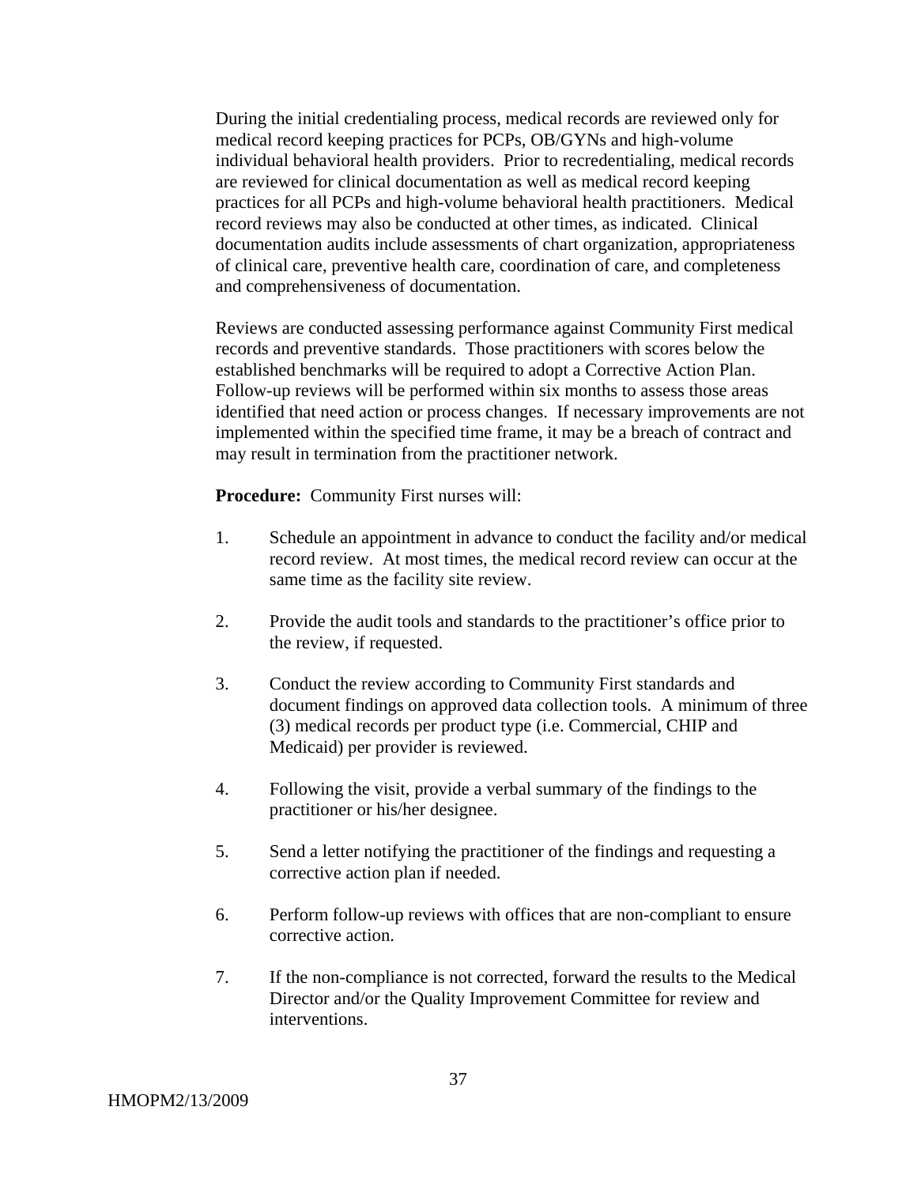During the initial credentialing process, medical records are reviewed only for medical record keeping practices for PCPs, OB/GYNs and high-volume individual behavioral health providers. Prior to recredentialing, medical records are reviewed for clinical documentation as well as medical record keeping practices for all PCPs and high-volume behavioral health practitioners. Medical record reviews may also be conducted at other times, as indicated. Clinical documentation audits include assessments of chart organization, appropriateness of clinical care, preventive health care, coordination of care, and completeness and comprehensiveness of documentation.

Reviews are conducted assessing performance against Community First medical records and preventive standards. Those practitioners with scores below the established benchmarks will be required to adopt a Corrective Action Plan. Follow-up reviews will be performed within six months to assess those areas identified that need action or process changes. If necessary improvements are not implemented within the specified time frame, it may be a breach of contract and may result in termination from the practitioner network.

**Procedure:** Community First nurses will:

1. Schedule an appointment in advance to conduct the facility and/or medical record review. At most times, the medical record review can occur at the same time as the facility site review.
2. Provide the audit tools and standards to the practitioner's office prior to the review, if requested.
3. Conduct the review according to Community First standards and document findings on approved data collection tools. A minimum of three (3) medical records per product type (i.e. Commercial, CHIP and Medicaid) per provider is reviewed.
4. Following the visit, provide a verbal summary of the findings to the practitioner or his/her designee.
5. Send a letter notifying the practitioner of the findings and requesting a corrective action plan if needed.
6. Perform follow-up reviews with offices that are non-compliant to ensure corrective action.
7. If the non-compliance is not corrected, forward the results to the Medical Director and/or the Quality Improvement Committee for review and interventions.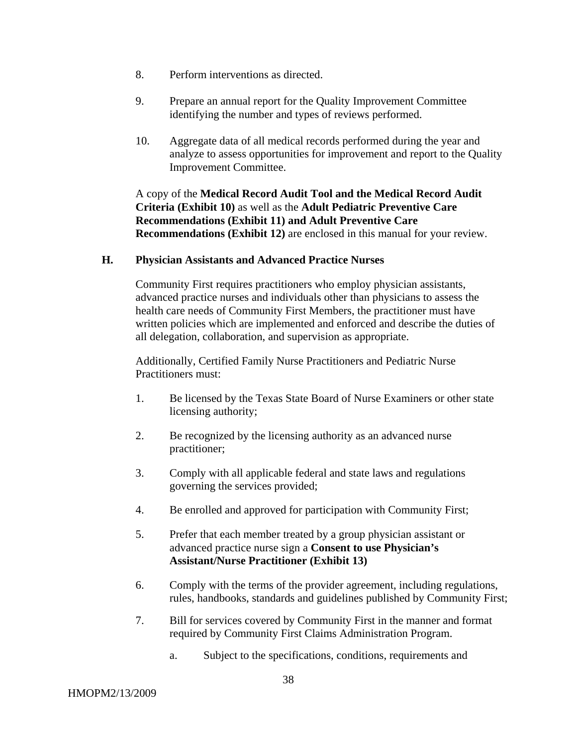8. Perform interventions as directed.

9. Prepare an annual report for the Quality Improvement Committee identifying the number and types of reviews performed.

10. Aggregate data of all medical records performed during the year and analyze to assess opportunities for improvement and report to the Quality Improvement Committee.

A copy of the **Medical Record Audit Tool and the Medical Record Audit Criteria (Exhibit 10)** as well as the **Adult Pediatric Preventive Care Recommendations (Exhibit 11) and Adult Preventive Care Recommendations (Exhibit 12)** are enclosed in this manual for your review.

### H. Physician Assistants and Advanced Practice Nurses

Community First requires practitioners who employ physician assistants, advanced practice nurses and individuals other than physicians to assess the health care needs of Community First Members, the practitioner must have written policies which are implemented and enforced and describe the duties of all delegation, collaboration, and supervision as appropriate.

Additionally, Certified Family Nurse Practitioners and Pediatric Nurse Practitioners must:

1. Be licensed by the Texas State Board of Nurse Examiners or other state licensing authority;

2. Be recognized by the licensing authority as an advanced nurse practitioner;

3. Comply with all applicable federal and state laws and regulations governing the services provided;

4. Be enrolled and approved for participation with Community First;

5. Prefer that each member treated by a group physician assistant or advanced practice nurse sign a **Consent to use Physician's Assistant/Nurse Practitioner (Exhibit 13)**

6. Comply with the terms of the provider agreement, including regulations, rules, handbooks, standards and guidelines published by Community First;

7. Bill for services covered by Community First in the manner and format required by Community First Claims Administration Program.

   a. Subject to the specifications, conditions, requirements and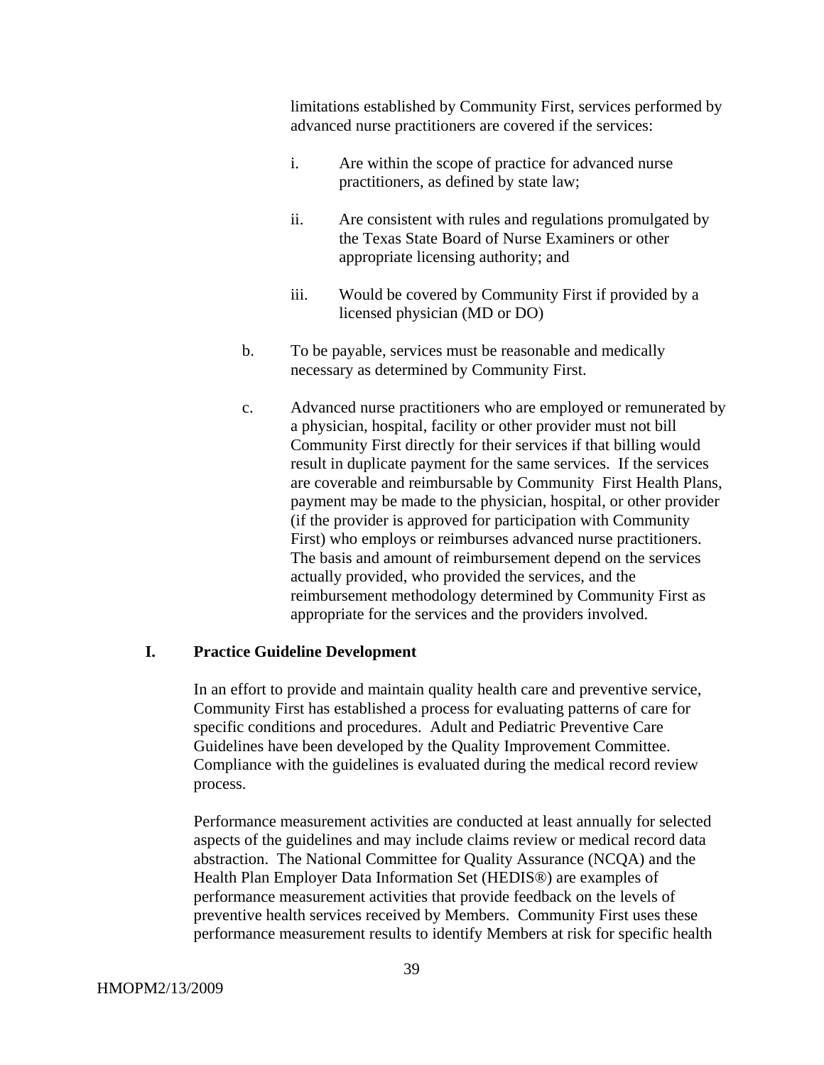limitations established by Community First, services performed by advanced nurse practitioners are covered if the services:

i. Are within the scope of practice for advanced nurse practitioners, as defined by state law;

ii. Are consistent with rules and regulations promulgated by the Texas State Board of Nurse Examiners or other appropriate licensing authority; and

iii. Would be covered by Community First if provided by a licensed physician (MD or DO)

b. To be payable, services must be reasonable and medically necessary as determined by Community First.

c. Advanced nurse practitioners who are employed or remunerated by a physician, hospital, facility or other provider must not bill Community First directly for their services if that billing would result in duplicate payment for the same services. If the services are coverable and reimbursable by Community First Health Plans, payment may be made to the physician, hospital, or other provider (if the provider is approved for participation with Community First) who employs or reimburses advanced nurse practitioners. The basis and amount of reimbursement depend on the services actually provided, who provided the services, and the reimbursement methodology determined by Community First as appropriate for the services and the providers involved.

## I. Practice Guideline Development

In an effort to provide and maintain quality health care and preventive service, Community First has established a process for evaluating patterns of care for specific conditions and procedures. Adult and Pediatric Preventive Care Guidelines have been developed by the Quality Improvement Committee. Compliance with the guidelines is evaluated during the medical record review process.

Performance measurement activities are conducted at least annually for selected aspects of the guidelines and may include claims review or medical record data abstraction. The National Committee for Quality Assurance (NCQA) and the Health Plan Employer Data Information Set (HEDIS®) are examples of performance measurement activities that provide feedback on the levels of preventive health services received by Members. Community First uses these performance measurement results to identify Members at risk for specific health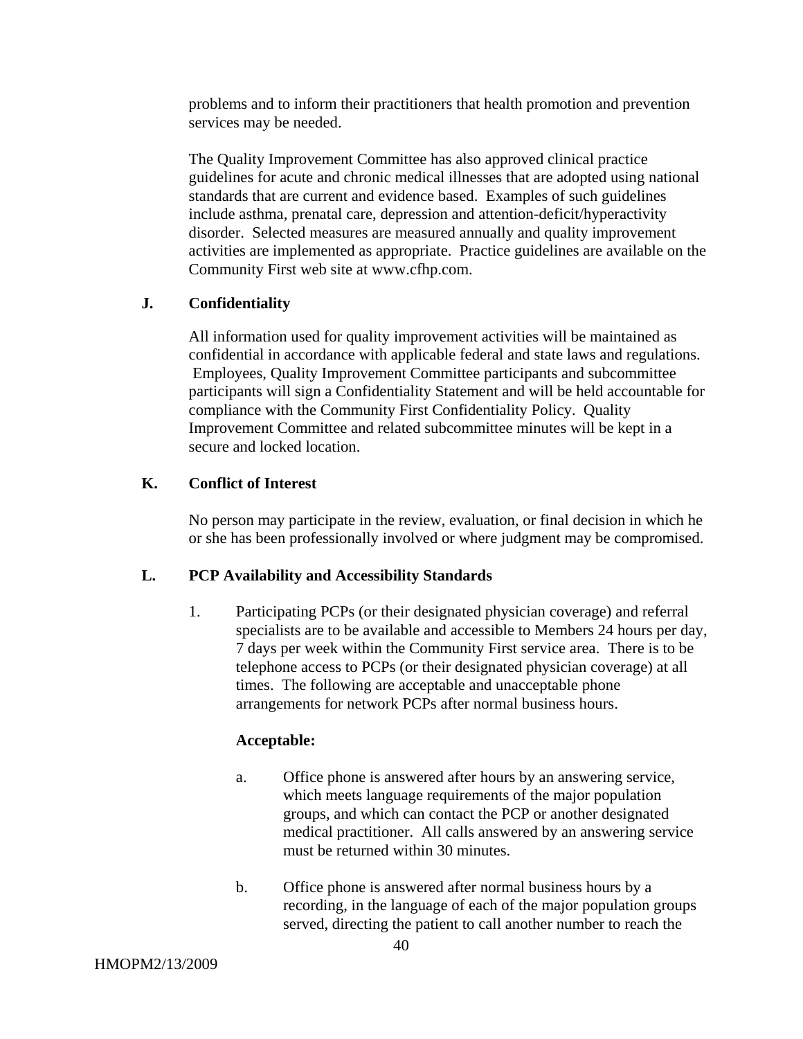problems and to inform their practitioners that health promotion and prevention services may be needed.

The Quality Improvement Committee has also approved clinical practice guidelines for acute and chronic medical illnesses that are adopted using national standards that are current and evidence based. Examples of such guidelines include asthma, prenatal care, depression and attention-deficit/hyperactivity disorder. Selected measures are measured annually and quality improvement activities are implemented as appropriate. Practice guidelines are available on the Community First web site at www.cfhp.com.

### J. Confidentiality

All information used for quality improvement activities will be maintained as confidential in accordance with applicable federal and state laws and regulations. Employees, Quality Improvement Committee participants and subcommittee participants will sign a Confidentiality Statement and will be held accountable for compliance with the Community First Confidentiality Policy. Quality Improvement Committee and related subcommittee minutes will be kept in a secure and locked location.

### K. Conflict of Interest

No person may participate in the review, evaluation, or final decision in which he or she has been professionally involved or where judgment may be compromised.

### L. PCP Availability and Accessibility Standards

1. Participating PCPs (or their designated physician coverage) and referral specialists are to be available and accessible to Members 24 hours per day, 7 days per week within the Community First service area. There is to be telephone access to PCPs (or their designated physician coverage) at all times. The following are acceptable and unacceptable phone arrangements for network PCPs after normal business hours.

   **Acceptable:**

   a. Office phone is answered after hours by an answering service, which meets language requirements of the major population groups, and which can contact the PCP or another designated medical practitioner. All calls answered by an answering service must be returned within 30 minutes.

   b. Office phone is answered after normal business hours by a recording, in the language of each of the major population groups served, directing the patient to call another number to reach the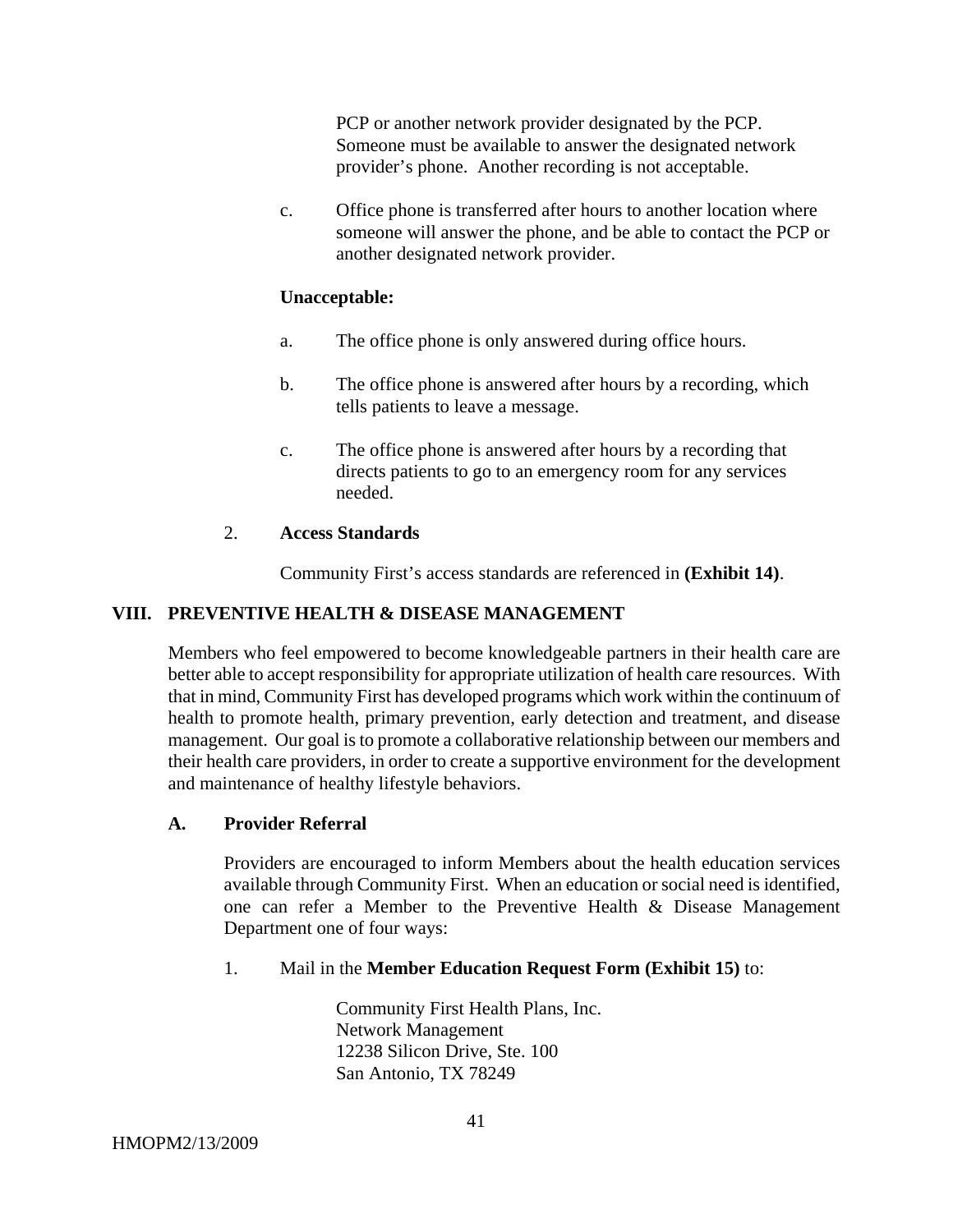PCP or another network provider designated by the PCP. Someone must be available to answer the designated network provider's phone. Another recording is not acceptable.

c. Office phone is transferred after hours to another location where someone will answer the phone, and be able to contact the PCP or another designated network provider.

**Unacceptable:**

a. The office phone is only answered during office hours.

b. The office phone is answered after hours by a recording, which tells patients to leave a message.

c. The office phone is answered after hours by a recording that directs patients to go to an emergency room for any services needed.

2. **Access Standards**

Community First's access standards are referenced in **(Exhibit 14)**.

## VIII. PREVENTIVE HEALTH & DISEASE MANAGEMENT

Members who feel empowered to become knowledgeable partners in their health care are better able to accept responsibility for appropriate utilization of health care resources. With that in mind, Community First has developed programs which work within the continuum of health to promote health, primary prevention, early detection and treatment, and disease management. Our goal is to promote a collaborative relationship between our members and their health care providers, in order to create a supportive environment for the development and maintenance of healthy lifestyle behaviors.

### A. Provider Referral

Providers are encouraged to inform Members about the health education services available through Community First. When an education or social need is identified, one can refer a Member to the Preventive Health & Disease Management Department one of four ways:

1. Mail in the **Member Education Request Form (Exhibit 15)** to:

Community First Health Plans, Inc.
Network Management
12238 Silicon Drive, Ste. 100
San Antonio, TX 78249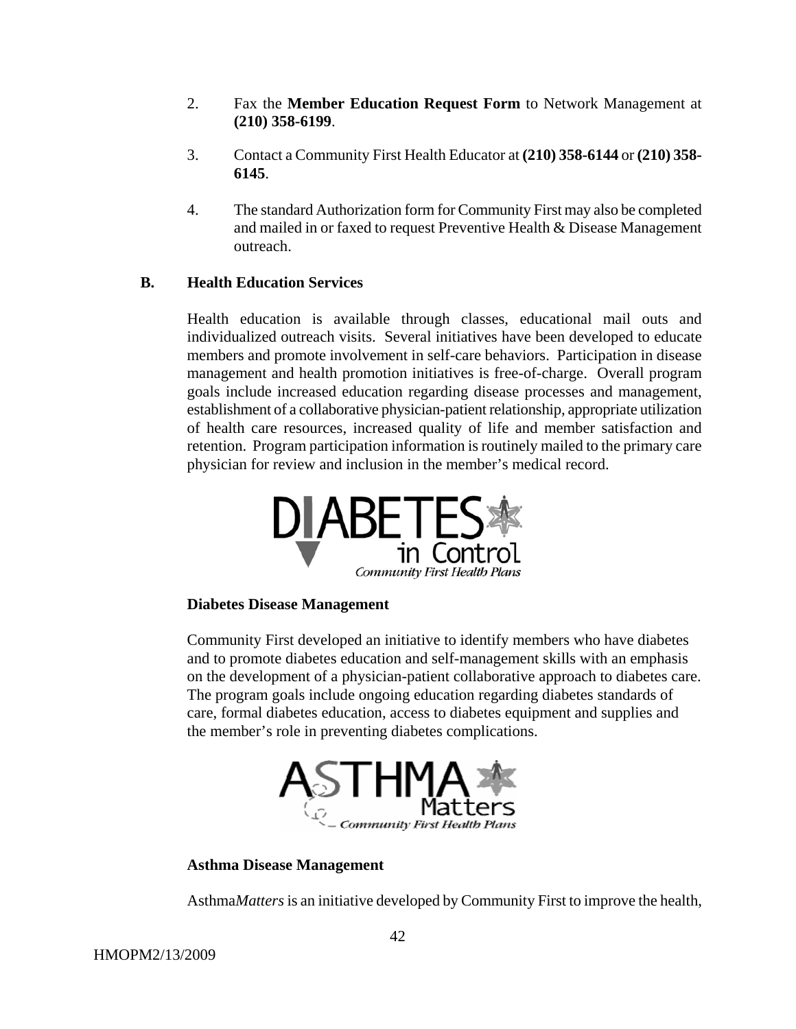2. Fax the **Member Education Request Form** to Network Management at **(210) 358-6199**.

3. Contact a Community First Health Educator at **(210) 358-6144** or **(210) 358-6145**.

4. The standard Authorization form for Community First may also be completed and mailed in or faxed to request Preventive Health & Disease Management outreach.

## B. Health Education Services

Health education is available through classes, educational mail outs and individualized outreach visits. Several initiatives have been developed to educate members and promote involvement in self-care behaviors. Participation in disease management and health promotion initiatives is free-of-charge. Overall program goals include increased education regarding disease processes and management, establishment of a collaborative physician-patient relationship, appropriate utilization of health care resources, increased quality of life and member satisfaction and retention. Program participation information is routinely mailed to the primary care physician for review and inclusion in the member's medical record.

### Diabetes Disease Management

Community First developed an initiative to identify members who have diabetes and to promote diabetes education and self-management skills with an emphasis on the development of a physician-patient collaborative approach to diabetes care. The program goals include ongoing education regarding diabetes standards of care, formal diabetes education, access to diabetes equipment and supplies and the member's role in preventing diabetes complications.

### Asthma Disease Management

Asthma*Matters* is an initiative developed by Community First to improve the health,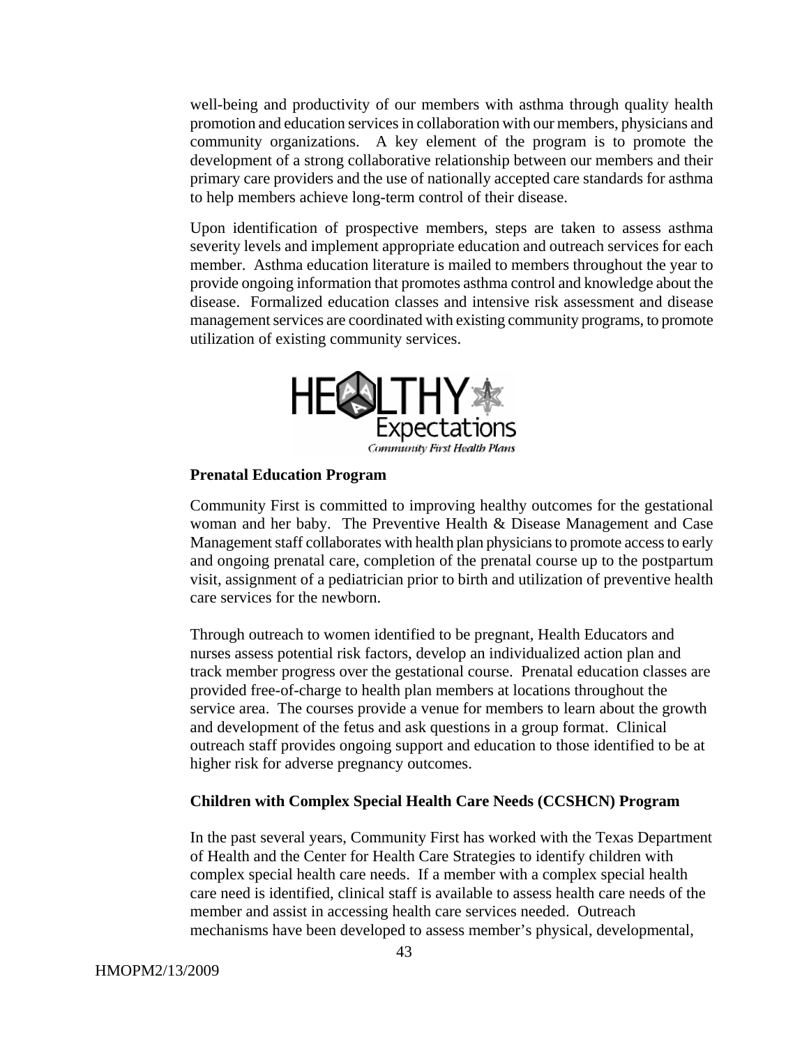well-being and productivity of our members with asthma through quality health promotion and education services in collaboration with our members, physicians and community organizations. A key element of the program is to promote the development of a strong collaborative relationship between our members and their primary care providers and the use of nationally accepted care standards for asthma to help members achieve long-term control of their disease.

Upon identification of prospective members, steps are taken to assess asthma severity levels and implement appropriate education and outreach services for each member. Asthma education literature is mailed to members throughout the year to provide ongoing information that promotes asthma control and knowledge about the disease. Formalized education classes and intensive risk assessment and disease management services are coordinated with existing community programs, to promote utilization of existing community services.

**Prenatal Education Program**

Community First is committed to improving healthy outcomes for the gestational woman and her baby. The Preventive Health & Disease Management and Case Management staff collaborates with health plan physicians to promote access to early and ongoing prenatal care, completion of the prenatal course up to the postpartum visit, assignment of a pediatrician prior to birth and utilization of preventive health care services for the newborn.

Through outreach to women identified to be pregnant, Health Educators and nurses assess potential risk factors, develop an individualized action plan and track member progress over the gestational course. Prenatal education classes are provided free-of-charge to health plan members at locations throughout the service area. The courses provide a venue for members to learn about the growth and development of the fetus and ask questions in a group format. Clinical outreach staff provides ongoing support and education to those identified to be at higher risk for adverse pregnancy outcomes.

**Children with Complex Special Health Care Needs (CCSHCN) Program**

In the past several years, Community First has worked with the Texas Department of Health and the Center for Health Care Strategies to identify children with complex special health care needs. If a member with a complex special health care need is identified, clinical staff is available to assess health care needs of the member and assist in accessing health care services needed. Outreach mechanisms have been developed to assess member's physical, developmental,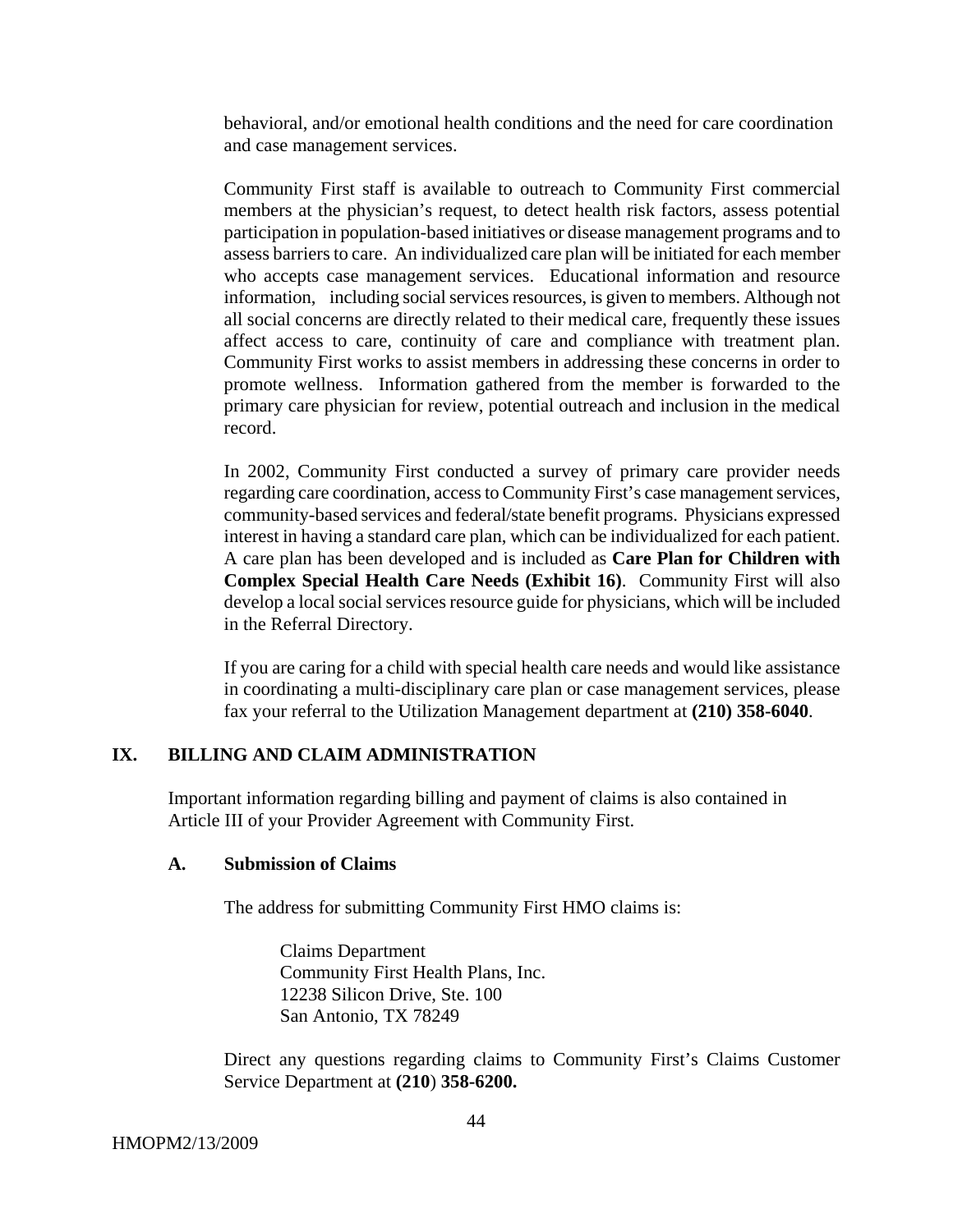behavioral, and/or emotional health conditions and the need for care coordination and case management services.

Community First staff is available to outreach to Community First commercial members at the physician's request, to detect health risk factors, assess potential participation in population-based initiatives or disease management programs and to assess barriers to care. An individualized care plan will be initiated for each member who accepts case management services. Educational information and resource information, including social services resources, is given to members. Although not all social concerns are directly related to their medical care, frequently these issues affect access to care, continuity of care and compliance with treatment plan. Community First works to assist members in addressing these concerns in order to promote wellness. Information gathered from the member is forwarded to the primary care physician for review, potential outreach and inclusion in the medical record.

In 2002, Community First conducted a survey of primary care provider needs regarding care coordination, access to Community First's case management services, community-based services and federal/state benefit programs. Physicians expressed interest in having a standard care plan, which can be individualized for each patient. A care plan has been developed and is included as **Care Plan for Children with Complex Special Health Care Needs (Exhibit 16)**. Community First will also develop a local social services resource guide for physicians, which will be included in the Referral Directory.

If you are caring for a child with special health care needs and would like assistance in coordinating a multi-disciplinary care plan or case management services, please fax your referral to the Utilization Management department at **(210) 358-6040**.

## IX. BILLING AND CLAIM ADMINISTRATION

Important information regarding billing and payment of claims is also contained in Article III of your Provider Agreement with Community First.

### A. Submission of Claims

The address for submitting Community First HMO claims is:

Claims Department  
Community First Health Plans, Inc.  
12238 Silicon Drive, Ste. 100  
San Antonio, TX 78249

Direct any questions regarding claims to Community First's Claims Customer Service Department at **(210**) **358-6200.**

HMOPM2/13/2009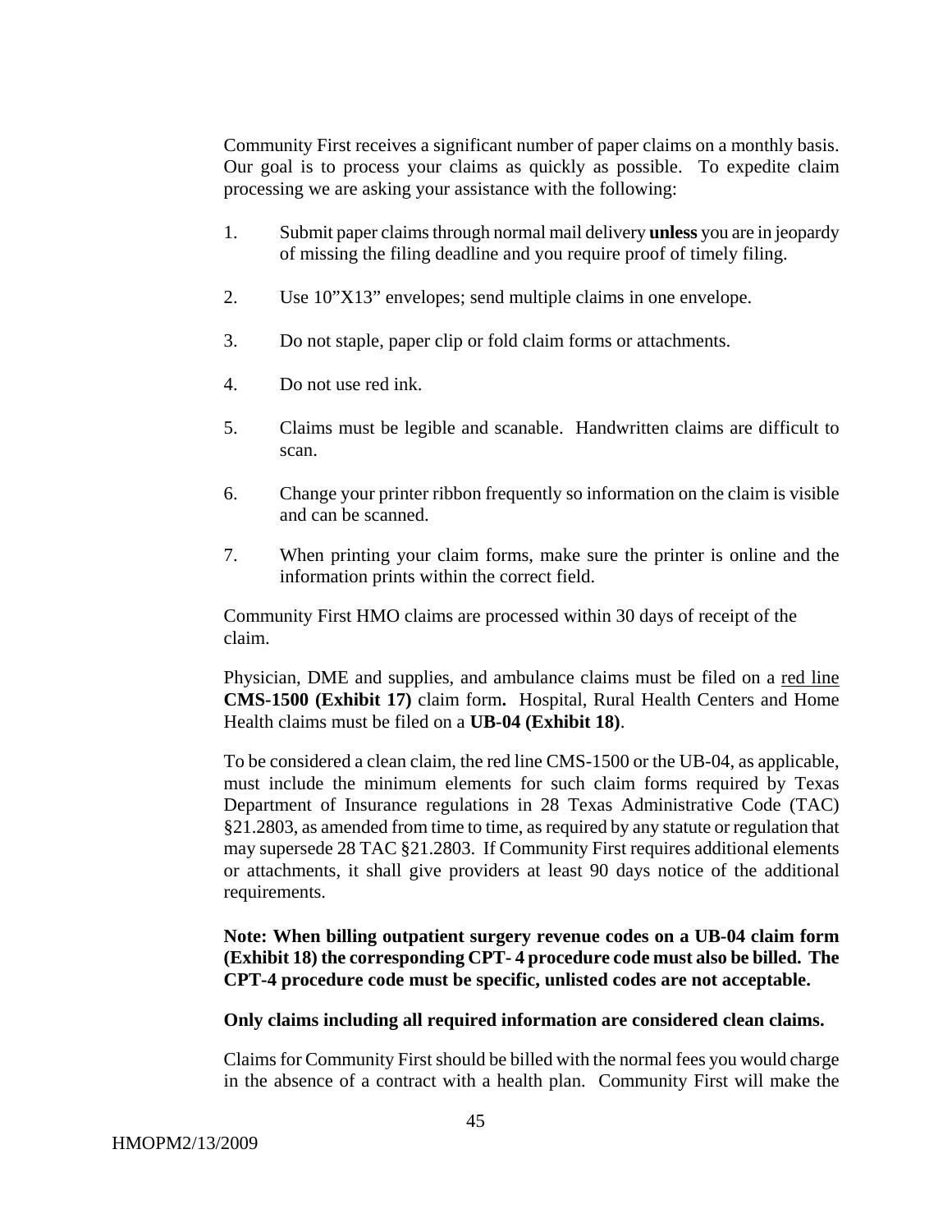Community First receives a significant number of paper claims on a monthly basis. Our goal is to process your claims as quickly as possible. To expedite claim processing we are asking your assistance with the following:

1. Submit paper claims through normal mail delivery **unless** you are in jeopardy of missing the filing deadline and you require proof of timely filing.

2. Use 10"X13" envelopes; send multiple claims in one envelope.

3. Do not staple, paper clip or fold claim forms or attachments.

4. Do not use red ink.

5. Claims must be legible and scanable. Handwritten claims are difficult to scan.

6. Change your printer ribbon frequently so information on the claim is visible and can be scanned.

7. When printing your claim forms, make sure the printer is online and the information prints within the correct field.

Community First HMO claims are processed within 30 days of receipt of the claim.

Physician, DME and supplies, and ambulance claims must be filed on a <u>red line</u> **CMS-1500 (Exhibit 17)** claim form**.** Hospital, Rural Health Centers and Home Health claims must be filed on a **UB-04 (Exhibit 18)**.

To be considered a clean claim, the red line CMS-1500 or the UB-04, as applicable, must include the minimum elements for such claim forms required by Texas Department of Insurance regulations in 28 Texas Administrative Code (TAC) §21.2803, as amended from time to time, as required by any statute or regulation that may supersede 28 TAC §21.2803. If Community First requires additional elements or attachments, it shall give providers at least 90 days notice of the additional requirements.

**Note: When billing outpatient surgery revenue codes on a UB-04 claim form (Exhibit 18) the corresponding CPT- 4 procedure code must also be billed. The CPT-4 procedure code must be specific, unlisted codes are not acceptable.**

**Only claims including all required information are considered clean claims.**

Claims for Community First should be billed with the normal fees you would charge in the absence of a contract with a health plan. Community First will make the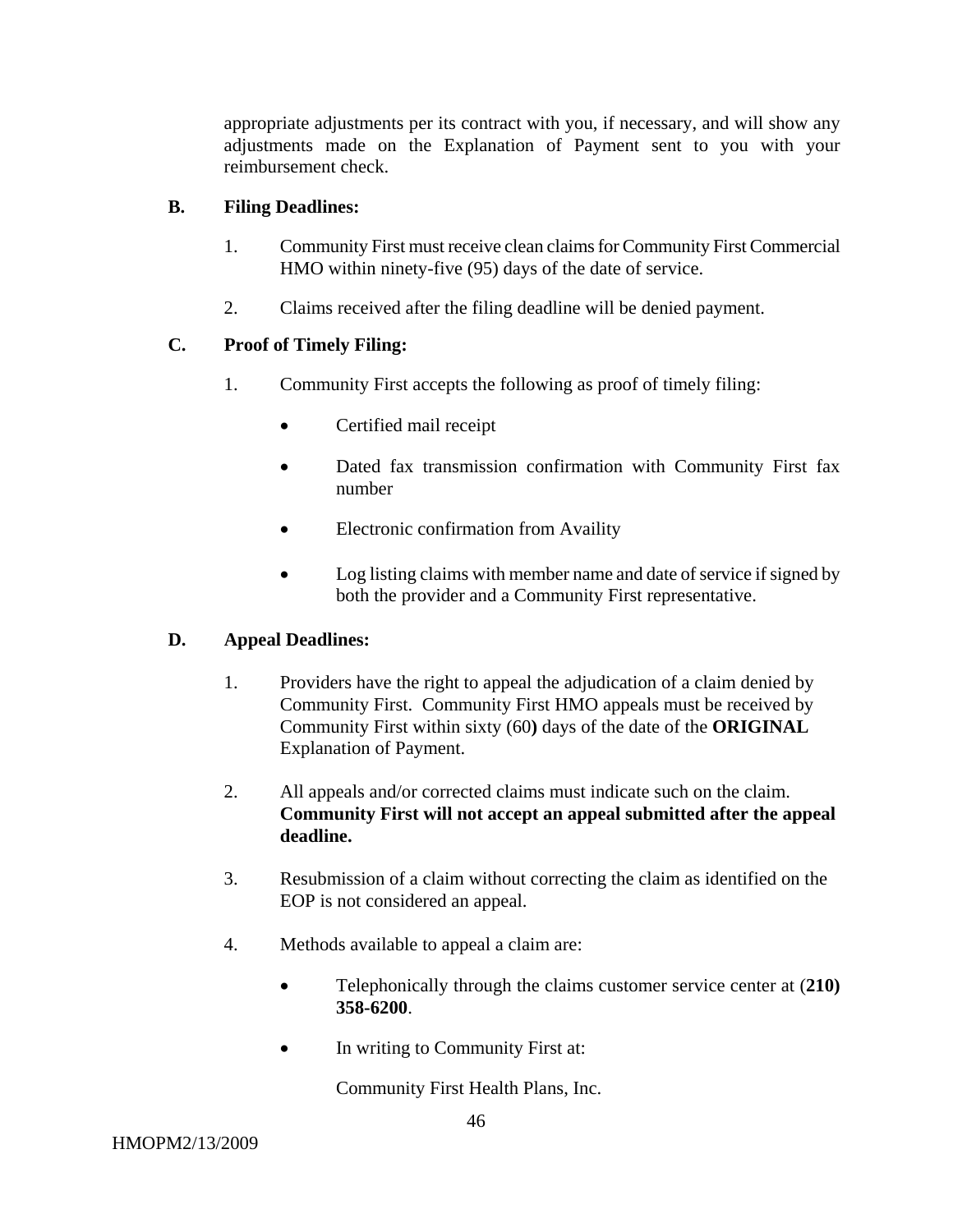appropriate adjustments per its contract with you, if necessary, and will show any adjustments made on the Explanation of Payment sent to you with your reimbursement check.

**B. Filing Deadlines:**

1. Community First must receive clean claims for Community First Commercial HMO within ninety-five (95) days of the date of service.

2. Claims received after the filing deadline will be denied payment.

**C. Proof of Timely Filing:**

1. Community First accepts the following as proof of timely filing:

   - Certified mail receipt
   - Dated fax transmission confirmation with Community First fax number
   - Electronic confirmation from Availity
   - Log listing claims with member name and date of service if signed by both the provider and a Community First representative.

**D. Appeal Deadlines:**

1. Providers have the right to appeal the adjudication of a claim denied by Community First. Community First HMO appeals must be received by Community First within sixty (60**)** days of the date of the **ORIGINAL** Explanation of Payment.

2. All appeals and/or corrected claims must indicate such on the claim. **Community First will not accept an appeal submitted after the appeal deadline.**

3. Resubmission of a claim without correcting the claim as identified on the EOP is not considered an appeal.

4. Methods available to appeal a claim are:

   - Telephonically through the claims customer service center at (**210) 358-6200**.
   - In writing to Community First at:

     Community First Health Plans, Inc.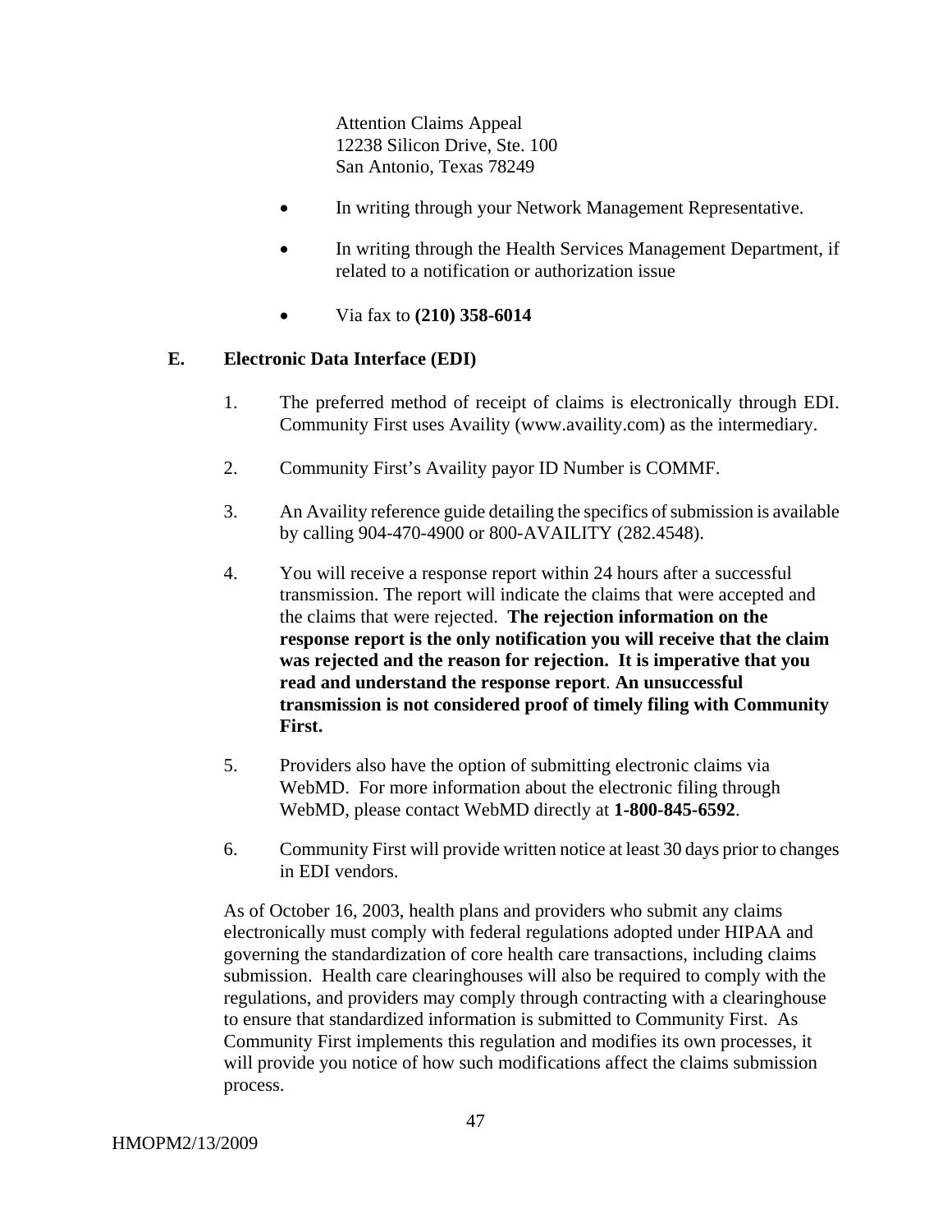Attention Claims Appeal
12238 Silicon Drive, Ste. 100
San Antonio, Texas 78249

- In writing through your Network Management Representative.
- In writing through the Health Services Management Department, if related to a notification or authorization issue
- Via fax to **(210) 358-6014**

### E. Electronic Data Interface (EDI)

1. The preferred method of receipt of claims is electronically through EDI. Community First uses Availity (www.availity.com) as the intermediary.
2. Community First's Availity payor ID Number is COMMF.
3. An Availity reference guide detailing the specifics of submission is available by calling 904-470-4900 or 800-AVAILITY (282.4548).
4. You will receive a response report within 24 hours after a successful transmission. The report will indicate the claims that were accepted and the claims that were rejected. **The rejection information on the response report is the only notification you will receive that the claim was rejected and the reason for rejection. It is imperative that you read and understand the response report**. **An unsuccessful transmission is not considered proof of timely filing with Community First.**
5. Providers also have the option of submitting electronic claims via WebMD. For more information about the electronic filing through WebMD, please contact WebMD directly at **1-800-845-6592**.
6. Community First will provide written notice at least 30 days prior to changes in EDI vendors.

As of October 16, 2003, health plans and providers who submit any claims electronically must comply with federal regulations adopted under HIPAA and governing the standardization of core health care transactions, including claims submission. Health care clearinghouses will also be required to comply with the regulations, and providers may comply through contracting with a clearinghouse to ensure that standardized information is submitted to Community First. As Community First implements this regulation and modifies its own processes, it will provide you notice of how such modifications affect the claims submission process.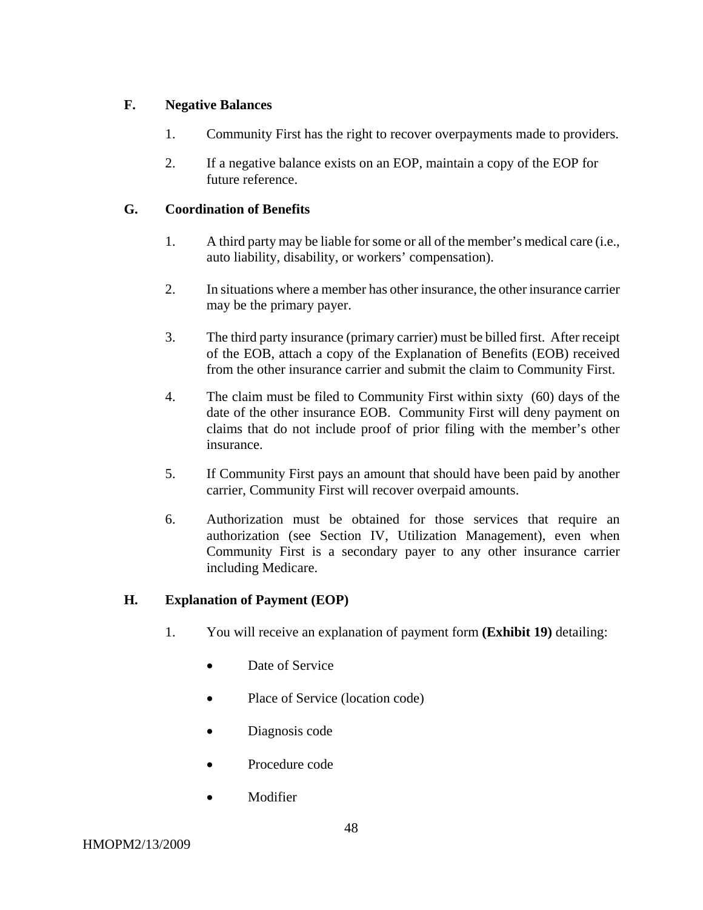### F. Negative Balances

1. Community First has the right to recover overpayments made to providers.

2. If a negative balance exists on an EOP, maintain a copy of the EOP for future reference.

### G. Coordination of Benefits

1. A third party may be liable for some or all of the member's medical care (i.e., auto liability, disability, or workers' compensation).

2. In situations where a member has other insurance, the other insurance carrier may be the primary payer.

3. The third party insurance (primary carrier) must be billed first. After receipt of the EOB, attach a copy of the Explanation of Benefits (EOB) received from the other insurance carrier and submit the claim to Community First.

4. The claim must be filed to Community First within sixty (60) days of the date of the other insurance EOB. Community First will deny payment on claims that do not include proof of prior filing with the member's other insurance.

5. If Community First pays an amount that should have been paid by another carrier, Community First will recover overpaid amounts.

6. Authorization must be obtained for those services that require an authorization (see Section IV, Utilization Management), even when Community First is a secondary payer to any other insurance carrier including Medicare.

### H. Explanation of Payment (EOP)

1. You will receive an explanation of payment form **(Exhibit 19)** detailing:

   - Date of Service
   - Place of Service (location code)
   - Diagnosis code
   - Procedure code
   - Modifier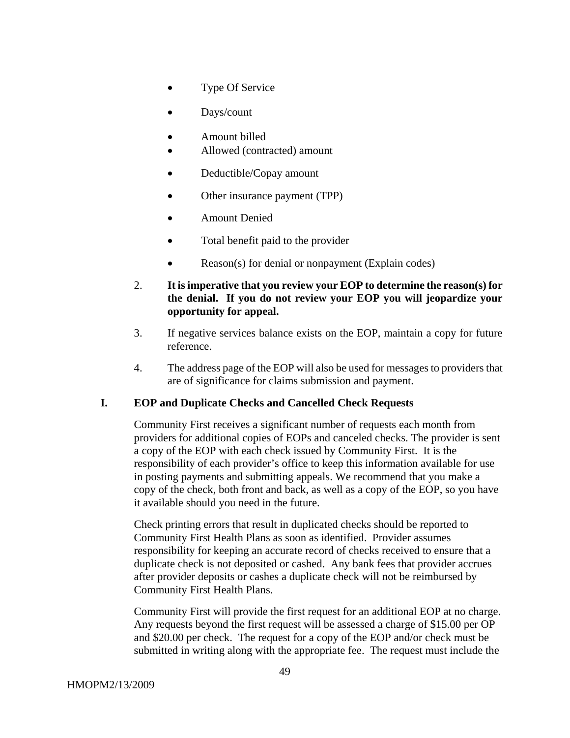- Type Of Service
- Days/count
- Amount billed
- Allowed (contracted) amount
- Deductible/Copay amount
- Other insurance payment (TPP)
- Amount Denied
- Total benefit paid to the provider
- Reason(s) for denial or nonpayment (Explain codes)

2. **It is imperative that you review your EOP to determine the reason(s) for the denial. If you do not review your EOP you will jeopardize your opportunity for appeal.**

3. If negative services balance exists on the EOP, maintain a copy for future reference.

4. The address page of the EOP will also be used for messages to providers that are of significance for claims submission and payment.

## I. EOP and Duplicate Checks and Cancelled Check Requests

Community First receives a significant number of requests each month from providers for additional copies of EOPs and canceled checks. The provider is sent a copy of the EOP with each check issued by Community First. It is the responsibility of each provider's office to keep this information available for use in posting payments and submitting appeals. We recommend that you make a copy of the check, both front and back, as well as a copy of the EOP, so you have it available should you need in the future.

Check printing errors that result in duplicated checks should be reported to Community First Health Plans as soon as identified. Provider assumes responsibility for keeping an accurate record of checks received to ensure that a duplicate check is not deposited or cashed. Any bank fees that provider accrues after provider deposits or cashes a duplicate check will not be reimbursed by Community First Health Plans.

Community First will provide the first request for an additional EOP at no charge. Any requests beyond the first request will be assessed a charge of $15.00 per OP and $20.00 per check. The request for a copy of the EOP and/or check must be submitted in writing along with the appropriate fee. The request must include the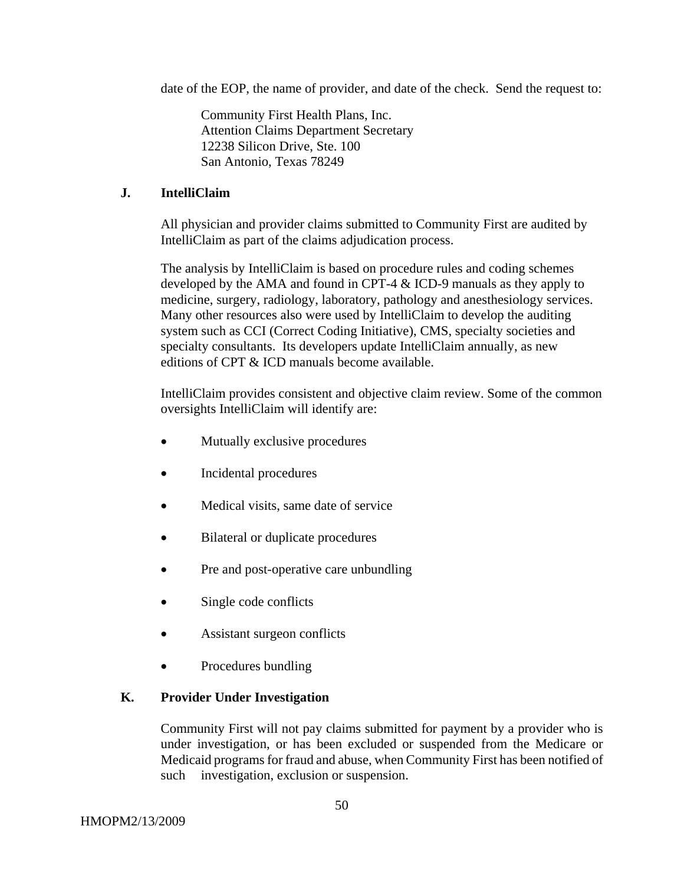date of the EOP, the name of provider, and date of the check. Send the request to:

> Community First Health Plans, Inc.
> Attention Claims Department Secretary
> 12238 Silicon Drive, Ste. 100
> San Antonio, Texas 78249

### J. IntelliClaim

All physician and provider claims submitted to Community First are audited by IntelliClaim as part of the claims adjudication process.

The analysis by IntelliClaim is based on procedure rules and coding schemes developed by the AMA and found in CPT-4 & ICD-9 manuals as they apply to medicine, surgery, radiology, laboratory, pathology and anesthesiology services. Many other resources also were used by IntelliClaim to develop the auditing system such as CCI (Correct Coding Initiative), CMS, specialty societies and specialty consultants. Its developers update IntelliClaim annually, as new editions of CPT & ICD manuals become available.

IntelliClaim provides consistent and objective claim review. Some of the common oversights IntelliClaim will identify are:

- Mutually exclusive procedures
- Incidental procedures
- Medical visits, same date of service
- Bilateral or duplicate procedures
- Pre and post-operative care unbundling
- Single code conflicts
- Assistant surgeon conflicts
- Procedures bundling

### K. Provider Under Investigation

Community First will not pay claims submitted for payment by a provider who is under investigation, or has been excluded or suspended from the Medicare or Medicaid programs for fraud and abuse, when Community First has been notified of such investigation, exclusion or suspension.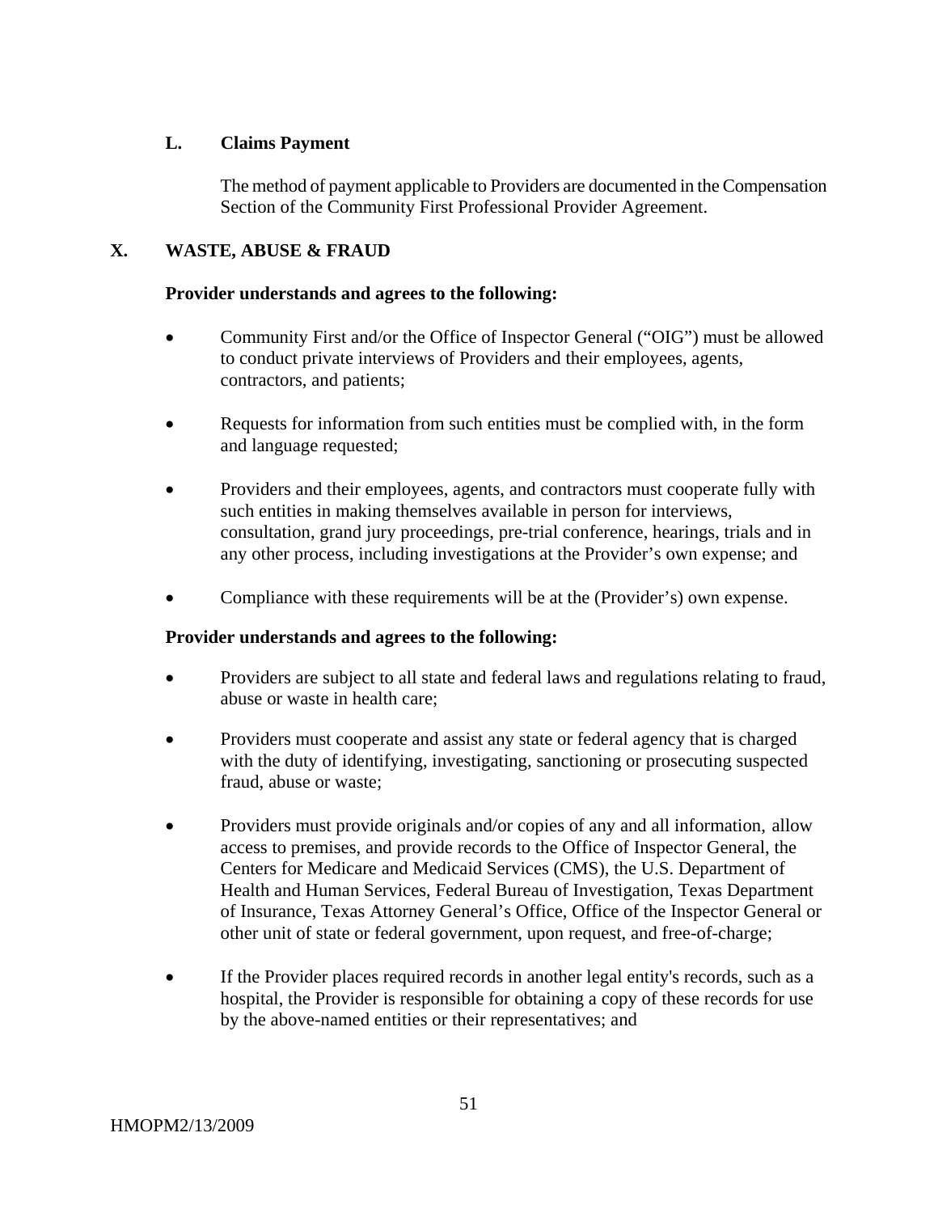### L. Claims Payment

The method of payment applicable to Providers are documented in the Compensation Section of the Community First Professional Provider Agreement.

## X. WASTE, ABUSE & FRAUD

**Provider understands and agrees to the following:**

- Community First and/or the Office of Inspector General ("OIG") must be allowed to conduct private interviews of Providers and their employees, agents, contractors, and patients;
- Requests for information from such entities must be complied with, in the form and language requested;
- Providers and their employees, agents, and contractors must cooperate fully with such entities in making themselves available in person for interviews, consultation, grand jury proceedings, pre-trial conference, hearings, trials and in any other process, including investigations at the Provider's own expense; and
- Compliance with these requirements will be at the (Provider's) own expense.

**Provider understands and agrees to the following:**

- Providers are subject to all state and federal laws and regulations relating to fraud, abuse or waste in health care;
- Providers must cooperate and assist any state or federal agency that is charged with the duty of identifying, investigating, sanctioning or prosecuting suspected fraud, abuse or waste;
- Providers must provide originals and/or copies of any and all information, allow access to premises, and provide records to the Office of Inspector General, the Centers for Medicare and Medicaid Services (CMS), the U.S. Department of Health and Human Services, Federal Bureau of Investigation, Texas Department of Insurance, Texas Attorney General's Office, Office of the Inspector General or other unit of state or federal government, upon request, and free-of-charge;
- If the Provider places required records in another legal entity's records, such as a hospital, the Provider is responsible for obtaining a copy of these records for use by the above-named entities or their representatives; and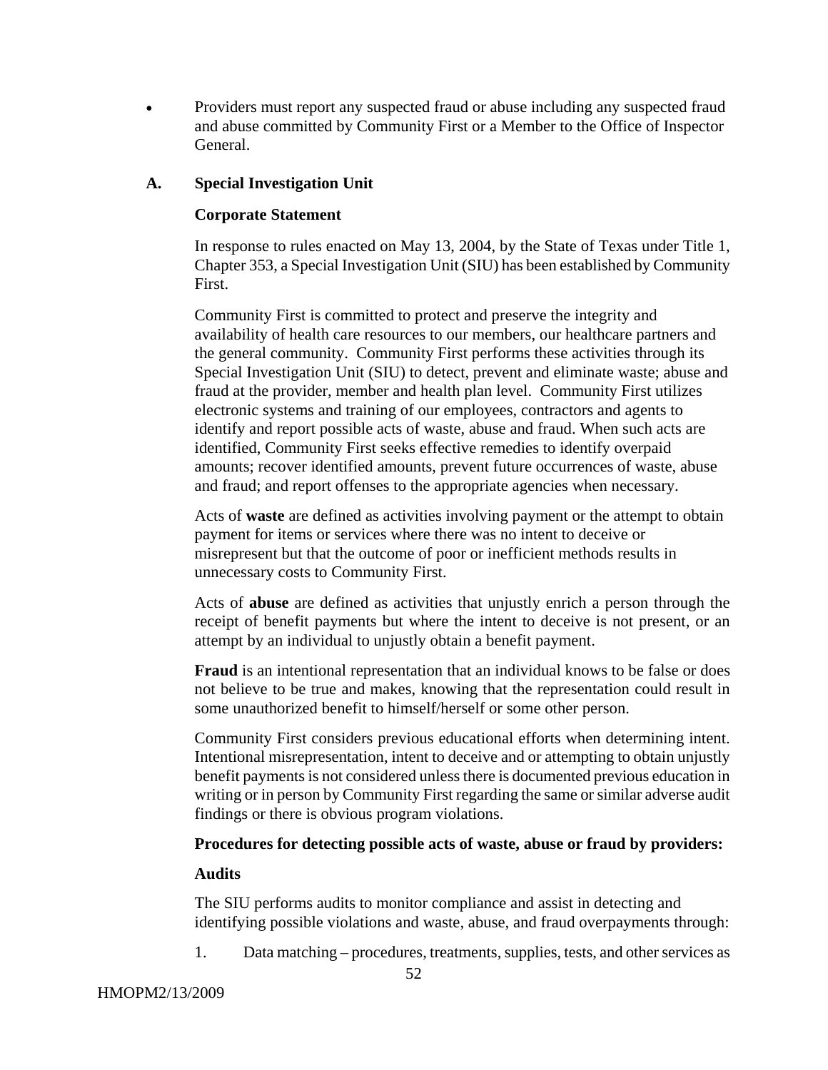- Providers must report any suspected fraud or abuse including any suspected fraud and abuse committed by Community First or a Member to the Office of Inspector General.

### A. Special Investigation Unit

**Corporate Statement**

In response to rules enacted on May 13, 2004, by the State of Texas under Title 1, Chapter 353, a Special Investigation Unit (SIU) has been established by Community First.

Community First is committed to protect and preserve the integrity and availability of health care resources to our members, our healthcare partners and the general community. Community First performs these activities through its Special Investigation Unit (SIU) to detect, prevent and eliminate waste; abuse and fraud at the provider, member and health plan level. Community First utilizes electronic systems and training of our employees, contractors and agents to identify and report possible acts of waste, abuse and fraud. When such acts are identified, Community First seeks effective remedies to identify overpaid amounts; recover identified amounts, prevent future occurrences of waste, abuse and fraud; and report offenses to the appropriate agencies when necessary.

Acts of **waste** are defined as activities involving payment or the attempt to obtain payment for items or services where there was no intent to deceive or misrepresent but that the outcome of poor or inefficient methods results in unnecessary costs to Community First.

Acts of **abuse** are defined as activities that unjustly enrich a person through the receipt of benefit payments but where the intent to deceive is not present, or an attempt by an individual to unjustly obtain a benefit payment.

**Fraud** is an intentional representation that an individual knows to be false or does not believe to be true and makes, knowing that the representation could result in some unauthorized benefit to himself/herself or some other person.

Community First considers previous educational efforts when determining intent. Intentional misrepresentation, intent to deceive and or attempting to obtain unjustly benefit payments is not considered unless there is documented previous education in writing or in person by Community First regarding the same or similar adverse audit findings or there is obvious program violations.

**Procedures for detecting possible acts of waste, abuse or fraud by providers:**

**Audits**

The SIU performs audits to monitor compliance and assist in detecting and identifying possible violations and waste, abuse, and fraud overpayments through:

1. Data matching – procedures, treatments, supplies, tests, and other services as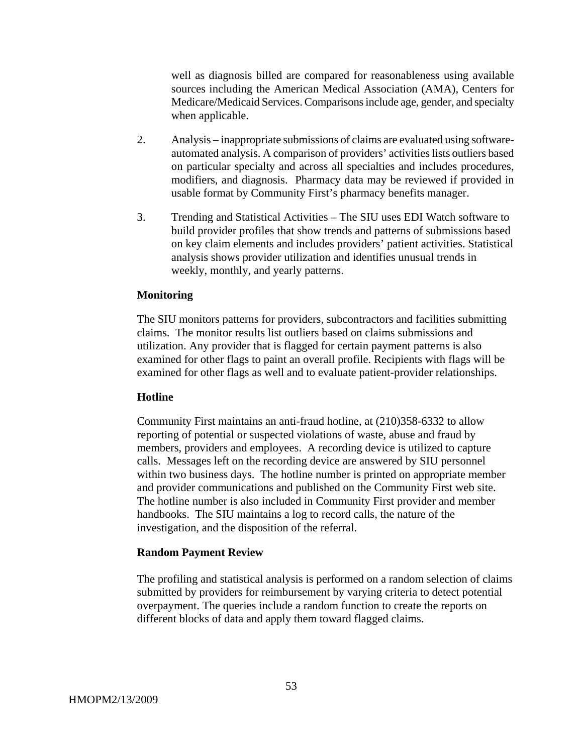well as diagnosis billed are compared for reasonableness using available sources including the American Medical Association (AMA), Centers for Medicare/Medicaid Services. Comparisons include age, gender, and specialty when applicable.

2. Analysis – inappropriate submissions of claims are evaluated using software-automated analysis. A comparison of providers' activities lists outliers based on particular specialty and across all specialties and includes procedures, modifiers, and diagnosis. Pharmacy data may be reviewed if provided in usable format by Community First's pharmacy benefits manager.

3. Trending and Statistical Activities – The SIU uses EDI Watch software to build provider profiles that show trends and patterns of submissions based on key claim elements and includes providers' patient activities. Statistical analysis shows provider utilization and identifies unusual trends in weekly, monthly, and yearly patterns.

**Monitoring**

The SIU monitors patterns for providers, subcontractors and facilities submitting claims. The monitor results list outliers based on claims submissions and utilization. Any provider that is flagged for certain payment patterns is also examined for other flags to paint an overall profile. Recipients with flags will be examined for other flags as well and to evaluate patient-provider relationships.

**Hotline**

Community First maintains an anti-fraud hotline, at (210)358-6332 to allow reporting of potential or suspected violations of waste, abuse and fraud by members, providers and employees. A recording device is utilized to capture calls. Messages left on the recording device are answered by SIU personnel within two business days. The hotline number is printed on appropriate member and provider communications and published on the Community First web site. The hotline number is also included in Community First provider and member handbooks. The SIU maintains a log to record calls, the nature of the investigation, and the disposition of the referral.

**Random Payment Review**

The profiling and statistical analysis is performed on a random selection of claims submitted by providers for reimbursement by varying criteria to detect potential overpayment. The queries include a random function to create the reports on different blocks of data and apply them toward flagged claims.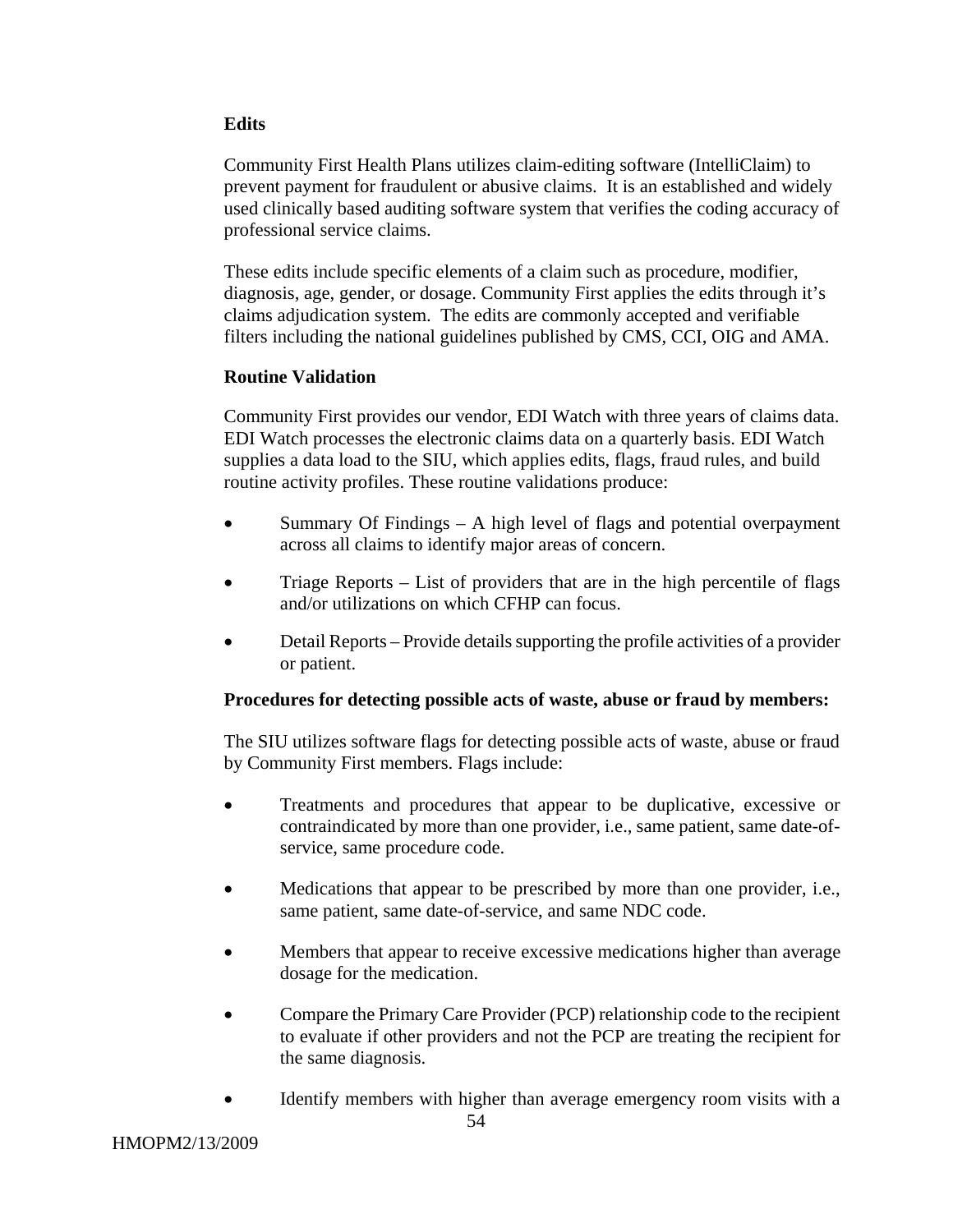**Edits**

Community First Health Plans utilizes claim-editing software (IntelliClaim) to prevent payment for fraudulent or abusive claims. It is an established and widely used clinically based auditing software system that verifies the coding accuracy of professional service claims.

These edits include specific elements of a claim such as procedure, modifier, diagnosis, age, gender, or dosage. Community First applies the edits through it's claims adjudication system. The edits are commonly accepted and verifiable filters including the national guidelines published by CMS, CCI, OIG and AMA.

**Routine Validation**

Community First provides our vendor, EDI Watch with three years of claims data. EDI Watch processes the electronic claims data on a quarterly basis. EDI Watch supplies a data load to the SIU, which applies edits, flags, fraud rules, and build routine activity profiles. These routine validations produce:

- Summary Of Findings – A high level of flags and potential overpayment across all claims to identify major areas of concern.
- Triage Reports – List of providers that are in the high percentile of flags and/or utilizations on which CFHP can focus.
- Detail Reports – Provide details supporting the profile activities of a provider or patient.

**Procedures for detecting possible acts of waste, abuse or fraud by members:**

The SIU utilizes software flags for detecting possible acts of waste, abuse or fraud by Community First members. Flags include:

- Treatments and procedures that appear to be duplicative, excessive or contraindicated by more than one provider, i.e., same patient, same date-of-service, same procedure code.
- Medications that appear to be prescribed by more than one provider, i.e., same patient, same date-of-service, and same NDC code.
- Members that appear to receive excessive medications higher than average dosage for the medication.
- Compare the Primary Care Provider (PCP) relationship code to the recipient to evaluate if other providers and not the PCP are treating the recipient for the same diagnosis.
- Identify members with higher than average emergency room visits with a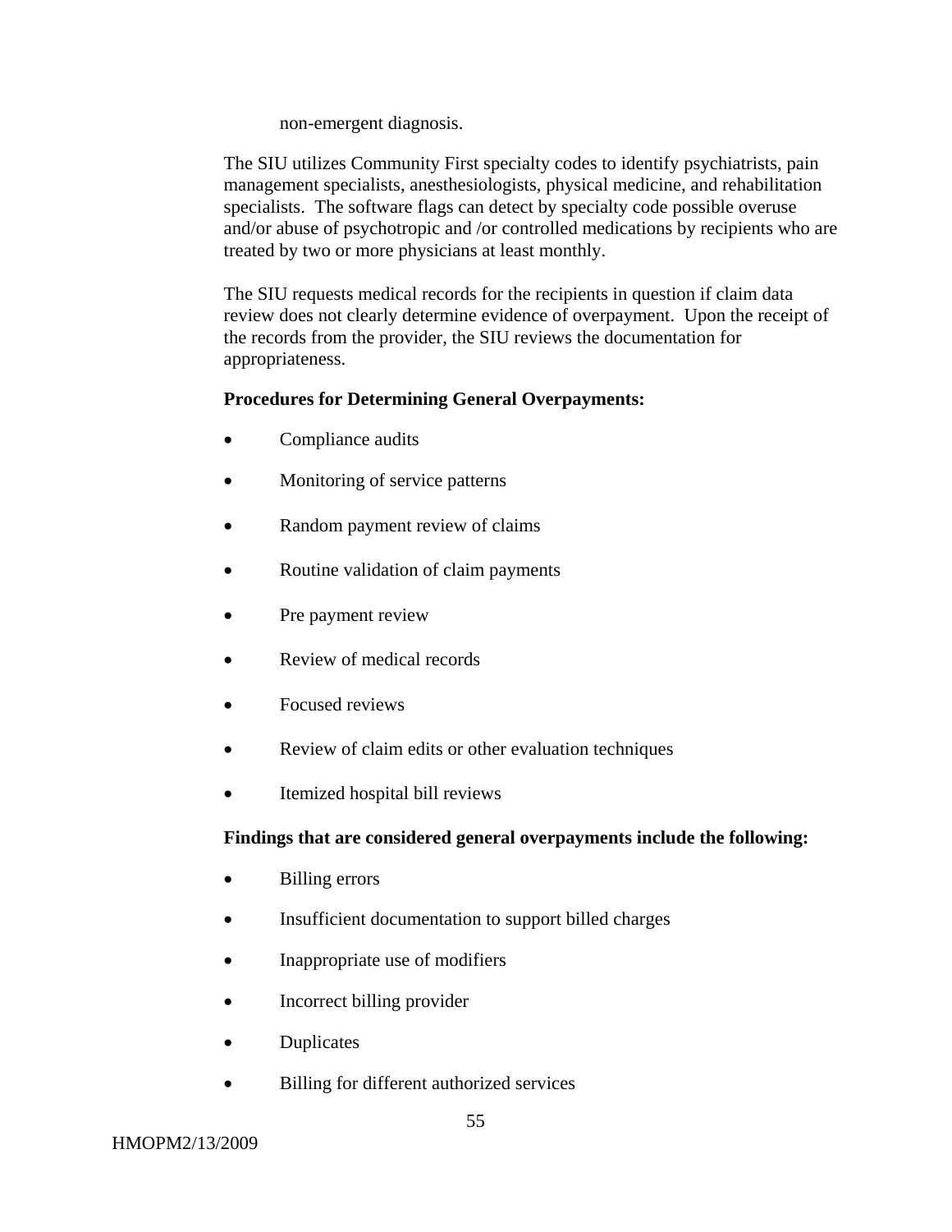non-emergent diagnosis.

The SIU utilizes Community First specialty codes to identify psychiatrists, pain management specialists, anesthesiologists, physical medicine, and rehabilitation specialists. The software flags can detect by specialty code possible overuse and/or abuse of psychotropic and /or controlled medications by recipients who are treated by two or more physicians at least monthly.

The SIU requests medical records for the recipients in question if claim data review does not clearly determine evidence of overpayment. Upon the receipt of the records from the provider, the SIU reviews the documentation for appropriateness.

**Procedures for Determining General Overpayments:**

- Compliance audits
- Monitoring of service patterns
- Random payment review of claims
- Routine validation of claim payments
- Pre payment review
- Review of medical records
- Focused reviews
- Review of claim edits or other evaluation techniques
- Itemized hospital bill reviews

**Findings that are considered general overpayments include the following:**

- Billing errors
- Insufficient documentation to support billed charges
- Inappropriate use of modifiers
- Incorrect billing provider
- Duplicates
- Billing for different authorized services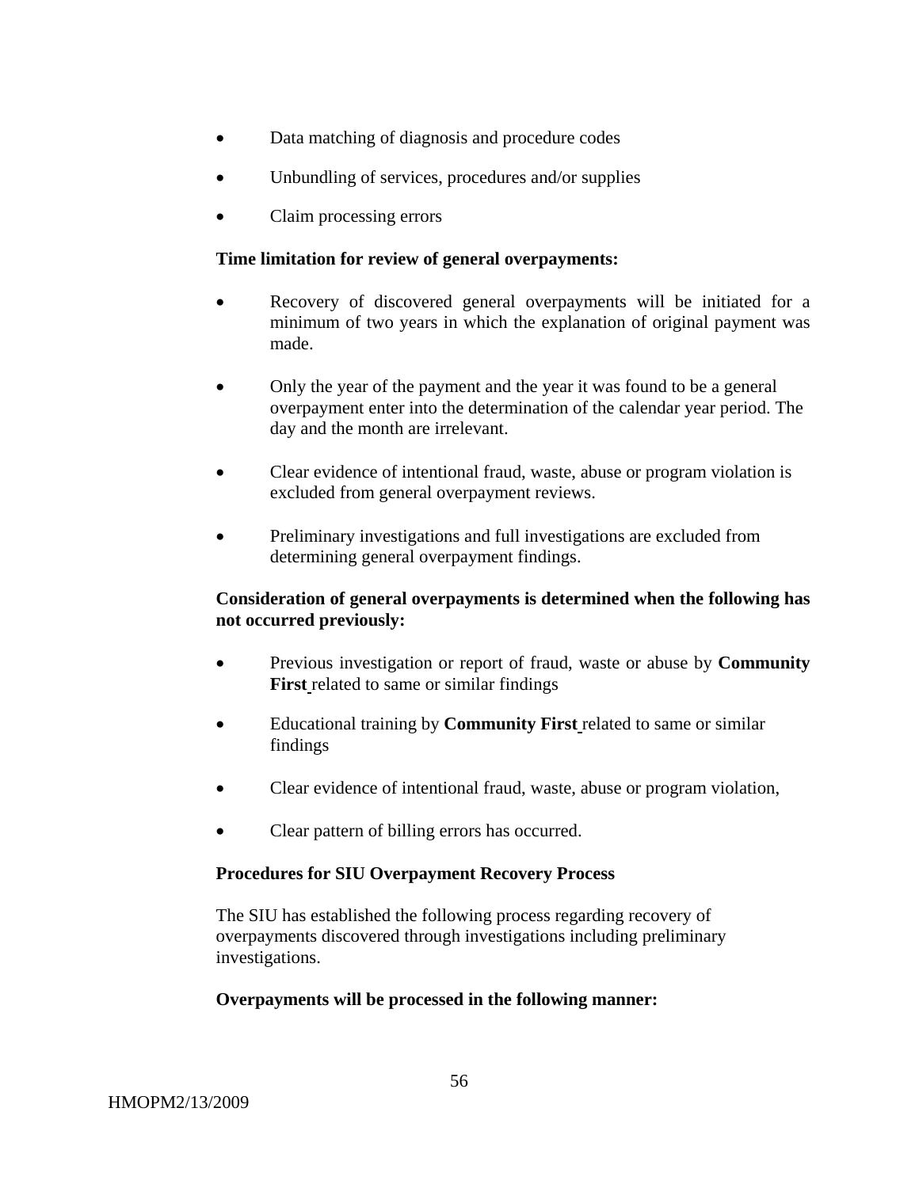- Data matching of diagnosis and procedure codes
- Unbundling of services, procedures and/or supplies
- Claim processing errors

**Time limitation for review of general overpayments:**

- Recovery of discovered general overpayments will be initiated for a minimum of two years in which the explanation of original payment was made.
- Only the year of the payment and the year it was found to be a general overpayment enter into the determination of the calendar year period. The day and the month are irrelevant.
- Clear evidence of intentional fraud, waste, abuse or program violation is excluded from general overpayment reviews.
- Preliminary investigations and full investigations are excluded from determining general overpayment findings.

**Consideration of general overpayments is determined when the following has not occurred previously:**

- Previous investigation or report of fraud, waste or abuse by **Community First** related to same or similar findings
- Educational training by **Community First** related to same or similar findings
- Clear evidence of intentional fraud, waste, abuse or program violation,
- Clear pattern of billing errors has occurred.

**Procedures for SIU Overpayment Recovery Process**

The SIU has established the following process regarding recovery of overpayments discovered through investigations including preliminary investigations.

**Overpayments will be processed in the following manner:**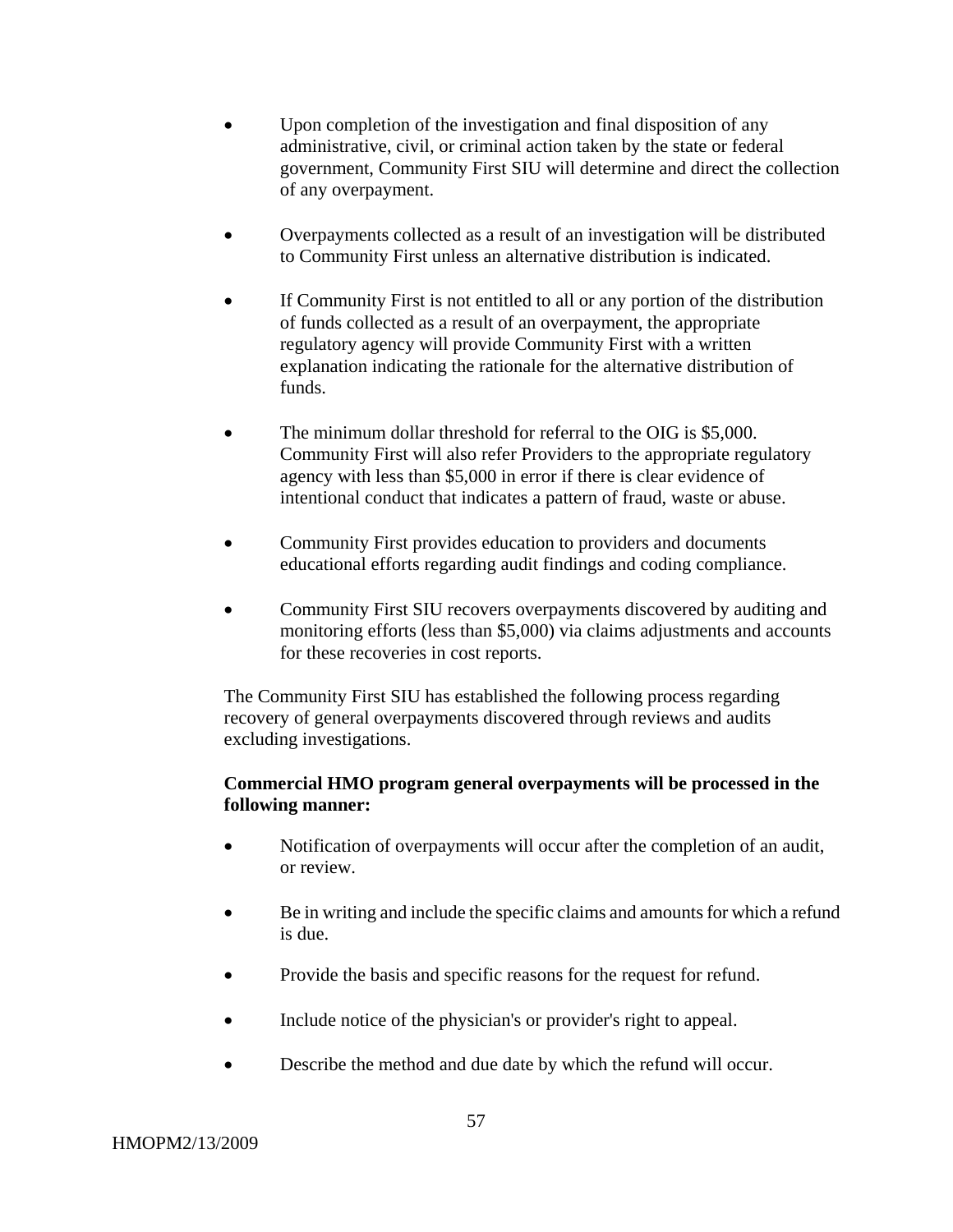- Upon completion of the investigation and final disposition of any administrative, civil, or criminal action taken by the state or federal government, Community First SIU will determine and direct the collection of any overpayment.

- Overpayments collected as a result of an investigation will be distributed to Community First unless an alternative distribution is indicated.

- If Community First is not entitled to all or any portion of the distribution of funds collected as a result of an overpayment, the appropriate regulatory agency will provide Community First with a written explanation indicating the rationale for the alternative distribution of funds.

- The minimum dollar threshold for referral to the OIG is $5,000. Community First will also refer Providers to the appropriate regulatory agency with less than $5,000 in error if there is clear evidence of intentional conduct that indicates a pattern of fraud, waste or abuse.

- Community First provides education to providers and documents educational efforts regarding audit findings and coding compliance.

- Community First SIU recovers overpayments discovered by auditing and monitoring efforts (less than $5,000) via claims adjustments and accounts for these recoveries in cost reports.

The Community First SIU has established the following process regarding recovery of general overpayments discovered through reviews and audits excluding investigations.

**Commercial HMO program general overpayments will be processed in the following manner:**

- Notification of overpayments will occur after the completion of an audit, or review.

- Be in writing and include the specific claims and amounts for which a refund is due.

- Provide the basis and specific reasons for the request for refund.

- Include notice of the physician's or provider's right to appeal.

- Describe the method and due date by which the refund will occur.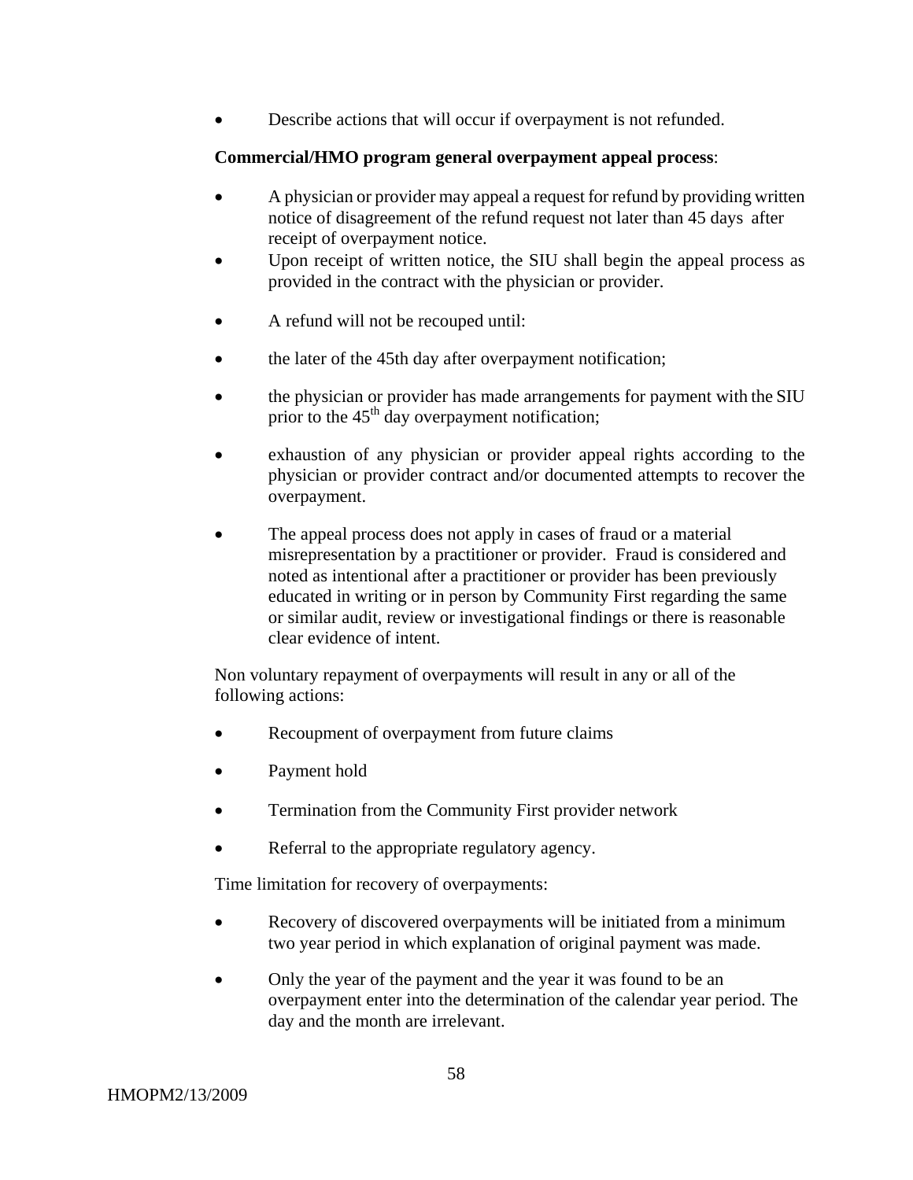- Describe actions that will occur if overpayment is not refunded.

**Commercial/HMO program general overpayment appeal process**:

- A physician or provider may appeal a request for refund by providing written notice of disagreement of the refund request not later than 45 days after receipt of overpayment notice.
- Upon receipt of written notice, the SIU shall begin the appeal process as provided in the contract with the physician or provider.
- A refund will not be recouped until:
- the later of the 45th day after overpayment notification;
- the physician or provider has made arrangements for payment with the SIU prior to the 45th day overpayment notification;
- exhaustion of any physician or provider appeal rights according to the physician or provider contract and/or documented attempts to recover the overpayment.
- The appeal process does not apply in cases of fraud or a material misrepresentation by a practitioner or provider. Fraud is considered and noted as intentional after a practitioner or provider has been previously educated in writing or in person by Community First regarding the same or similar audit, review or investigational findings or there is reasonable clear evidence of intent.

Non voluntary repayment of overpayments will result in any or all of the following actions:

- Recoupment of overpayment from future claims
- Payment hold
- Termination from the Community First provider network
- Referral to the appropriate regulatory agency.

Time limitation for recovery of overpayments:

- Recovery of discovered overpayments will be initiated from a minimum two year period in which explanation of original payment was made.
- Only the year of the payment and the year it was found to be an overpayment enter into the determination of the calendar year period. The day and the month are irrelevant.

HMOPM2/13/2009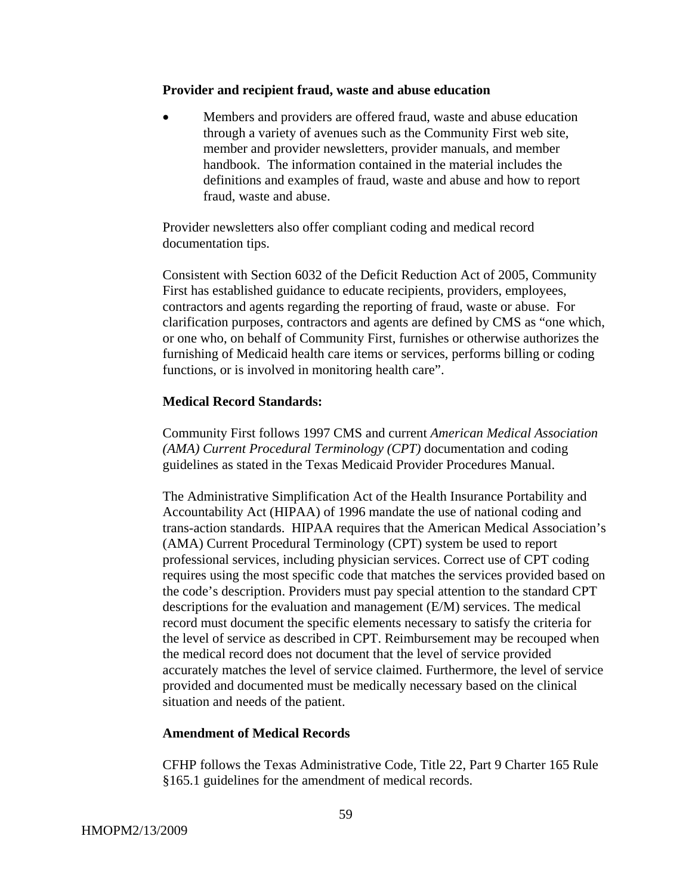**Provider and recipient fraud, waste and abuse education**

- Members and providers are offered fraud, waste and abuse education through a variety of avenues such as the Community First web site, member and provider newsletters, provider manuals, and member handbook. The information contained in the material includes the definitions and examples of fraud, waste and abuse and how to report fraud, waste and abuse.

Provider newsletters also offer compliant coding and medical record documentation tips.

Consistent with Section 6032 of the Deficit Reduction Act of 2005, Community First has established guidance to educate recipients, providers, employees, contractors and agents regarding the reporting of fraud, waste or abuse. For clarification purposes, contractors and agents are defined by CMS as "one which, or one who, on behalf of Community First, furnishes or otherwise authorizes the furnishing of Medicaid health care items or services, performs billing or coding functions, or is involved in monitoring health care".

**Medical Record Standards:**

Community First follows 1997 CMS and current *American Medical Association (AMA) Current Procedural Terminology (CPT)* documentation and coding guidelines as stated in the Texas Medicaid Provider Procedures Manual.

The Administrative Simplification Act of the Health Insurance Portability and Accountability Act (HIPAA) of 1996 mandate the use of national coding and trans-action standards. HIPAA requires that the American Medical Association's (AMA) Current Procedural Terminology (CPT) system be used to report professional services, including physician services. Correct use of CPT coding requires using the most specific code that matches the services provided based on the code's description. Providers must pay special attention to the standard CPT descriptions for the evaluation and management (E/M) services. The medical record must document the specific elements necessary to satisfy the criteria for the level of service as described in CPT. Reimbursement may be recouped when the medical record does not document that the level of service provided accurately matches the level of service claimed. Furthermore, the level of service provided and documented must be medically necessary based on the clinical situation and needs of the patient.

**Amendment of Medical Records**

CFHP follows the Texas Administrative Code, Title 22, Part 9 Charter 165 Rule §165.1 guidelines for the amendment of medical records.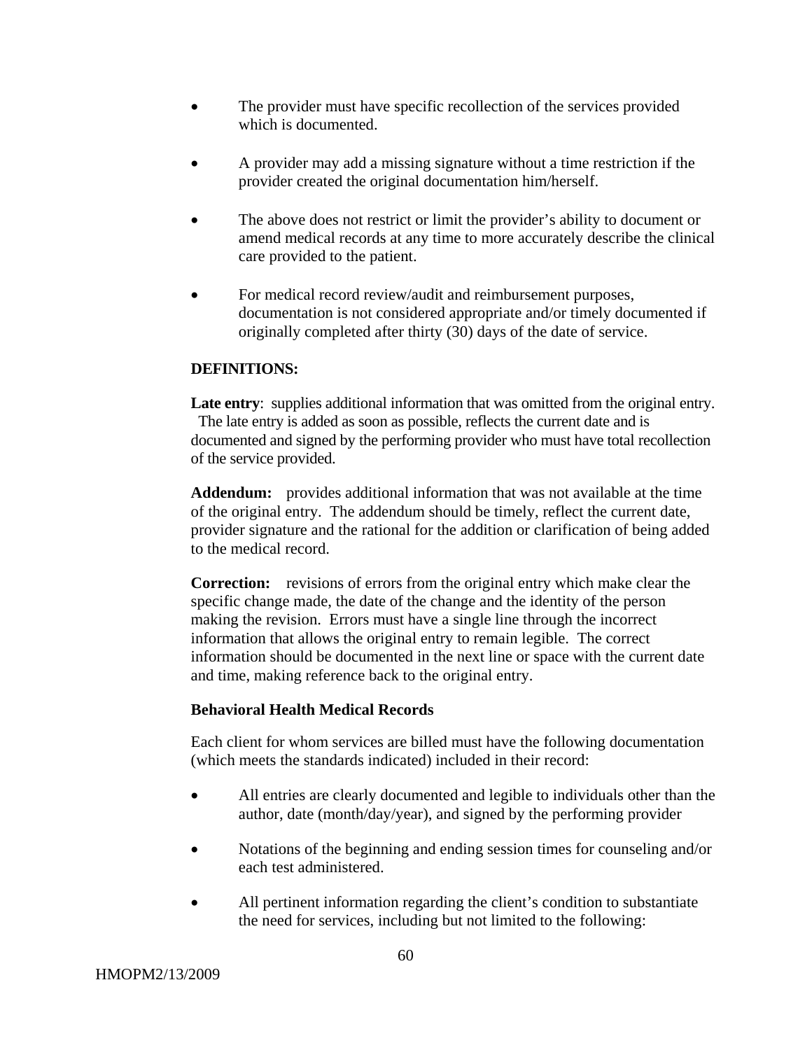- The provider must have specific recollection of the services provided which is documented.

- A provider may add a missing signature without a time restriction if the provider created the original documentation him/herself.

- The above does not restrict or limit the provider's ability to document or amend medical records at any time to more accurately describe the clinical care provided to the patient.

- For medical record review/audit and reimbursement purposes, documentation is not considered appropriate and/or timely documented if originally completed after thirty (30) days of the date of service.

**DEFINITIONS:**

**Late entry**: supplies additional information that was omitted from the original entry. The late entry is added as soon as possible, reflects the current date and is documented and signed by the performing provider who must have total recollection of the service provided.

**Addendum:** provides additional information that was not available at the time of the original entry. The addendum should be timely, reflect the current date, provider signature and the rational for the addition or clarification of being added to the medical record.

**Correction:** revisions of errors from the original entry which make clear the specific change made, the date of the change and the identity of the person making the revision. Errors must have a single line through the incorrect information that allows the original entry to remain legible. The correct information should be documented in the next line or space with the current date and time, making reference back to the original entry.

**Behavioral Health Medical Records**

Each client for whom services are billed must have the following documentation (which meets the standards indicated) included in their record:

- All entries are clearly documented and legible to individuals other than the author, date (month/day/year), and signed by the performing provider

- Notations of the beginning and ending session times for counseling and/or each test administered.

- All pertinent information regarding the client's condition to substantiate the need for services, including but not limited to the following: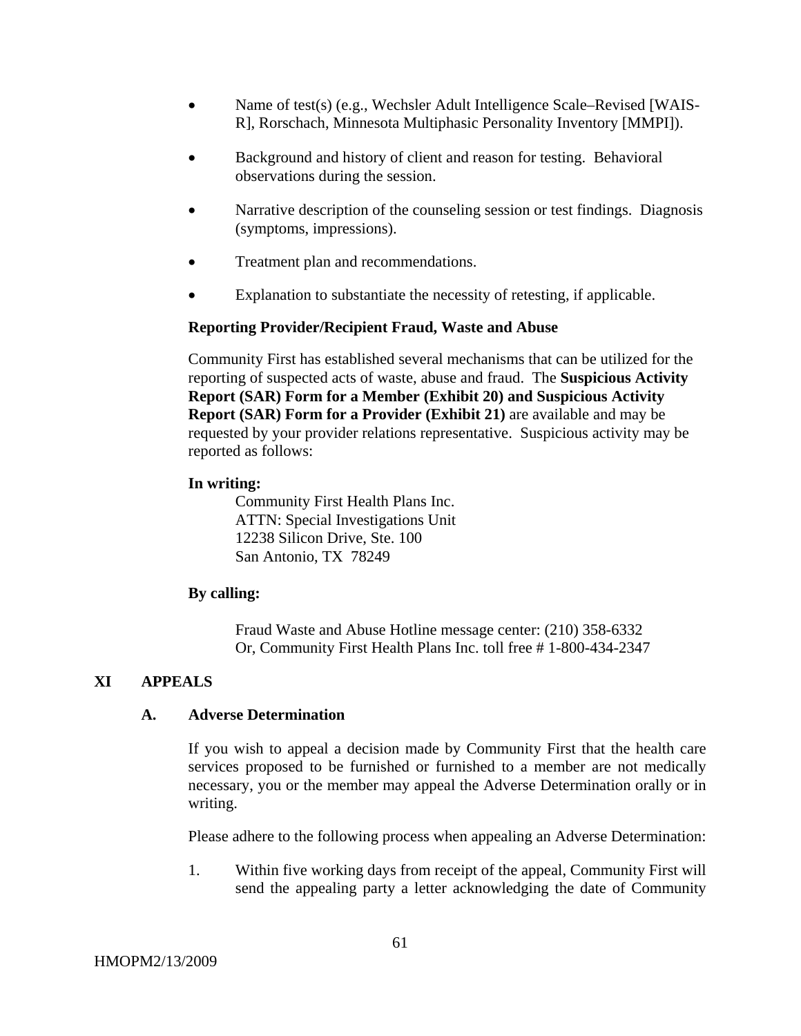- Name of test(s) (e.g., Wechsler Adult Intelligence Scale–Revised [WAIS-R], Rorschach, Minnesota Multiphasic Personality Inventory [MMPI]).

- Background and history of client and reason for testing. Behavioral observations during the session.

- Narrative description of the counseling session or test findings. Diagnosis (symptoms, impressions).

- Treatment plan and recommendations.

- Explanation to substantiate the necessity of retesting, if applicable.

**Reporting Provider/Recipient Fraud, Waste and Abuse**

Community First has established several mechanisms that can be utilized for the reporting of suspected acts of waste, abuse and fraud. The **Suspicious Activity Report (SAR) Form for a Member (Exhibit 20) and Suspicious Activity Report (SAR) Form for a Provider (Exhibit 21)** are available and may be requested by your provider relations representative. Suspicious activity may be reported as follows:

**In writing:**

Community First Health Plans Inc.
ATTN: Special Investigations Unit
12238 Silicon Drive, Ste. 100
San Antonio, TX 78249

**By calling:**

Fraud Waste and Abuse Hotline message center: (210) 358-6332
Or, Community First Health Plans Inc. toll free # 1-800-434-2347

## XI APPEALS

### A. Adverse Determination

If you wish to appeal a decision made by Community First that the health care services proposed to be furnished or furnished to a member are not medically necessary, you or the member may appeal the Adverse Determination orally or in writing.

Please adhere to the following process when appealing an Adverse Determination:

1. Within five working days from receipt of the appeal, Community First will send the appealing party a letter acknowledging the date of Community

HMOPM2/13/2009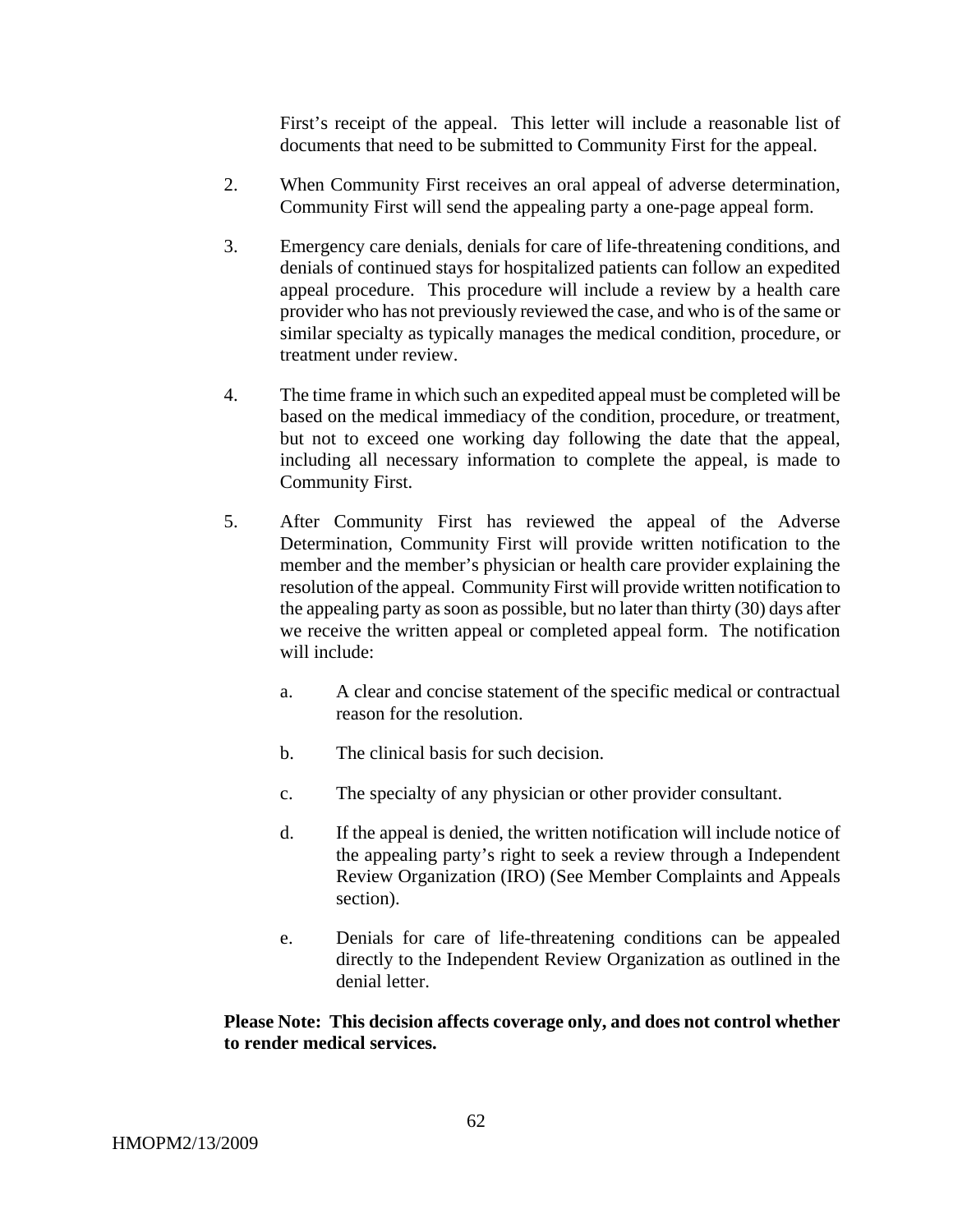First's receipt of the appeal. This letter will include a reasonable list of documents that need to be submitted to Community First for the appeal.

2. When Community First receives an oral appeal of adverse determination, Community First will send the appealing party a one-page appeal form.

3. Emergency care denials, denials for care of life-threatening conditions, and denials of continued stays for hospitalized patients can follow an expedited appeal procedure. This procedure will include a review by a health care provider who has not previously reviewed the case, and who is of the same or similar specialty as typically manages the medical condition, procedure, or treatment under review.

4. The time frame in which such an expedited appeal must be completed will be based on the medical immediacy of the condition, procedure, or treatment, but not to exceed one working day following the date that the appeal, including all necessary information to complete the appeal, is made to Community First.

5. After Community First has reviewed the appeal of the Adverse Determination, Community First will provide written notification to the member and the member's physician or health care provider explaining the resolution of the appeal. Community First will provide written notification to the appealing party as soon as possible, but no later than thirty (30) days after we receive the written appeal or completed appeal form. The notification will include:

   a. A clear and concise statement of the specific medical or contractual reason for the resolution.

   b. The clinical basis for such decision.

   c. The specialty of any physician or other provider consultant.

   d. If the appeal is denied, the written notification will include notice of the appealing party's right to seek a review through a Independent Review Organization (IRO) (See Member Complaints and Appeals section).

   e. Denials for care of life-threatening conditions can be appealed directly to the Independent Review Organization as outlined in the denial letter.

**Please Note: This decision affects coverage only, and does not control whether to render medical services.**

HMOPM2/13/2009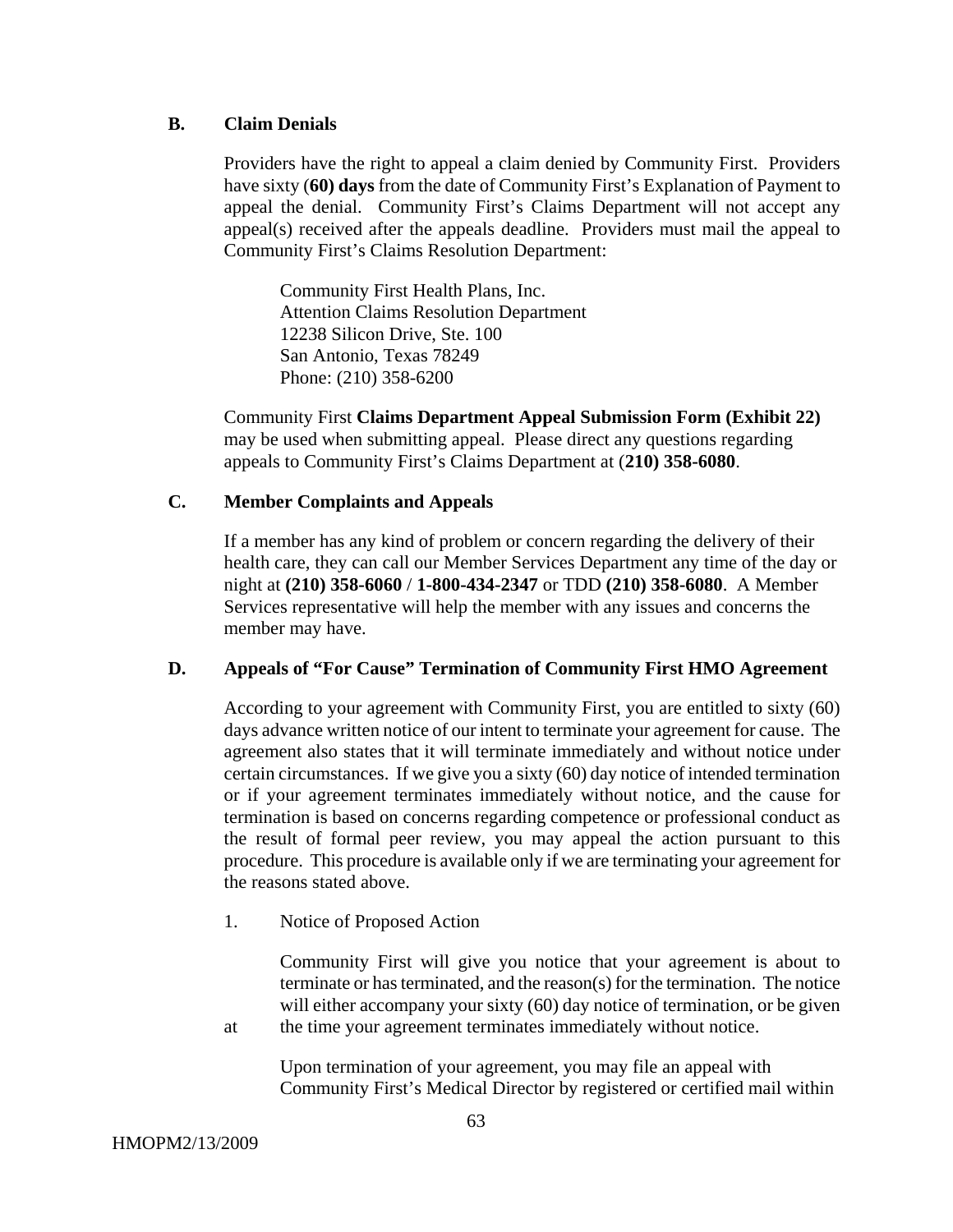### B. Claim Denials

Providers have the right to appeal a claim denied by Community First. Providers have sixty (**60) days** from the date of Community First's Explanation of Payment to appeal the denial. Community First's Claims Department will not accept any appeal(s) received after the appeals deadline. Providers must mail the appeal to Community First's Claims Resolution Department:

> Community First Health Plans, Inc.
> Attention Claims Resolution Department
> 12238 Silicon Drive, Ste. 100
> San Antonio, Texas 78249
> Phone: (210) 358-6200

Community First **Claims Department Appeal Submission Form (Exhibit 22)** may be used when submitting appeal. Please direct any questions regarding appeals to Community First's Claims Department at (**210) 358-6080**.

### C. Member Complaints and Appeals

If a member has any kind of problem or concern regarding the delivery of their health care, they can call our Member Services Department any time of the day or night at **(210) 358-6060** / **1-800-434-2347** or TDD **(210) 358-6080**. A Member Services representative will help the member with any issues and concerns the member may have.

### D. Appeals of "For Cause" Termination of Community First HMO Agreement

According to your agreement with Community First, you are entitled to sixty (60) days advance written notice of our intent to terminate your agreement for cause. The agreement also states that it will terminate immediately and without notice under certain circumstances. If we give you a sixty (60) day notice of intended termination or if your agreement terminates immediately without notice, and the cause for termination is based on concerns regarding competence or professional conduct as the result of formal peer review, you may appeal the action pursuant to this procedure. This procedure is available only if we are terminating your agreement for the reasons stated above.

1. Notice of Proposed Action

   Community First will give you notice that your agreement is about to terminate or has terminated, and the reason(s) for the termination. The notice will either accompany your sixty (60) day notice of termination, or be given at the time your agreement terminates immediately without notice.

   Upon termination of your agreement, you may file an appeal with Community First's Medical Director by registered or certified mail within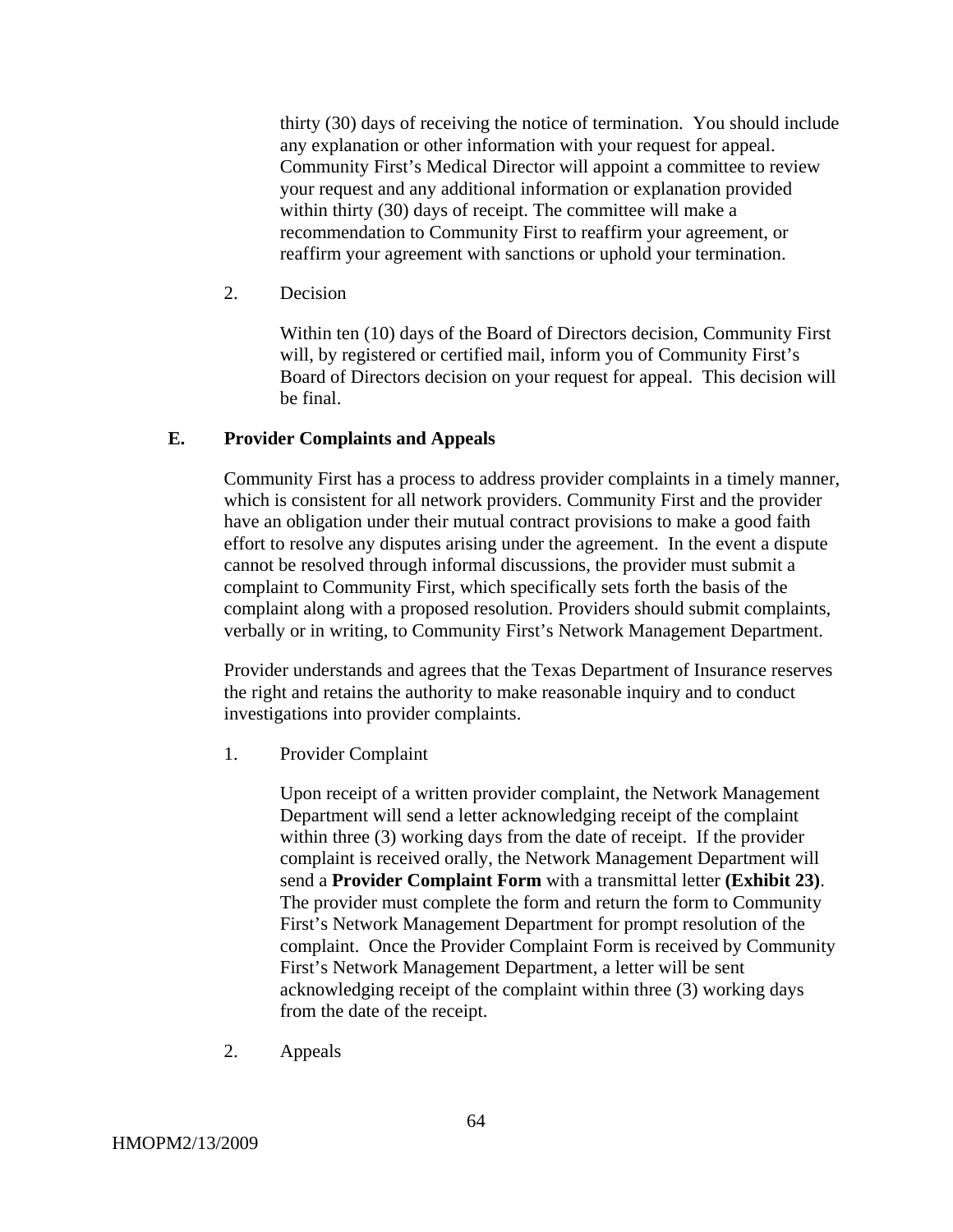thirty (30) days of receiving the notice of termination. You should include any explanation or other information with your request for appeal. Community First's Medical Director will appoint a committee to review your request and any additional information or explanation provided within thirty (30) days of receipt. The committee will make a recommendation to Community First to reaffirm your agreement, or reaffirm your agreement with sanctions or uphold your termination.

2. Decision

Within ten (10) days of the Board of Directors decision, Community First will, by registered or certified mail, inform you of Community First's Board of Directors decision on your request for appeal. This decision will be final.

## E. Provider Complaints and Appeals

Community First has a process to address provider complaints in a timely manner, which is consistent for all network providers. Community First and the provider have an obligation under their mutual contract provisions to make a good faith effort to resolve any disputes arising under the agreement. In the event a dispute cannot be resolved through informal discussions, the provider must submit a complaint to Community First, which specifically sets forth the basis of the complaint along with a proposed resolution. Providers should submit complaints, verbally or in writing, to Community First's Network Management Department.

Provider understands and agrees that the Texas Department of Insurance reserves the right and retains the authority to make reasonable inquiry and to conduct investigations into provider complaints.

1. Provider Complaint

Upon receipt of a written provider complaint, the Network Management Department will send a letter acknowledging receipt of the complaint within three (3) working days from the date of receipt. If the provider complaint is received orally, the Network Management Department will send a **Provider Complaint Form** with a transmittal letter **(Exhibit 23)**. The provider must complete the form and return the form to Community First's Network Management Department for prompt resolution of the complaint. Once the Provider Complaint Form is received by Community First's Network Management Department, a letter will be sent acknowledging receipt of the complaint within three (3) working days from the date of the receipt.

2. Appeals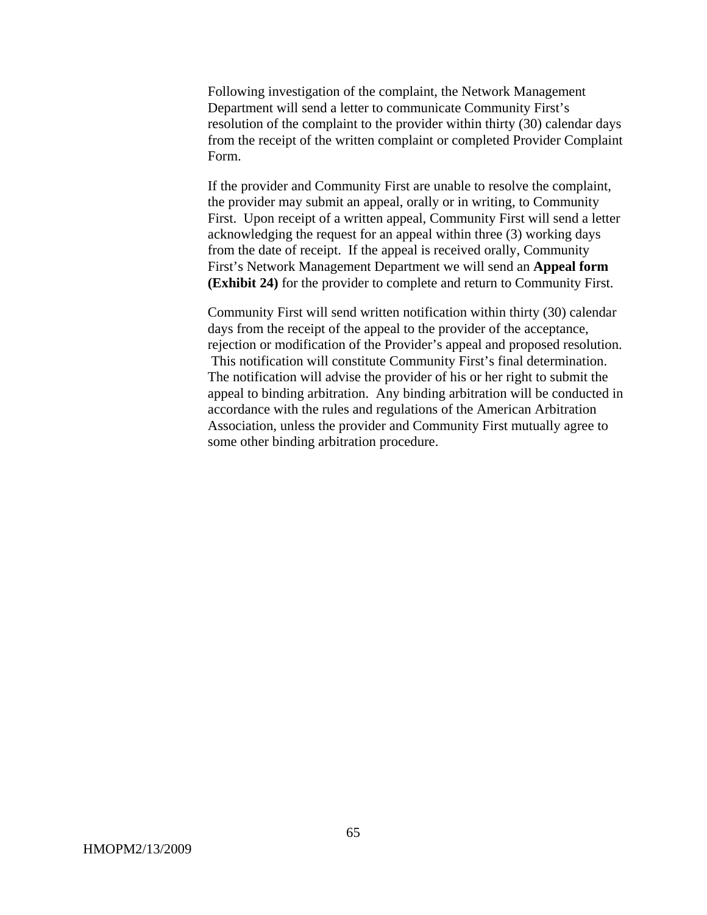Following investigation of the complaint, the Network Management Department will send a letter to communicate Community First's resolution of the complaint to the provider within thirty (30) calendar days from the receipt of the written complaint or completed Provider Complaint Form.

If the provider and Community First are unable to resolve the complaint, the provider may submit an appeal, orally or in writing, to Community First. Upon receipt of a written appeal, Community First will send a letter acknowledging the request for an appeal within three (3) working days from the date of receipt. If the appeal is received orally, Community First's Network Management Department we will send an **Appeal form (Exhibit 24)** for the provider to complete and return to Community First.

Community First will send written notification within thirty (30) calendar days from the receipt of the appeal to the provider of the acceptance, rejection or modification of the Provider's appeal and proposed resolution. This notification will constitute Community First's final determination. The notification will advise the provider of his or her right to submit the appeal to binding arbitration. Any binding arbitration will be conducted in accordance with the rules and regulations of the American Arbitration Association, unless the provider and Community First mutually agree to some other binding arbitration procedure.